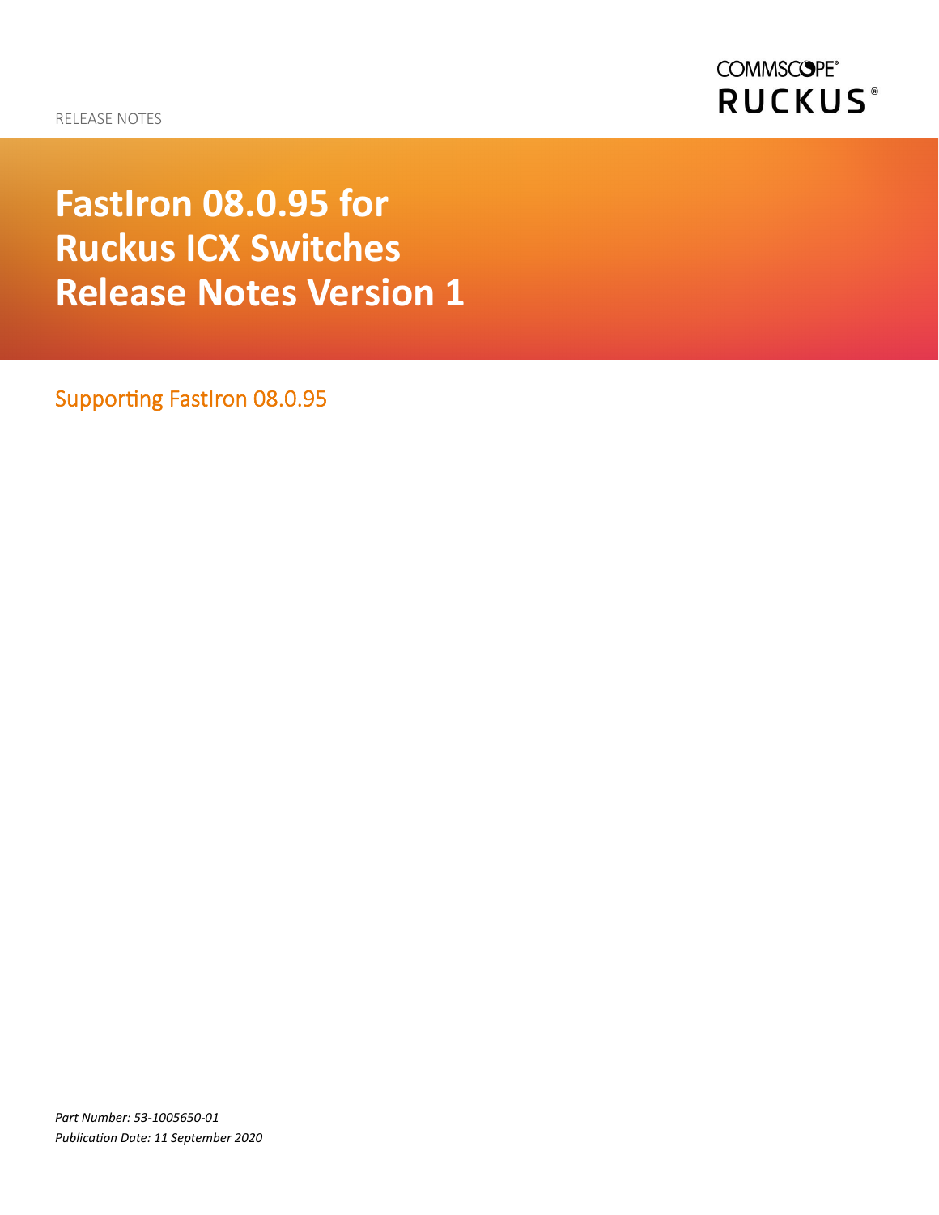RELEASE NOTES

COMMSCOPE®
RUCKUS®

# FastIron 08.0.95 for Ruckus ICX Switches Release Notes Version 1

Supporting FastIron 08.0.95

*Part Number: 53-1005650-01*
*Publication Date: 11 September 2020*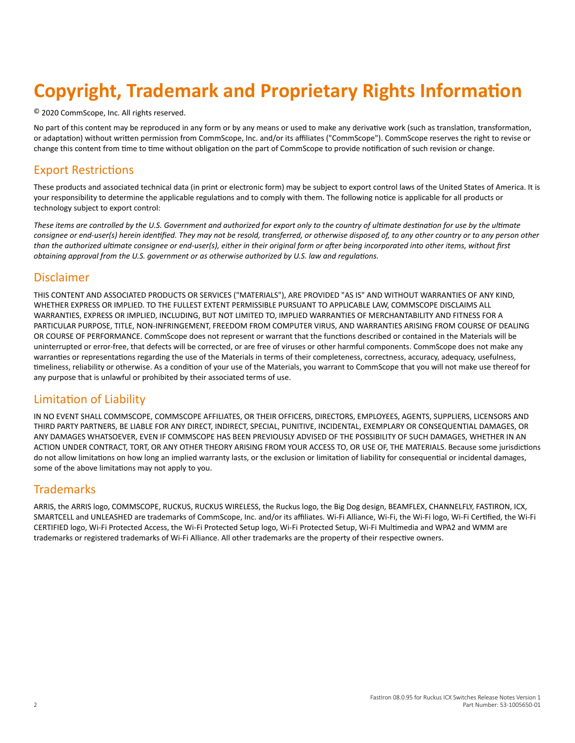# Copyright, Trademark and Proprietary Rights Information

© 2020 CommScope, Inc. All rights reserved.

No part of this content may be reproduced in any form or by any means or used to make any derivative work (such as translation, transformation, or adaptation) without written permission from CommScope, Inc. and/or its affiliates ("CommScope"). CommScope reserves the right to revise or change this content from time to time without obligation on the part of CommScope to provide notification of such revision or change.

## Export Restrictions

These products and associated technical data (in print or electronic form) may be subject to export control laws of the United States of America. It is your responsibility to determine the applicable regulations and to comply with them. The following notice is applicable for all products or technology subject to export control:

*These items are controlled by the U.S. Government and authorized for export only to the country of ultimate destination for use by the ultimate consignee or end-user(s) herein identified. They may not be resold, transferred, or otherwise disposed of, to any other country or to any person other than the authorized ultimate consignee or end-user(s), either in their original form or after being incorporated into other items, without first obtaining approval from the U.S. government or as otherwise authorized by U.S. law and regulations.*

## Disclaimer

THIS CONTENT AND ASSOCIATED PRODUCTS OR SERVICES ("MATERIALS"), ARE PROVIDED "AS IS" AND WITHOUT WARRANTIES OF ANY KIND, WHETHER EXPRESS OR IMPLIED. TO THE FULLEST EXTENT PERMISSIBLE PURSUANT TO APPLICABLE LAW, COMMSCOPE DISCLAIMS ALL WARRANTIES, EXPRESS OR IMPLIED, INCLUDING, BUT NOT LIMITED TO, IMPLIED WARRANTIES OF MERCHANTABILITY AND FITNESS FOR A PARTICULAR PURPOSE, TITLE, NON-INFRINGEMENT, FREEDOM FROM COMPUTER VIRUS, AND WARRANTIES ARISING FROM COURSE OF DEALING OR COURSE OF PERFORMANCE. CommScope does not represent or warrant that the functions described or contained in the Materials will be uninterrupted or error-free, that defects will be corrected, or are free of viruses or other harmful components. CommScope does not make any warranties or representations regarding the use of the Materials in terms of their completeness, correctness, accuracy, adequacy, usefulness, timeliness, reliability or otherwise. As a condition of your use of the Materials, you warrant to CommScope that you will not make use thereof for any purpose that is unlawful or prohibited by their associated terms of use.

## Limitation of Liability

IN NO EVENT SHALL COMMSCOPE, COMMSCOPE AFFILIATES, OR THEIR OFFICERS, DIRECTORS, EMPLOYEES, AGENTS, SUPPLIERS, LICENSORS AND THIRD PARTY PARTNERS, BE LIABLE FOR ANY DIRECT, INDIRECT, SPECIAL, PUNITIVE, INCIDENTAL, EXEMPLARY OR CONSEQUENTIAL DAMAGES, OR ANY DAMAGES WHATSOEVER, EVEN IF COMMSCOPE HAS BEEN PREVIOUSLY ADVISED OF THE POSSIBILITY OF SUCH DAMAGES, WHETHER IN AN ACTION UNDER CONTRACT, TORT, OR ANY OTHER THEORY ARISING FROM YOUR ACCESS TO, OR USE OF, THE MATERIALS. Because some jurisdictions do not allow limitations on how long an implied warranty lasts, or the exclusion or limitation of liability for consequential or incidental damages, some of the above limitations may not apply to you.

## Trademarks

ARRIS, the ARRIS logo, COMMSCOPE, RUCKUS, RUCKUS WIRELESS, the Ruckus logo, the Big Dog design, BEAMFLEX, CHANNELFLY, FASTIRON, ICX, SMARTCELL and UNLEASHED are trademarks of CommScope, Inc. and/or its affiliates. Wi-Fi Alliance, Wi-Fi, the Wi-Fi logo, Wi-Fi Certified, the Wi-Fi CERTIFIED logo, Wi-Fi Protected Access, the Wi-Fi Protected Setup logo, Wi-Fi Protected Setup, Wi-Fi Multimedia and WPA2 and WMM are trademarks or registered trademarks of Wi-Fi Alliance. All other trademarks are the property of their respective owners.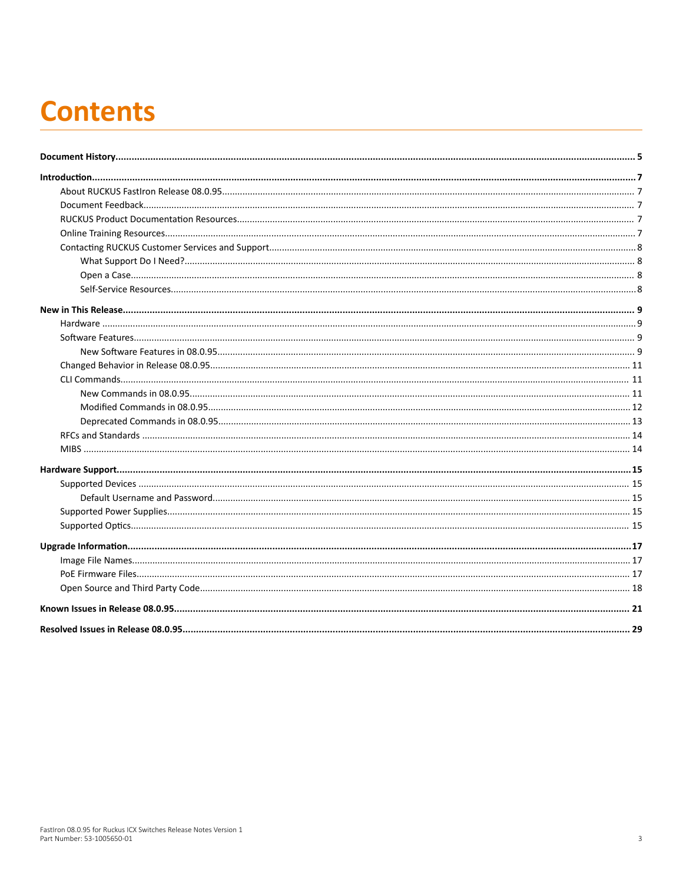# Contents

**Document History....................................................................................................................................................................5**

**Introduction.................................................................................................................................................................................7**

- About RUCKUS FastIron Release 08.0.95.......................................................................................................................................7
- Document Feedback.......................................................................................................................................................................7
- RUCKUS Product Documentation Resources................................................................................................................................7
- Online Training Resources..............................................................................................................................................................7
- Contacting RUCKUS Customer Services and Support...................................................................................................................8
  - What Support Do I Need?.........................................................................................................................................................8
  - Open a Case...............................................................................................................................................................................8
  - Self-Service Resources...............................................................................................................................................................8

**New in This Release....................................................................................................................................................................9**

- Hardware ........................................................................................................................................................................................9
- Software Features...........................................................................................................................................................................9
  - New Software Features in 08.0.95.............................................................................................................................................9
- Changed Behavior in Release 08.0.95..........................................................................................................................................11
- CLI Commands..............................................................................................................................................................................11
  - New Commands in 08.0.95......................................................................................................................................................11
  - Modified Commands in 08.0.95...............................................................................................................................................12
  - Deprecated Commands in 08.0.95...........................................................................................................................................13
- RFCs and Standards .....................................................................................................................................................................14
- MIBS .............................................................................................................................................................................................14

**Hardware Support.....................................................................................................................................................................15**

- Supported Devices .......................................................................................................................................................................15
  - Default Username and Password.............................................................................................................................................15
- Supported Power Supplies............................................................................................................................................................15
- Supported Optics...........................................................................................................................................................................15

**Upgrade Information.................................................................................................................................................................17**

- Image File Names..........................................................................................................................................................................17
- PoE Firmware Files........................................................................................................................................................................17
- Open Source and Third Party Code...............................................................................................................................................18

**Known Issues in Release 08.0.95..............................................................................................................................................21**

**Resolved Issues in Release 08.0.95...........................................................................................................................................29**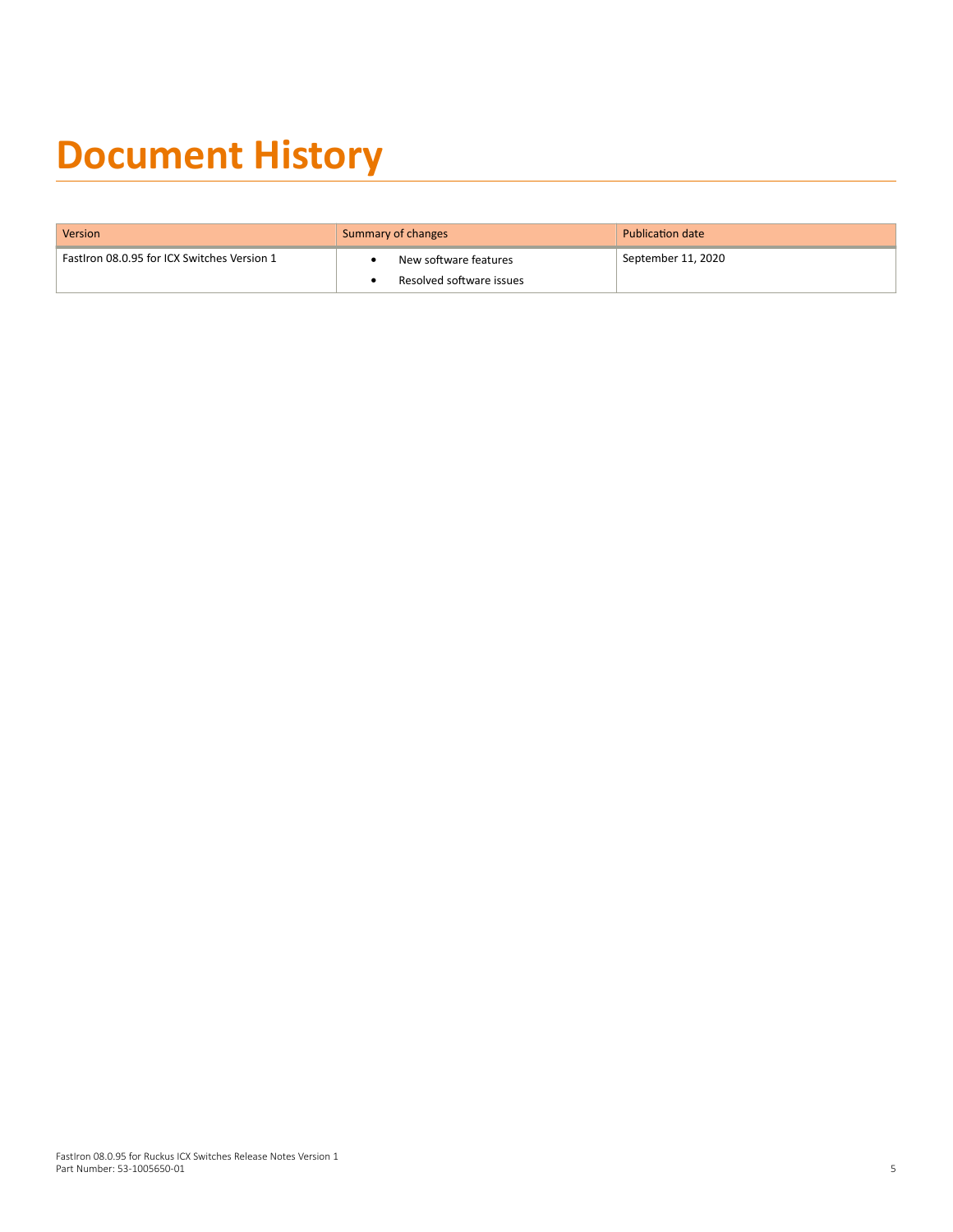# Document History

| Version | Summary of changes | Publication date |
| --- | --- | --- |
| FastIron 08.0.95 for ICX Switches Version 1 | • New software features<br>• Resolved software issues | September 11, 2020 |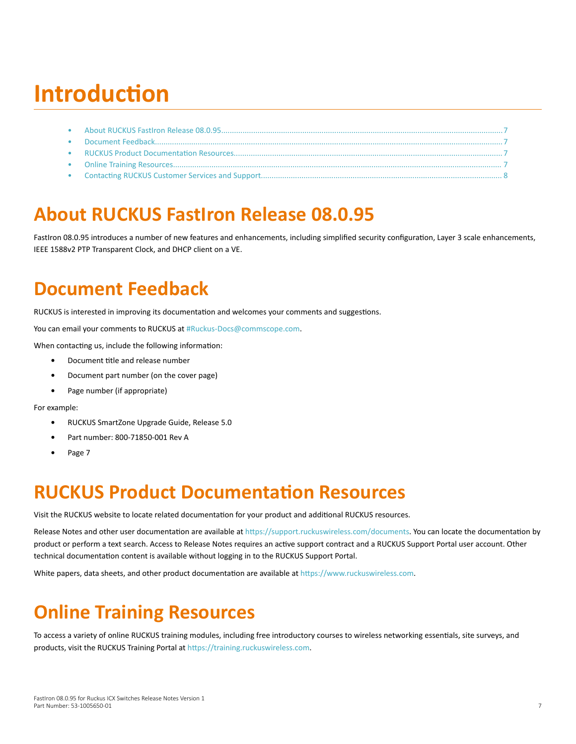# Introduction

- About RUCKUS FastIron Release 08.0.95...........7
- Document Feedback...........7
- RUCKUS Product Documentation Resources...........7
- Online Training Resources...........7
- Contacting RUCKUS Customer Services and Support...........8

## About RUCKUS FastIron Release 08.0.95

FastIron 08.0.95 introduces a number of new features and enhancements, including simplified security configuration, Layer 3 scale enhancements, IEEE 1588v2 PTP Transparent Clock, and DHCP client on a VE.

## Document Feedback

RUCKUS is interested in improving its documentation and welcomes your comments and suggestions.

You can email your comments to RUCKUS at #Ruckus-Docs@commscope.com.

When contacting us, include the following information:

- Document title and release number
- Document part number (on the cover page)
- Page number (if appropriate)

For example:

- RUCKUS SmartZone Upgrade Guide, Release 5.0
- Part number: 800-71850-001 Rev A
- Page 7

## RUCKUS Product Documentation Resources

Visit the RUCKUS website to locate related documentation for your product and additional RUCKUS resources.

Release Notes and other user documentation are available at https://support.ruckuswireless.com/documents. You can locate the documentation by product or perform a text search. Access to Release Notes requires an active support contract and a RUCKUS Support Portal user account. Other technical documentation content is available without logging in to the RUCKUS Support Portal.

White papers, data sheets, and other product documentation are available at https://www.ruckuswireless.com.

## Online Training Resources

To access a variety of online RUCKUS training modules, including free introductory courses to wireless networking essentials, site surveys, and products, visit the RUCKUS Training Portal at https://training.ruckuswireless.com.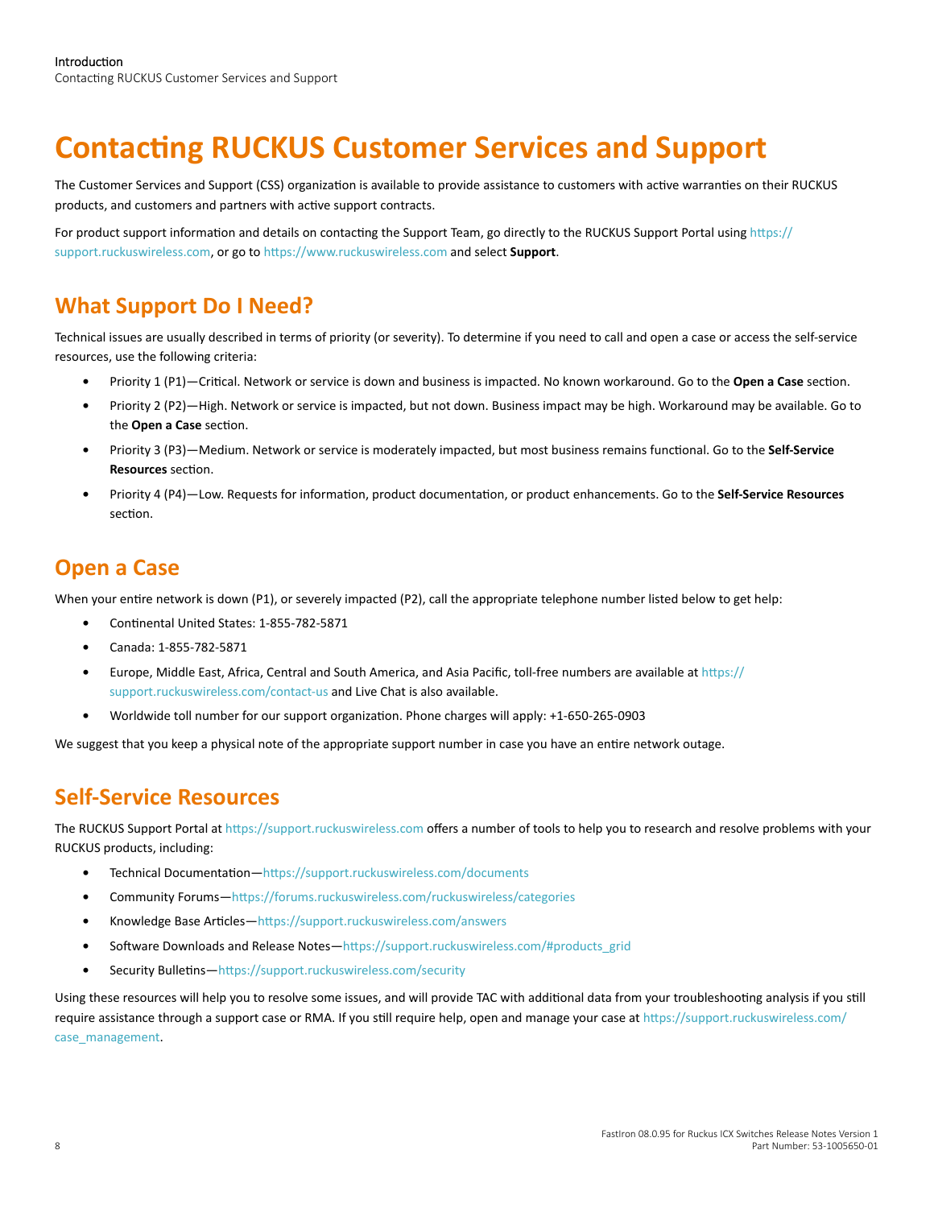# Contacting RUCKUS Customer Services and Support

The Customer Services and Support (CSS) organization is available to provide assistance to customers with active warranties on their RUCKUS products, and customers and partners with active support contracts.

For product support information and details on contacting the Support Team, go directly to the RUCKUS Support Portal using https://support.ruckuswireless.com, or go to https://www.ruckuswireless.com and select **Support**.

## What Support Do I Need?

Technical issues are usually described in terms of priority (or severity). To determine if you need to call and open a case or access the self-service resources, use the following criteria:

- Priority 1 (P1)—Critical. Network or service is down and business is impacted. No known workaround. Go to the **Open a Case** section.
- Priority 2 (P2)—High. Network or service is impacted, but not down. Business impact may be high. Workaround may be available. Go to the **Open a Case** section.
- Priority 3 (P3)—Medium. Network or service is moderately impacted, but most business remains functional. Go to the **Self-Service Resources** section.
- Priority 4 (P4)—Low. Requests for information, product documentation, or product enhancements. Go to the **Self-Service Resources** section.

## Open a Case

When your entire network is down (P1), or severely impacted (P2), call the appropriate telephone number listed below to get help:

- Continental United States: 1-855-782-5871
- Canada: 1-855-782-5871
- Europe, Middle East, Africa, Central and South America, and Asia Pacific, toll-free numbers are available at https://support.ruckuswireless.com/contact-us and Live Chat is also available.
- Worldwide toll number for our support organization. Phone charges will apply: +1-650-265-0903

We suggest that you keep a physical note of the appropriate support number in case you have an entire network outage.

## Self-Service Resources

The RUCKUS Support Portal at https://support.ruckuswireless.com offers a number of tools to help you to research and resolve problems with your RUCKUS products, including:

- Technical Documentation—https://support.ruckuswireless.com/documents
- Community Forums—https://forums.ruckuswireless.com/ruckuswireless/categories
- Knowledge Base Articles—https://support.ruckuswireless.com/answers
- Software Downloads and Release Notes—https://support.ruckuswireless.com/#products_grid
- Security Bulletins—https://support.ruckuswireless.com/security

Using these resources will help you to resolve some issues, and will provide TAC with additional data from your troubleshooting analysis if you still require assistance through a support case or RMA. If you still require help, open and manage your case at https://support.ruckuswireless.com/case_management.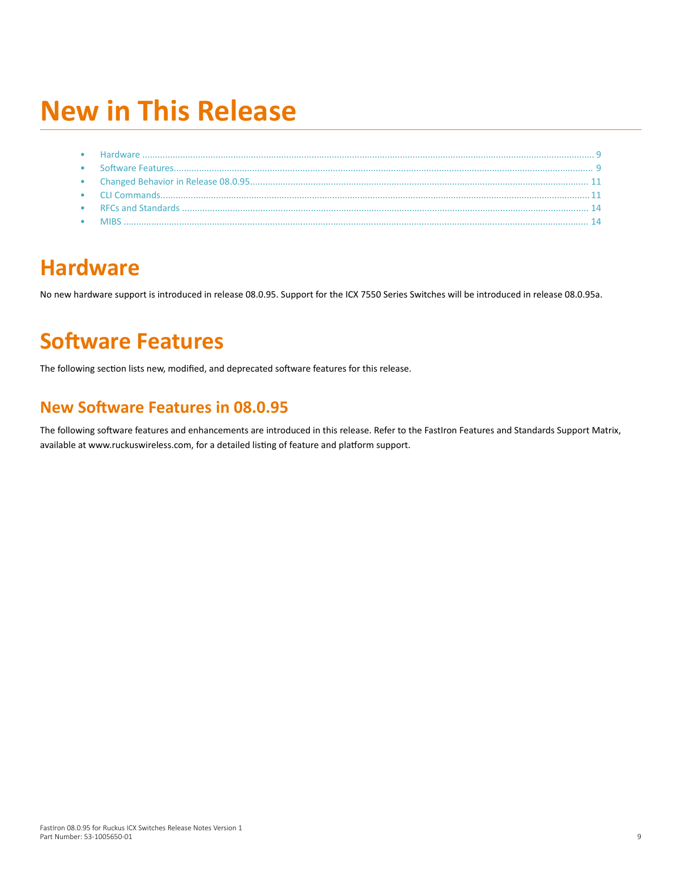# New in This Release

- Hardware ........................................................................................................................................................ 9
- Software Features.......................................................................................................................................... 9
- Changed Behavior in Release 08.0.95........................................................................................................... 11
- CLI Commands............................................................................................................................................. 11
- RFCs and Standards .................................................................................................................................... 14
- MIBS ........................................................................................................................................................... 14

## Hardware

No new hardware support is introduced in release 08.0.95. Support for the ICX 7550 Series Switches will be introduced in release 08.0.95a.

## Software Features

The following section lists new, modified, and deprecated software features for this release.

### New Software Features in 08.0.95

The following software features and enhancements are introduced in this release. Refer to the FastIron Features and Standards Support Matrix, available at www.ruckuswireless.com, for a detailed listing of feature and platform support.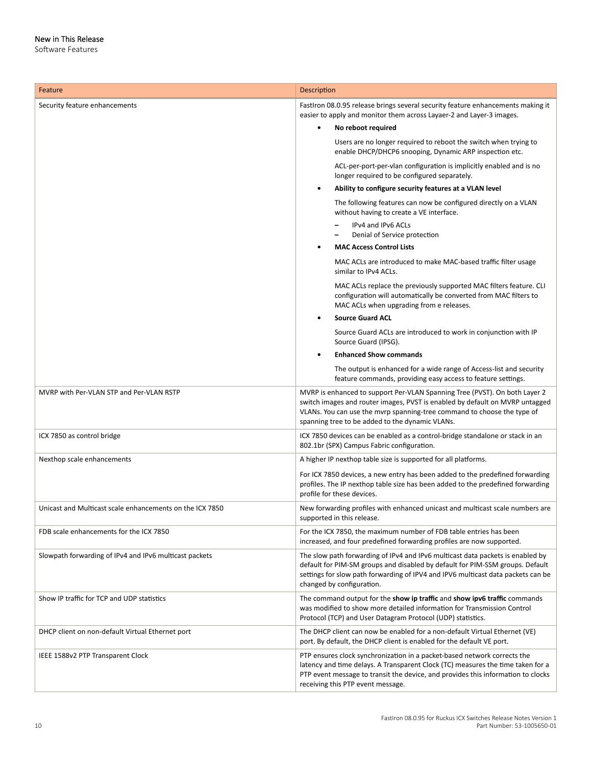| Feature | Description |
|---|---|
| Security feature enhancements | FastIron 08.0.95 release brings several security feature enhancements making it easier to apply and monitor them across Layaer-2 and Layer-3 images.<br>• **No reboot required**<br>Users are no longer required to reboot the switch when trying to enable DHCP/DHCP6 snooping, Dynamic ARP inspection etc.<br>ACL-per-port-per-vlan configuration is implicitly enabled and is no longer required to be configured separately.<br>• **Ability to configure security features at a VLAN level**<br>The following features can now be configured directly on a VLAN without having to create a VE interface.<br>– IPv4 and IPv6 ACLs<br>– Denial of Service protection<br>• **MAC Access Control Lists**<br>MAC ACLs are introduced to make MAC-based traffic filter usage similar to IPv4 ACLs.<br>MAC ACLs replace the previously supported MAC filters feature. CLI configuration will automatically be converted from MAC filters to MAC ACLs when upgrading from e releases.<br>• **Source Guard ACL**<br>Source Guard ACLs are introduced to work in conjunction with IP Source Guard (IPSG).<br>• **Enhanced Show commands**<br>The output is enhanced for a wide range of Access-list and security feature commands, providing easy access to feature settings. |
| MVRP with Per-VLAN STP and Per-VLAN RSTP | MVRP is enhanced to support Per-VLAN Spanning Tree (PVST). On both Layer 2 switch images and router images, PVST is enabled by default on MVRP untagged VLANs. You can use the mvrp spanning-tree command to choose the type of spanning tree to be added to the dynamic VLANs. |
| ICX 7850 as control bridge | ICX 7850 devices can be enabled as a control-bridge standalone or stack in an 802.1br (SPX) Campus Fabric configuration. |
| Nexthop scale enhancements | A higher IP nexthop table size is supported for all platforms.<br>For ICX 7850 devices, a new entry has been added to the predefined forwarding profiles. The IP nexthop table size has been added to the predefined forwarding profile for these devices. |
| Unicast and Multicast scale enhancements on the ICX 7850 | New forwarding profiles with enhanced unicast and multicast scale numbers are supported in this release. |
| FDB scale enhancements for the ICX 7850 | For the ICX 7850, the maximum number of FDB table entries has been increased, and four predefined forwarding profiles are now supported. |
| Slowpath forwarding of IPv4 and IPv6 multicast packets | The slow path forwarding of IPv4 and IPv6 multicast data packets is enabled by default for PIM-SM groups and disabled by default for PIM-SSM groups. Default settings for slow path forwarding of IPV4 and IPV6 multicast data packets can be changed by configuration. |
| Show IP traffic for TCP and UDP statistics | The command output for the **show ip traffic** and **show ipv6 traffic** commands was modified to show more detailed information for Transmission Control Protocol (TCP) and User Datagram Protocol (UDP) statistics. |
| DHCP client on non-default Virtual Ethernet port | The DHCP client can now be enabled for a non-default Virtual Ethernet (VE) port. By default, the DHCP client is enabled for the default VE port. |
| IEEE 1588v2 PTP Transparent Clock | PTP ensures clock synchronization in a packet-based network corrects the latency and time delays. A Transparent Clock (TC) measures the time taken for a PTP event message to transit the device, and provides this information to clocks receiving this PTP event message. |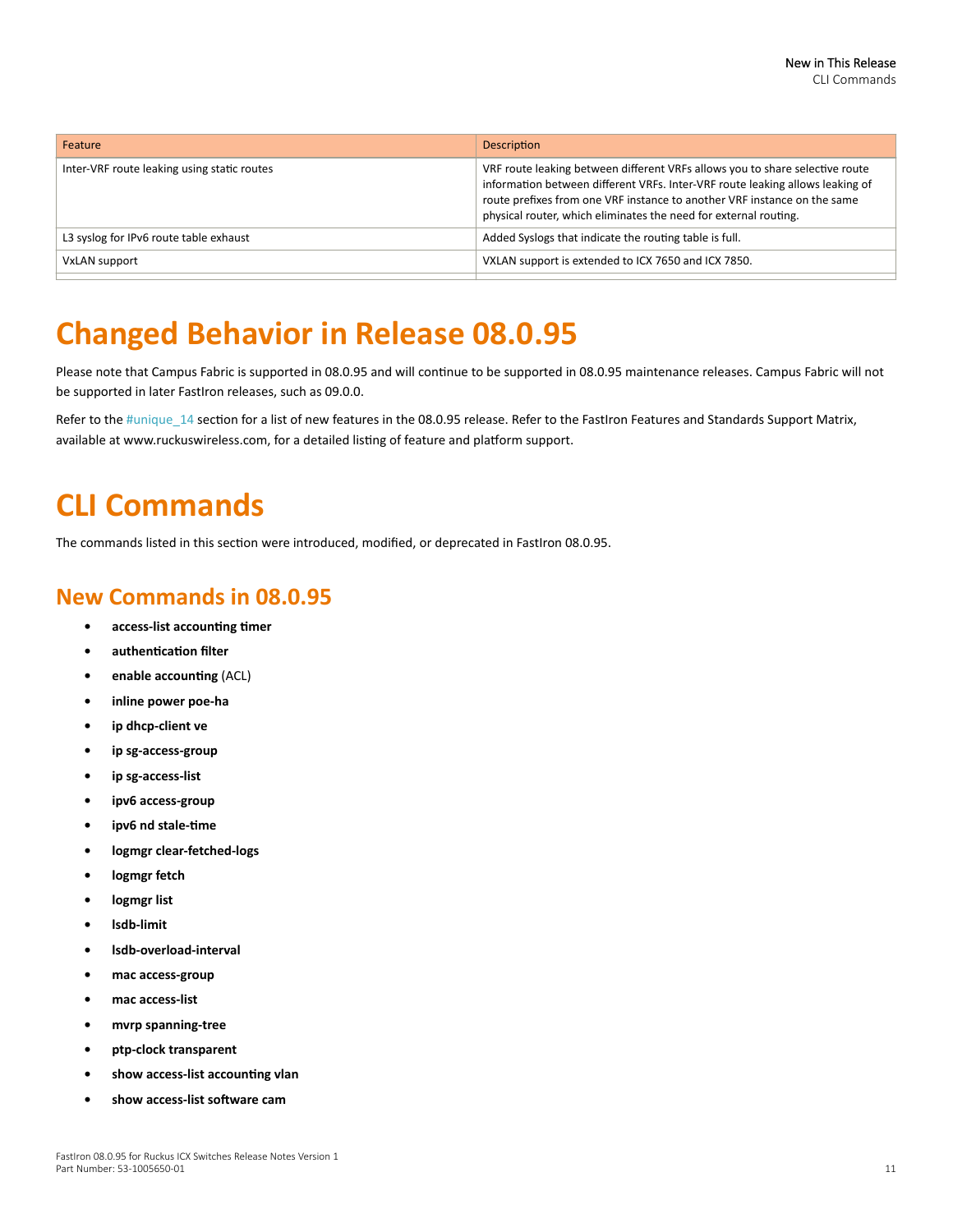| Feature | Description |
| --- | --- |
| Inter-VRF route leaking using static routes | VRF route leaking between different VRFs allows you to share selective route information between different VRFs. Inter-VRF route leaking allows leaking of route prefixes from one VRF instance to another VRF instance on the same physical router, which eliminates the need for external routing. |
| L3 syslog for IPv6 route table exhaust | Added Syslogs that indicate the routing table is full. |
| VxLAN support | VXLAN support is extended to ICX 7650 and ICX 7850. |
| | |

# Changed Behavior in Release 08.0.95

Please note that Campus Fabric is supported in 08.0.95 and will continue to be supported in 08.0.95 maintenance releases. Campus Fabric will not be supported in later FastIron releases, such as 09.0.0.

Refer to the #unique_14 section for a list of new features in the 08.0.95 release. Refer to the FastIron Features and Standards Support Matrix, available at www.ruckuswireless.com, for a detailed listing of feature and platform support.

# CLI Commands

The commands listed in this section were introduced, modified, or deprecated in FastIron 08.0.95.

## New Commands in 08.0.95

- **access-list accounting timer**
- **authentication filter**
- **enable accounting** (ACL)
- **inline power poe-ha**
- **ip dhcp-client ve**
- **ip sg-access-group**
- **ip sg-access-list**
- **ipv6 access-group**
- **ipv6 nd stale-time**
- **logmgr clear-fetched-logs**
- **logmgr fetch**
- **logmgr list**
- **lsdb-limit**
- **lsdb-overload-interval**
- **mac access-group**
- **mac access-list**
- **mvrp spanning-tree**
- **ptp-clock transparent**
- **show access-list accounting vlan**
- **show access-list software cam**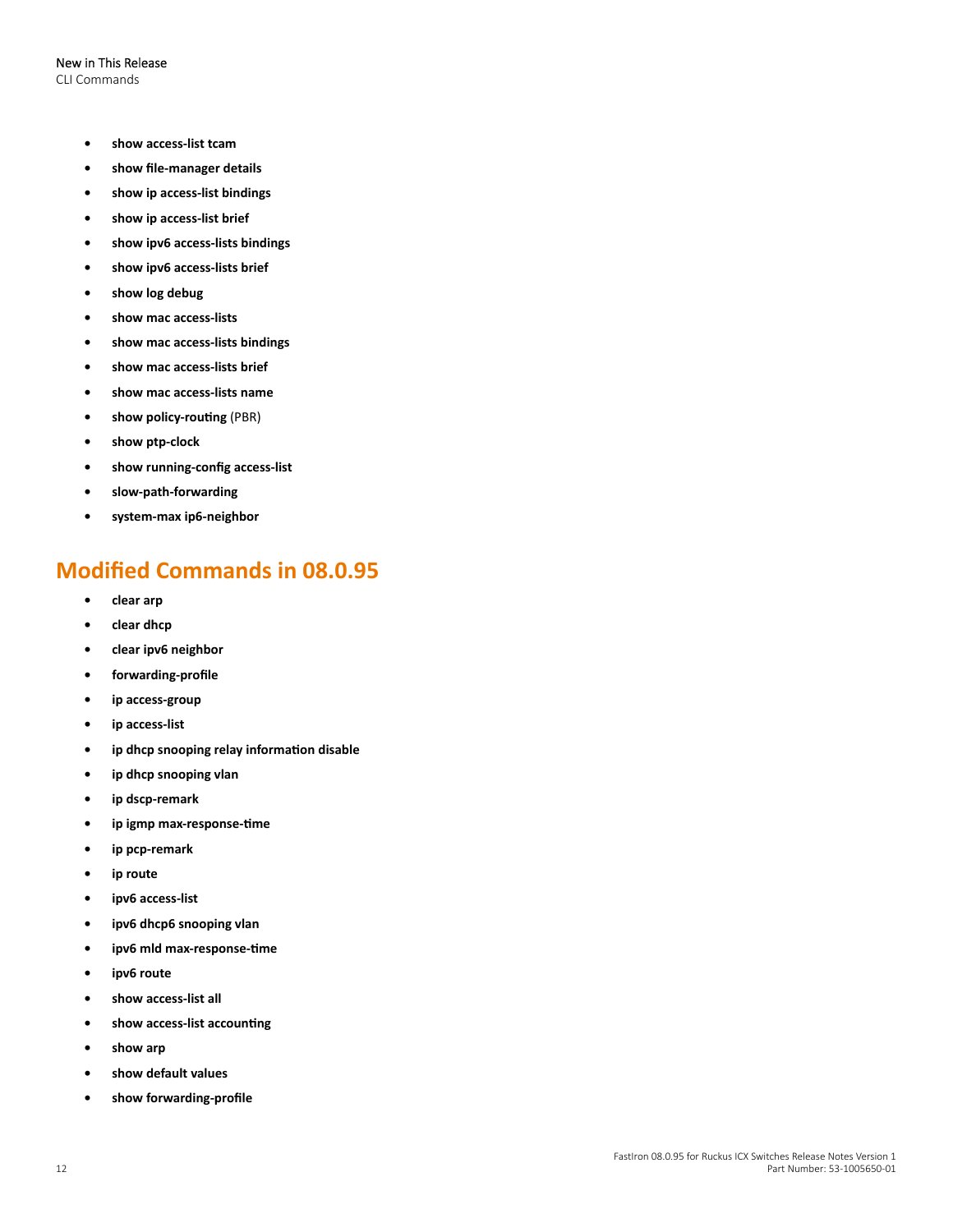- **show access-list tcam**
- **show file-manager details**
- **show ip access-list bindings**
- **show ip access-list brief**
- **show ipv6 access-lists bindings**
- **show ipv6 access-lists brief**
- **show log debug**
- **show mac access-lists**
- **show mac access-lists bindings**
- **show mac access-lists brief**
- **show mac access-lists name**
- **show policy-routing** (PBR)
- **show ptp-clock**
- **show running-config access-list**
- **slow-path-forwarding**
- **system-max ip6-neighbor**

## Modified Commands in 08.0.95

- **clear arp**
- **clear dhcp**
- **clear ipv6 neighbor**
- **forwarding-profile**
- **ip access-group**
- **ip access-list**
- **ip dhcp snooping relay information disable**
- **ip dhcp snooping vlan**
- **ip dscp-remark**
- **ip igmp max-response-time**
- **ip pcp-remark**
- **ip route**
- **ipv6 access-list**
- **ipv6 dhcp6 snooping vlan**
- **ipv6 mld max-response-time**
- **ipv6 route**
- **show access-list all**
- **show access-list accounting**
- **show arp**
- **show default values**
- **show forwarding-profile**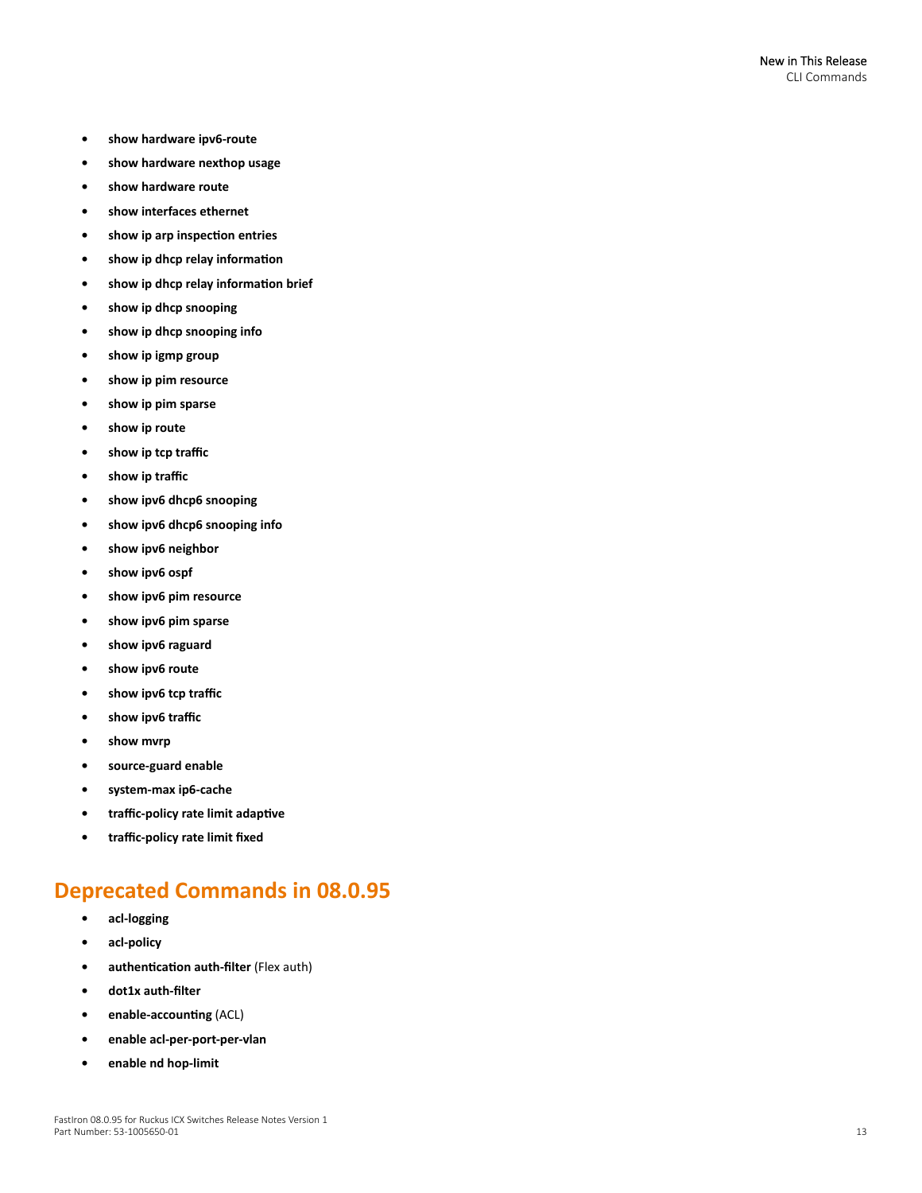- **show hardware ipv6-route**
- **show hardware nexthop usage**
- **show hardware route**
- **show interfaces ethernet**
- **show ip arp inspection entries**
- **show ip dhcp relay information**
- **show ip dhcp relay information brief**
- **show ip dhcp snooping**
- **show ip dhcp snooping info**
- **show ip igmp group**
- **show ip pim resource**
- **show ip pim sparse**
- **show ip route**
- **show ip tcp traffic**
- **show ip traffic**
- **show ipv6 dhcp6 snooping**
- **show ipv6 dhcp6 snooping info**
- **show ipv6 neighbor**
- **show ipv6 ospf**
- **show ipv6 pim resource**
- **show ipv6 pim sparse**
- **show ipv6 raguard**
- **show ipv6 route**
- **show ipv6 tcp traffic**
- **show ipv6 traffic**
- **show mvrp**
- **source-guard enable**
- **system-max ip6-cache**
- **traffic-policy rate limit adaptive**
- **traffic-policy rate limit fixed**

## Deprecated Commands in 08.0.95

- **acl-logging**
- **acl-policy**
- **authentication auth-filter** (Flex auth)
- **dot1x auth-filter**
- **enable-accounting** (ACL)
- **enable acl-per-port-per-vlan**
- **enable nd hop-limit**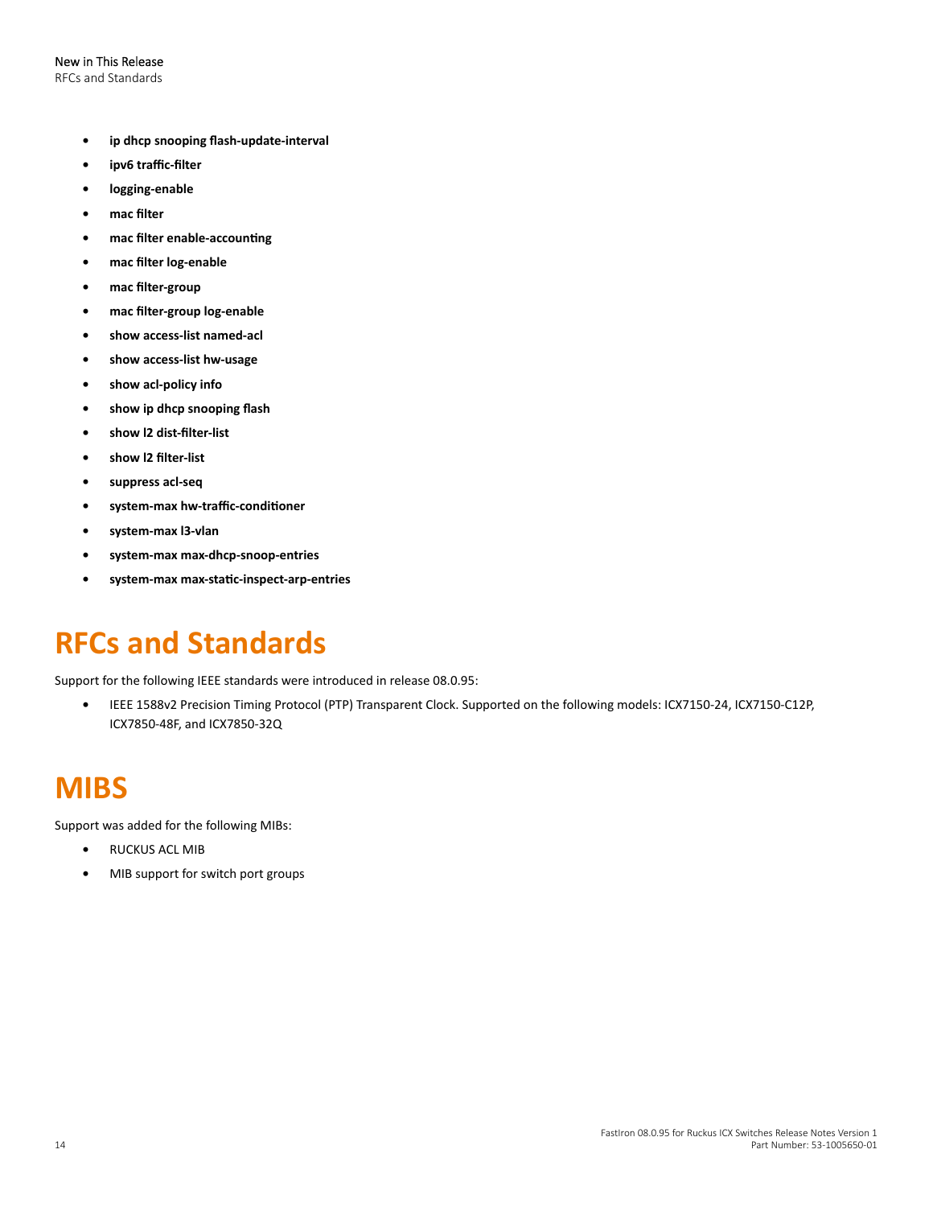- **ip dhcp snooping flash-update-interval**
- **ipv6 traffic-filter**
- **logging-enable**
- **mac filter**
- **mac filter enable-accounting**
- **mac filter log-enable**
- **mac filter-group**
- **mac filter-group log-enable**
- **show access-list named-acl**
- **show access-list hw-usage**
- **show acl-policy info**
- **show ip dhcp snooping flash**
- **show l2 dist-filter-list**
- **show l2 filter-list**
- **suppress acl-seq**
- **system-max hw-traffic-conditioner**
- **system-max l3-vlan**
- **system-max max-dhcp-snoop-entries**
- **system-max max-static-inspect-arp-entries**

# RFCs and Standards

Support for the following IEEE standards were introduced in release 08.0.95:

- IEEE 1588v2 Precision Timing Protocol (PTP) Transparent Clock. Supported on the following models: ICX7150-24, ICX7150-C12P, ICX7850-48F, and ICX7850-32Q

# MIBS

Support was added for the following MIBs:

- RUCKUS ACL MIB
- MIB support for switch port groups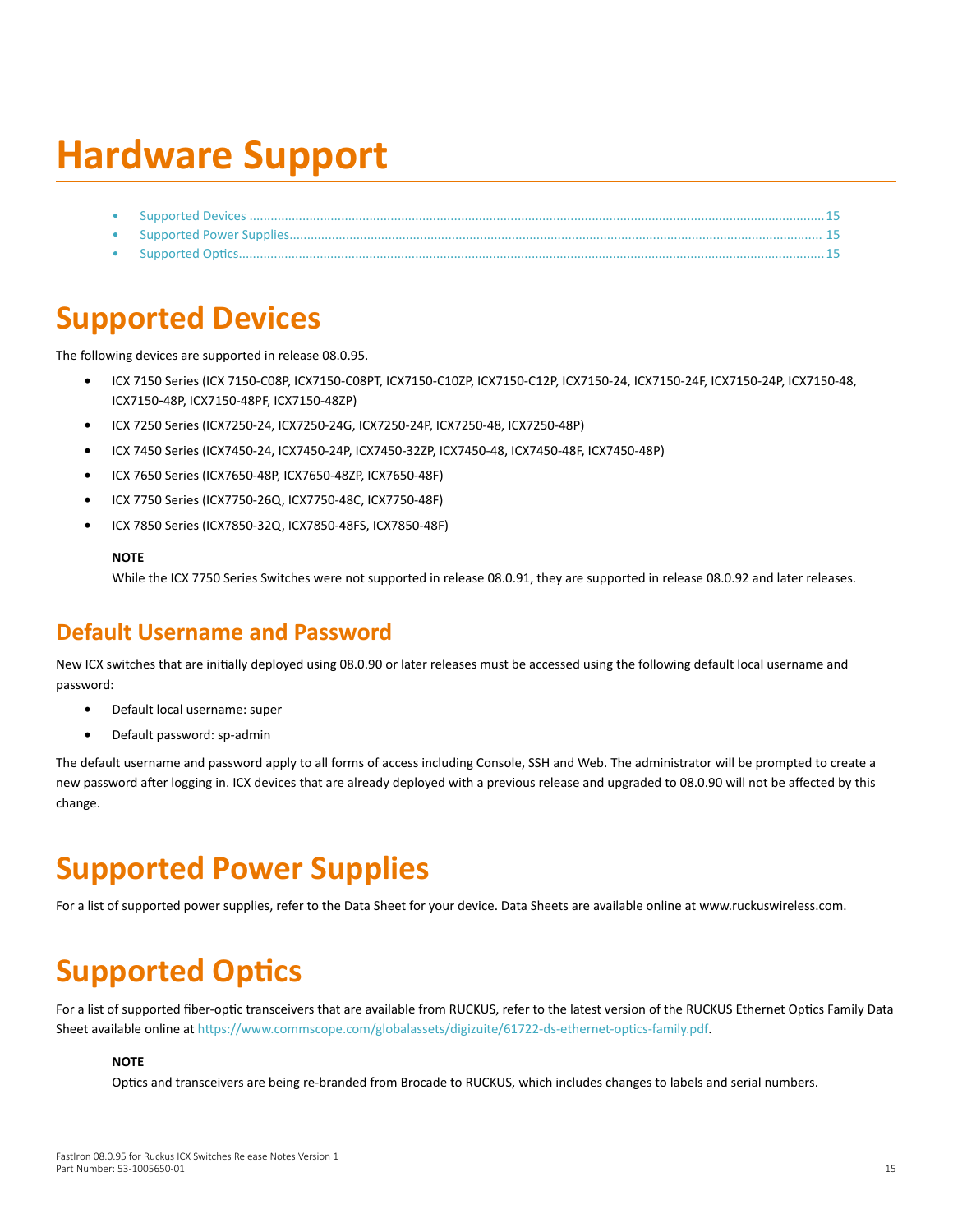# Hardware Support

- Supported Devices ... 15
- Supported Power Supplies... 15
- Supported Optics... 15

# Supported Devices

The following devices are supported in release 08.0.95.

- ICX 7150 Series (ICX 7150-C08P, ICX7150-C08PT, ICX7150-C10ZP, ICX7150-C12P, ICX7150-24, ICX7150-24F, ICX7150-24P, ICX7150-48, ICX7150-48P, ICX7150-48PF, ICX7150-48ZP)
- ICX 7250 Series (ICX7250-24, ICX7250-24G, ICX7250-24P, ICX7250-48, ICX7250-48P)
- ICX 7450 Series (ICX7450-24, ICX7450-24P, ICX7450-32ZP, ICX7450-48, ICX7450-48F, ICX7450-48P)
- ICX 7650 Series (ICX7650-48P, ICX7650-48ZP, ICX7650-48F)
- ICX 7750 Series (ICX7750-26Q, ICX7750-48C, ICX7750-48F)
- ICX 7850 Series (ICX7850-32Q, ICX7850-48FS, ICX7850-48F)

**NOTE**
While the ICX 7750 Series Switches were not supported in release 08.0.91, they are supported in release 08.0.92 and later releases.

## Default Username and Password

New ICX switches that are initially deployed using 08.0.90 or later releases must be accessed using the following default local username and password:

- Default local username: super
- Default password: sp-admin

The default username and password apply to all forms of access including Console, SSH and Web. The administrator will be prompted to create a new password after logging in. ICX devices that are already deployed with a previous release and upgraded to 08.0.90 will not be affected by this change.

# Supported Power Supplies

For a list of supported power supplies, refer to the Data Sheet for your device. Data Sheets are available online at www.ruckuswireless.com.

# Supported Optics

For a list of supported fiber-optic transceivers that are available from RUCKUS, refer to the latest version of the RUCKUS Ethernet Optics Family Data Sheet available online at https://www.commscope.com/globalassets/digizuite/61722-ds-ethernet-optics-family.pdf.

**NOTE**
Optics and transceivers are being re-branded from Brocade to RUCKUS, which includes changes to labels and serial numbers.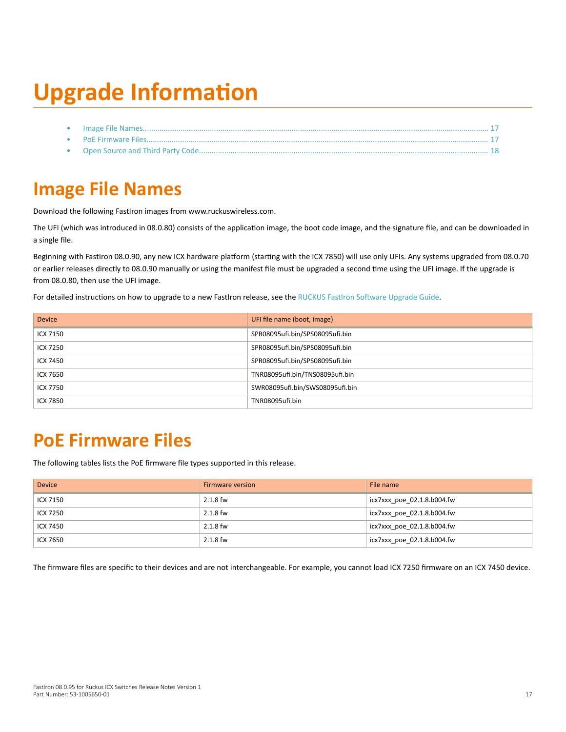# Upgrade Information

- Image File Names........................................................................................................................................................ 17
- PoE Firmware Files........................................................................................................................................................ 17
- Open Source and Third Party Code.............................................................................................................................. 18

## Image File Names

Download the following FastIron images from www.ruckuswireless.com.

The UFI (which was introduced in 08.0.80) consists of the application image, the boot code image, and the signature file, and can be downloaded in a single file.

Beginning with FastIron 08.0.90, any new ICX hardware platform (starting with the ICX 7850) will use only UFIs. Any systems upgraded from 08.0.70 or earlier releases directly to 08.0.90 manually or using the manifest file must be upgraded a second time using the UFI image. If the upgrade is from 08.0.80, then use the UFI image.

For detailed instructions on how to upgrade to a new FastIron release, see the RUCKUS FastIron Software Upgrade Guide.

| Device | UFI file name (boot, image) |
|---|---|
| ICX 7150 | SPR08095ufi.bin/SPS08095ufi.bin |
| ICX 7250 | SPR08095ufi.bin/SPS08095ufi.bin |
| ICX 7450 | SPR08095ufi.bin/SPS08095ufi.bin |
| ICX 7650 | TNR08095ufi.bin/TNS08095ufi.bin |
| ICX 7750 | SWR08095ufi.bin/SWS08095ufi.bin |
| ICX 7850 | TNR08095ufi.bin |

## PoE Firmware Files

The following tables lists the PoE firmware file types supported in this release.

| Device | Firmware version | File name |
|---|---|---|
| ICX 7150 | 2.1.8 fw | icx7xxx_poe_02.1.8.b004.fw |
| ICX 7250 | 2.1.8 fw | icx7xxx_poe_02.1.8.b004.fw |
| ICX 7450 | 2.1.8 fw | icx7xxx_poe_02.1.8.b004.fw |
| ICX 7650 | 2.1.8 fw | icx7xxx_poe_02.1.8.b004.fw |

The firmware files are specific to their devices and are not interchangeable. For example, you cannot load ICX 7250 firmware on an ICX 7450 device.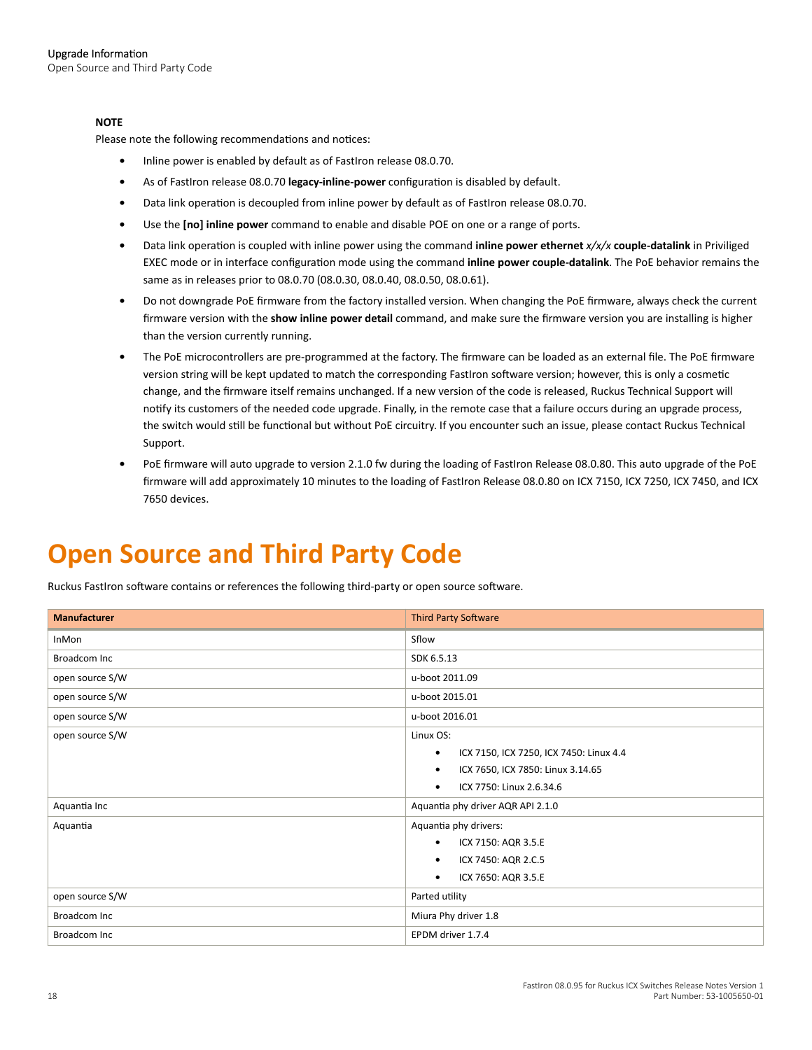**NOTE**

Please note the following recommendations and notices:

- Inline power is enabled by default as of FastIron release 08.0.70.
- As of FastIron release 08.0.70 **legacy-inline-power** configuration is disabled by default.
- Data link operation is decoupled from inline power by default as of FastIron release 08.0.70.
- Use the **[no] inline power** command to enable and disable POE on one or a range of ports.
- Data link operation is coupled with inline power using the command **inline power ethernet** *x/x/x* **couple-datalink** in Priviliged EXEC mode or in interface configuration mode using the command **inline power couple-datalink**. The PoE behavior remains the same as in releases prior to 08.0.70 (08.0.30, 08.0.40, 08.0.50, 08.0.61).
- Do not downgrade PoE firmware from the factory installed version. When changing the PoE firmware, always check the current firmware version with the **show inline power detail** command, and make sure the firmware version you are installing is higher than the version currently running.
- The PoE microcontrollers are pre-programmed at the factory. The firmware can be loaded as an external file. The PoE firmware version string will be kept updated to match the corresponding FastIron software version; however, this is only a cosmetic change, and the firmware itself remains unchanged. If a new version of the code is released, Ruckus Technical Support will notify its customers of the needed code upgrade. Finally, in the remote case that a failure occurs during an upgrade process, the switch would still be functional but without PoE circuitry. If you encounter such an issue, please contact Ruckus Technical Support.
- PoE firmware will auto upgrade to version 2.1.0 fw during the loading of FastIron Release 08.0.80. This auto upgrade of the PoE firmware will add approximately 10 minutes to the loading of FastIron Release 08.0.80 on ICX 7150, ICX 7250, ICX 7450, and ICX 7650 devices.

# Open Source and Third Party Code

Ruckus FastIron software contains or references the following third-party or open source software.

| Manufacturer | Third Party Software |
|---|---|
| InMon | Sflow |
| Broadcom Inc | SDK 6.5.13 |
| open source S/W | u-boot 2011.09 |
| open source S/W | u-boot 2015.01 |
| open source S/W | u-boot 2016.01 |
| open source S/W | Linux OS:<br>• ICX 7150, ICX 7250, ICX 7450: Linux 4.4<br>• ICX 7650, ICX 7850: Linux 3.14.65<br>• ICX 7750: Linux 2.6.34.6 |
| Aquantia Inc | Aquantia phy driver AQR API 2.1.0 |
| Aquantia | Aquantia phy drivers:<br>• ICX 7150: AQR 3.5.E<br>• ICX 7450: AQR 2.C.5<br>• ICX 7650: AQR 3.5.E |
| open source S/W | Parted utility |
| Broadcom Inc | Miura Phy driver 1.8 |
| Broadcom Inc | EPDM driver 1.7.4 |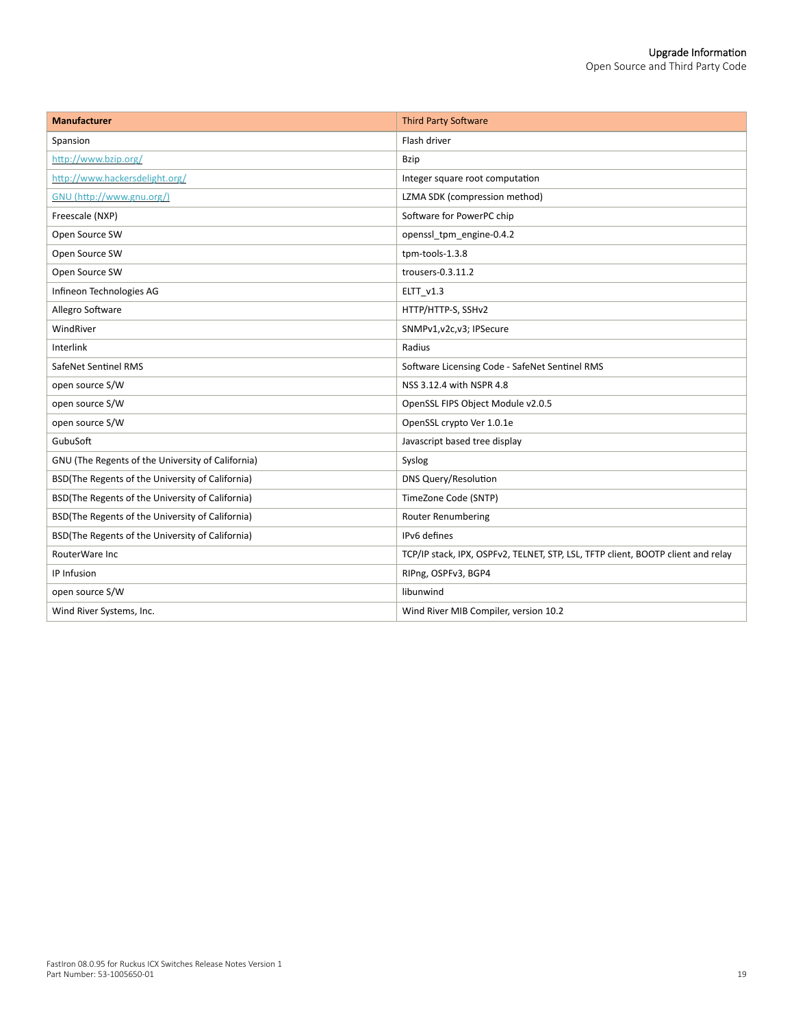| Manufacturer | Third Party Software |
| --- | --- |
| Spansion | Flash driver |
| http://www.bzip.org/ | Bzip |
| http://www.hackersdelight.org/ | Integer square root computation |
| GNU (http://www.gnu.org/) | LZMA SDK (compression method) |
| Freescale (NXP) | Software for PowerPC chip |
| Open Source SW | openssl_tpm_engine-0.4.2 |
| Open Source SW | tpm-tools-1.3.8 |
| Open Source SW | trousers-0.3.11.2 |
| Infineon Technologies AG | ELTT_v1.3 |
| Allegro Software | HTTP/HTTP-S, SSHv2 |
| WindRiver | SNMPv1,v2c,v3; IPSecure |
| Interlink | Radius |
| SafeNet Sentinel RMS | Software Licensing Code - SafeNet Sentinel RMS |
| open source S/W | NSS 3.12.4 with NSPR 4.8 |
| open source S/W | OpenSSL FIPS Object Module v2.0.5 |
| open source S/W | OpenSSL crypto Ver 1.0.1e |
| GubuSoft | Javascript based tree display |
| GNU (The Regents of the University of California) | Syslog |
| BSD(The Regents of the University of California) | DNS Query/Resolution |
| BSD(The Regents of the University of California) | TimeZone Code (SNTP) |
| BSD(The Regents of the University of California) | Router Renumbering |
| BSD(The Regents of the University of California) | IPv6 defines |
| RouterWare Inc | TCP/IP stack, IPX, OSPFv2, TELNET, STP, LSL, TFTP client, BOOTP client and relay |
| IP Infusion | RIPng, OSPFv3, BGP4 |
| open source S/W | libunwind |
| Wind River Systems, Inc. | Wind River MIB Compiler, version 10.2 |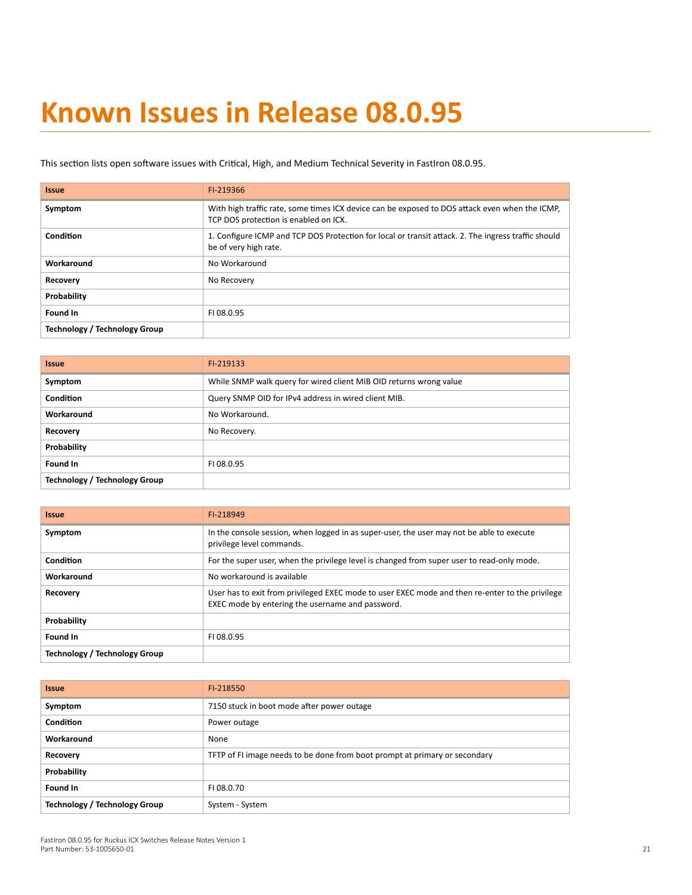# Known Issues in Release 08.0.95

This section lists open software issues with Critical, High, and Medium Technical Severity in FastIron 08.0.95.

| Issue | FI-219366 |
|---|---|
| Symptom | With high traffic rate, some times ICX device can be exposed to DOS attack even when the ICMP, TCP DOS protection is enabled on ICX. |
| Condition | 1. Configure ICMP and TCP DOS Protection for local or transit attack. 2. The ingress traffic should be of very high rate. |
| Workaround | No Workaround |
| Recovery | No Recovery |
| Probability | |
| Found In | FI 08.0.95 |
| Technology / Technology Group | |

| Issue | FI-219133 |
|---|---|
| Symptom | While SNMP walk query for wired client MIB OID returns wrong value |
| Condition | Query SNMP OID for IPv4 address in wired client MIB. |
| Workaround | No Workaround. |
| Recovery | No Recovery. |
| Probability | |
| Found In | FI 08.0.95 |
| Technology / Technology Group | |

| Issue | FI-218949 |
|---|---|
| Symptom | In the console session, when logged in as super-user, the user may not be able to execute privilege level commands. |
| Condition | For the super user, when the privilege level is changed from super user to read-only mode. |
| Workaround | No workaround is available |
| Recovery | User has to exit from privileged EXEC mode to user EXEC mode and then re-enter to the privilege EXEC mode by entering the username and password. |
| Probability | |
| Found In | FI 08.0.95 |
| Technology / Technology Group | |

| Issue | FI-218550 |
|---|---|
| Symptom | 7150 stuck in boot mode after power outage |
| Condition | Power outage |
| Workaround | None |
| Recovery | TFTP of FI image needs to be done from boot prompt at primary or secondary |
| Probability | |
| Found In | FI 08.0.70 |
| Technology / Technology Group | System - System |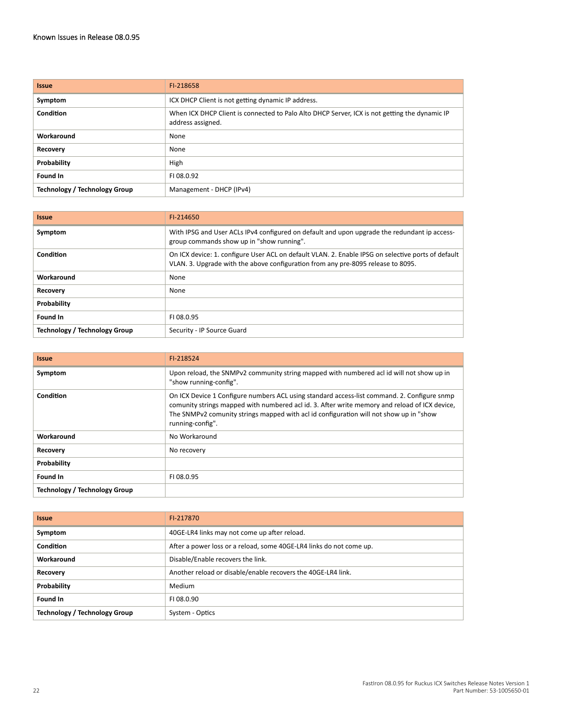| Issue | FI-218658 |
| --- | --- |
| Symptom | ICX DHCP Client is not getting dynamic IP address. |
| Condition | When ICX DHCP Client is connected to Palo Alto DHCP Server, ICX is not getting the dynamic IP address assigned. |
| Workaround | None |
| Recovery | None |
| Probability | High |
| Found In | FI 08.0.92 |
| Technology / Technology Group | Management - DHCP (IPv4) |

| Issue | FI-214650 |
| --- | --- |
| Symptom | With IPSG and User ACLs IPv4 configured on default and upon upgrade the redundant ip access-group commands show up in "show running". |
| Condition | On ICX device: 1. configure User ACL on default VLAN. 2. Enable IPSG on selective ports of default VLAN. 3. Upgrade with the above configuration from any pre-8095 release to 8095. |
| Workaround | None |
| Recovery | None |
| Probability | |
| Found In | FI 08.0.95 |
| Technology / Technology Group | Security - IP Source Guard |

| Issue | FI-218524 |
| --- | --- |
| Symptom | Upon reload, the SNMPv2 community string mapped with numbered acl id will not show up in "show running-config". |
| Condition | On ICX Device 1 Configure numbers ACL using standard access-list command. 2. Configure snmp comunity strings mapped with numbered acl id. 3. After write memory and reload of ICX device, The SNMPv2 comunity strings mapped with acl id configuration will not show up in "show running-config". |
| Workaround | No Workaround |
| Recovery | No recovery |
| Probability | |
| Found In | FI 08.0.95 |
| Technology / Technology Group | |

| Issue | FI-217870 |
| --- | --- |
| Symptom | 40GE-LR4 links may not come up after reload. |
| Condition | After a power loss or a reload, some 40GE-LR4 links do not come up. |
| Workaround | Disable/Enable recovers the link. |
| Recovery | Another reload or disable/enable recovers the 40GE-LR4 link. |
| Probability | Medium |
| Found In | FI 08.0.90 |
| Technology / Technology Group | System - Optics |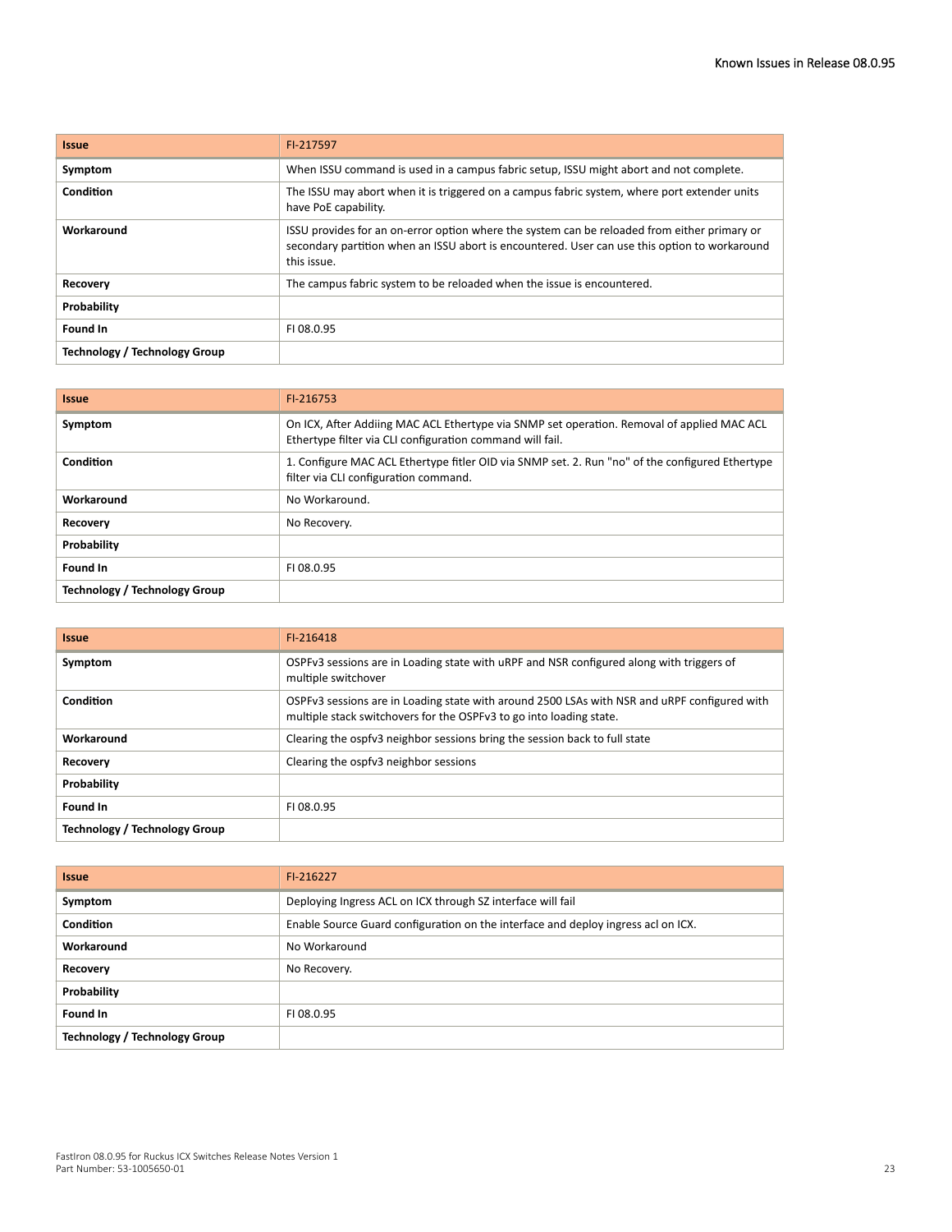| Issue | FI-217597 |
|---|---|
| Symptom | When ISSU command is used in a campus fabric setup, ISSU might abort and not complete. |
| Condition | The ISSU may abort when it is triggered on a campus fabric system, where port extender units have PoE capability. |
| Workaround | ISSU provides for an on-error option where the system can be reloaded from either primary or secondary partition when an ISSU abort is encountered. User can use this option to workaround this issue. |
| Recovery | The campus fabric system to be reloaded when the issue is encountered. |
| Probability | |
| Found In | FI 08.0.95 |
| Technology / Technology Group | |

| Issue | FI-216753 |
|---|---|
| Symptom | On ICX, After Addiing MAC ACL Ethertype via SNMP set operation. Removal of applied MAC ACL Ethertype filter via CLI configuration command will fail. |
| Condition | 1. Configure MAC ACL Ethertype fitler OID via SNMP set. 2. Run "no" of the configured Ethertype filter via CLI configuration command. |
| Workaround | No Workaround. |
| Recovery | No Recovery. |
| Probability | |
| Found In | FI 08.0.95 |
| Technology / Technology Group | |

| Issue | FI-216418 |
|---|---|
| Symptom | OSPFv3 sessions are in Loading state with uRPF and NSR configured along with triggers of multiple switchover |
| Condition | OSPFv3 sessions are in Loading state with around 2500 LSAs with NSR and uRPF configured with multiple stack switchovers for the OSPFv3 to go into loading state. |
| Workaround | Clearing the ospfv3 neighbor sessions bring the session back to full state |
| Recovery | Clearing the ospfv3 neighbor sessions |
| Probability | |
| Found In | FI 08.0.95 |
| Technology / Technology Group | |

| Issue | FI-216227 |
|---|---|
| Symptom | Deploying Ingress ACL on ICX through SZ interface will fail |
| Condition | Enable Source Guard configuration on the interface and deploy ingress acl on ICX. |
| Workaround | No Workaround |
| Recovery | No Recovery. |
| Probability | |
| Found In | FI 08.0.95 |
| Technology / Technology Group | |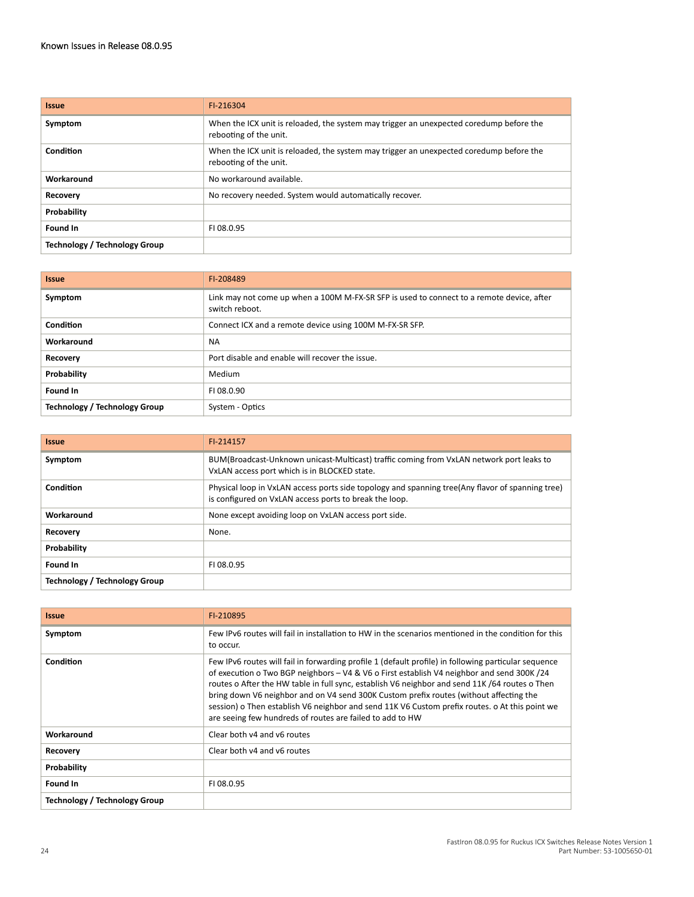| Issue | FI-216304 |
| --- | --- |
| Symptom | When the ICX unit is reloaded, the system may trigger an unexpected coredump before the rebooting of the unit. |
| Condition | When the ICX unit is reloaded, the system may trigger an unexpected coredump before the rebooting of the unit. |
| Workaround | No workaround available. |
| Recovery | No recovery needed. System would automatically recover. |
| Probability | |
| Found In | FI 08.0.95 |
| Technology / Technology Group | |

| Issue | FI-208489 |
| --- | --- |
| Symptom | Link may not come up when a 100M M-FX-SR SFP is used to connect to a remote device, after switch reboot. |
| Condition | Connect ICX and a remote device using 100M M-FX-SR SFP. |
| Workaround | NA |
| Recovery | Port disable and enable will recover the issue. |
| Probability | Medium |
| Found In | FI 08.0.90 |
| Technology / Technology Group | System - Optics |

| Issue | FI-214157 |
| --- | --- |
| Symptom | BUM(Broadcast-Unknown unicast-Multicast) traffic coming from VxLAN network port leaks to VxLAN access port which is in BLOCKED state. |
| Condition | Physical loop in VxLAN access ports side topology and spanning tree(Any flavor of spanning tree) is configured on VxLAN access ports to break the loop. |
| Workaround | None except avoiding loop on VxLAN access port side. |
| Recovery | None. |
| Probability | |
| Found In | FI 08.0.95 |
| Technology / Technology Group | |

| Issue | FI-210895 |
| --- | --- |
| Symptom | Few IPv6 routes will fail in installation to HW in the scenarios mentioned in the condition for this to occur. |
| Condition | Few IPv6 routes will fail in forwarding profile 1 (default profile) in following particular sequence of execution o Two BGP neighbors – V4 & V6 o First establish V4 neighbor and send 300K /24 routes o After the HW table in full sync, establish V6 neighbor and send 11K /64 routes o Then bring down V6 neighbor and on V4 send 300K Custom prefix routes (without affecting the session) o Then establish V6 neighbor and send 11K V6 Custom prefix routes. o At this point we are seeing few hundreds of routes are failed to add to HW |
| Workaround | Clear both v4 and v6 routes |
| Recovery | Clear both v4 and v6 routes |
| Probability | |
| Found In | FI 08.0.95 |
| Technology / Technology Group | |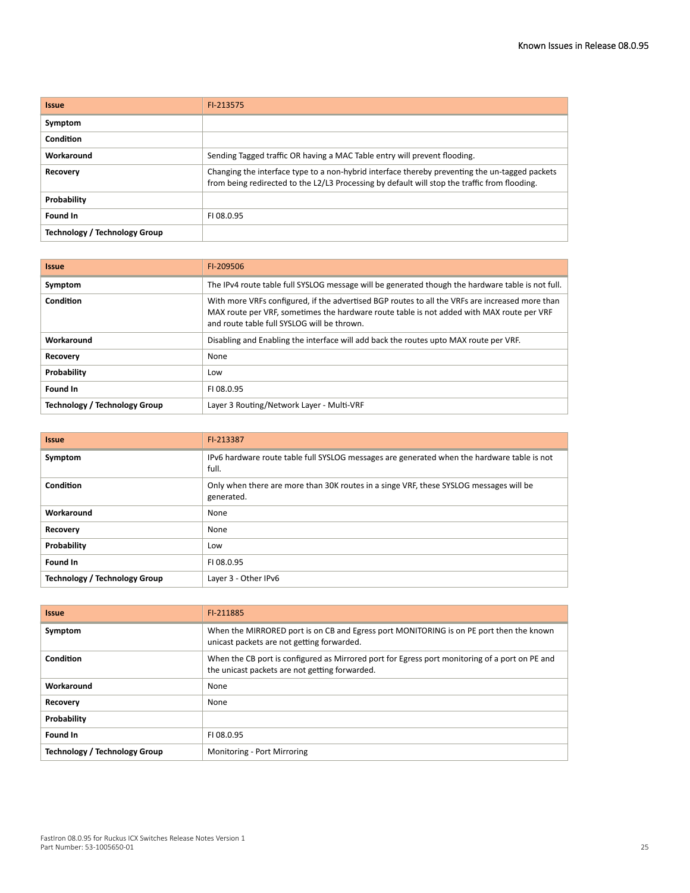| Issue | FI-213575 |
| --- | --- |
| **Symptom** | |
| **Condition** | |
| **Workaround** | Sending Tagged traffic OR having a MAC Table entry will prevent flooding. |
| **Recovery** | Changing the interface type to a non-hybrid interface thereby preventing the un-tagged packets from being redirected to the L2/L3 Processing by default will stop the traffic from flooding. |
| **Probability** | |
| **Found In** | FI 08.0.95 |
| **Technology / Technology Group** | |

| Issue | FI-209506 |
| --- | --- |
| **Symptom** | The IPv4 route table full SYSLOG message will be generated though the hardware table is not full. |
| **Condition** | With more VRFs configured, if the advertised BGP routes to all the VRFs are increased more than MAX route per VRF, sometimes the hardware route table is not added with MAX route per VRF and route table full SYSLOG will be thrown. |
| **Workaround** | Disabling and Enabling the interface will add back the routes upto MAX route per VRF. |
| **Recovery** | None |
| **Probability** | Low |
| **Found In** | FI 08.0.95 |
| **Technology / Technology Group** | Layer 3 Routing/Network Layer - Multi-VRF |

| Issue | FI-213387 |
| --- | --- |
| **Symptom** | IPv6 hardware route table full SYSLOG messages are generated when the hardware table is not full. |
| **Condition** | Only when there are more than 30K routes in a singe VRF, these SYSLOG messages will be generated. |
| **Workaround** | None |
| **Recovery** | None |
| **Probability** | Low |
| **Found In** | FI 08.0.95 |
| **Technology / Technology Group** | Layer 3 - Other IPv6 |

| Issue | FI-211885 |
| --- | --- |
| **Symptom** | When the MIRRORED port is on CB and Egress port MONITORING is on PE port then the known unicast packets are not getting forwarded. |
| **Condition** | When the CB port is configured as Mirrored port for Egress port monitoring of a port on PE and the unicast packets are not getting forwarded. |
| **Workaround** | None |
| **Recovery** | None |
| **Probability** | |
| **Found In** | FI 08.0.95 |
| **Technology / Technology Group** | Monitoring - Port Mirroring |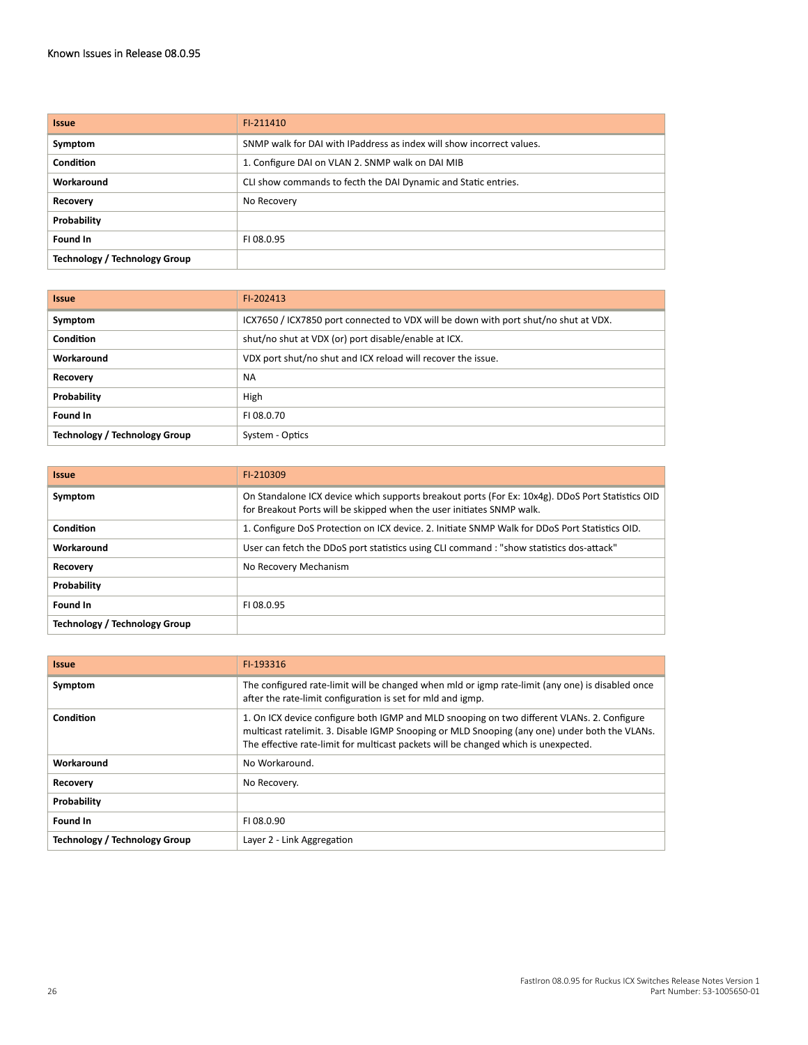| Issue | FI-211410 |
| --- | --- |
| Symptom | SNMP walk for DAI with IPaddress as index will show incorrect values. |
| Condition | 1. Configure DAI on VLAN 2. SNMP walk on DAI MIB |
| Workaround | CLI show commands to fecth the DAI Dynamic and Static entries. |
| Recovery | No Recovery |
| Probability | |
| Found In | FI 08.0.95 |
| Technology / Technology Group | |

| Issue | FI-202413 |
| --- | --- |
| Symptom | ICX7650 / ICX7850 port connected to VDX will be down with port shut/no shut at VDX. |
| Condition | shut/no shut at VDX (or) port disable/enable at ICX. |
| Workaround | VDX port shut/no shut and ICX reload will recover the issue. |
| Recovery | NA |
| Probability | High |
| Found In | FI 08.0.70 |
| Technology / Technology Group | System - Optics |

| Issue | FI-210309 |
| --- | --- |
| Symptom | On Standalone ICX device which supports breakout ports (For Ex: 10x4g). DDoS Port Statistics OID for Breakout Ports will be skipped when the user initiates SNMP walk. |
| Condition | 1. Configure DoS Protection on ICX device. 2. Initiate SNMP Walk for DDoS Port Statistics OID. |
| Workaround | User can fetch the DDoS port statistics using CLI command : "show statistics dos-attack" |
| Recovery | No Recovery Mechanism |
| Probability | |
| Found In | FI 08.0.95 |
| Technology / Technology Group | |

| Issue | FI-193316 |
| --- | --- |
| Symptom | The configured rate-limit will be changed when mld or igmp rate-limit (any one) is disabled once after the rate-limit configuration is set for mld and igmp. |
| Condition | 1. On ICX device configure both IGMP and MLD snooping on two different VLANs. 2. Configure multicast ratelimit. 3. Disable IGMP Snooping or MLD Snooping (any one) under both the VLANs. The effective rate-limit for multicast packets will be changed which is unexpected. |
| Workaround | No Workaround. |
| Recovery | No Recovery. |
| Probability | |
| Found In | FI 08.0.90 |
| Technology / Technology Group | Layer 2 - Link Aggregation |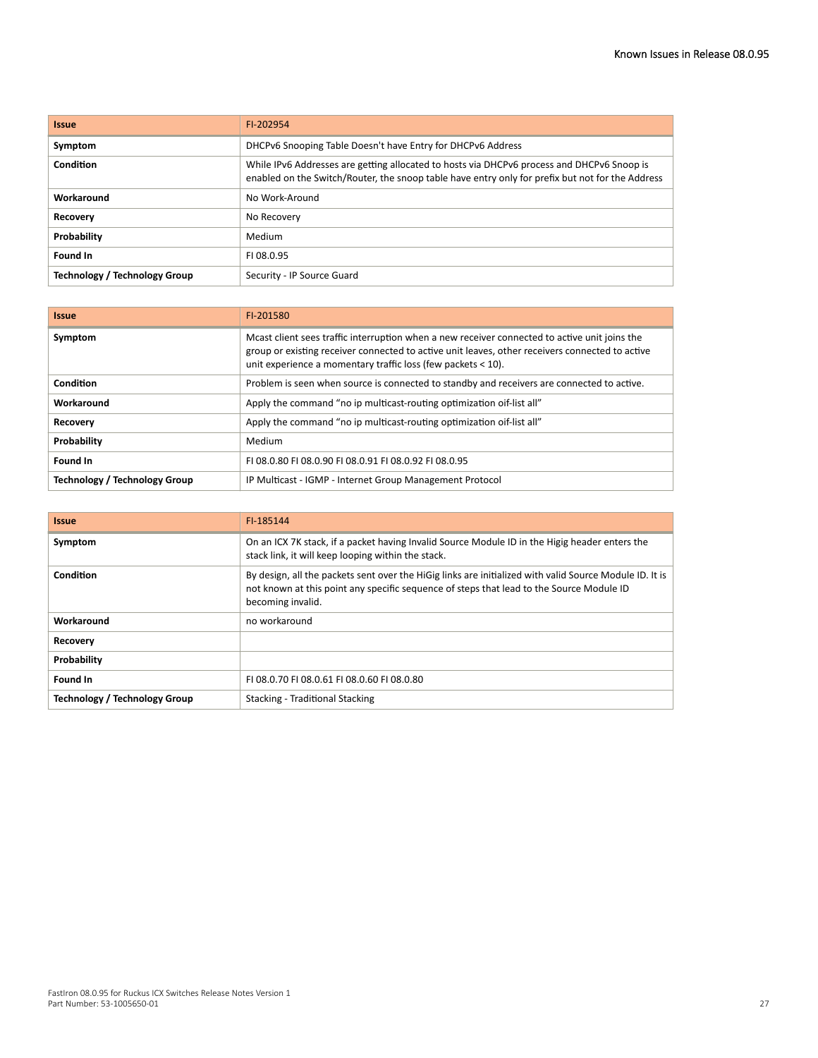| Issue | FI-202954 |
| --- | --- |
| **Symptom** | DHCPv6 Snooping Table Doesn't have Entry for DHCPv6 Address |
| **Condition** | While IPv6 Addresses are getting allocated to hosts via DHCPv6 process and DHCPv6 Snoop is enabled on the Switch/Router, the snoop table have entry only for prefix but not for the Address |
| **Workaround** | No Work-Around |
| **Recovery** | No Recovery |
| **Probability** | Medium |
| **Found In** | FI 08.0.95 |
| **Technology / Technology Group** | Security - IP Source Guard |

| Issue | FI-201580 |
| --- | --- |
| **Symptom** | Mcast client sees traffic interruption when a new receiver connected to active unit joins the group or existing receiver connected to active unit leaves, other receivers connected to active unit experience a momentary traffic loss (few packets < 10). |
| **Condition** | Problem is seen when source is connected to standby and receivers are connected to active. |
| **Workaround** | Apply the command "no ip multicast-routing optimization oif-list all" |
| **Recovery** | Apply the command "no ip multicast-routing optimization oif-list all" |
| **Probability** | Medium |
| **Found In** | FI 08.0.80 FI 08.0.90 FI 08.0.91 FI 08.0.92 FI 08.0.95 |
| **Technology / Technology Group** | IP Multicast - IGMP - Internet Group Management Protocol |

| Issue | FI-185144 |
| --- | --- |
| **Symptom** | On an ICX 7K stack, if a packet having Invalid Source Module ID in the Higig header enters the stack link, it will keep looping within the stack. |
| **Condition** | By design, all the packets sent over the HiGig links are initialized with valid Source Module ID. It is not known at this point any specific sequence of steps that lead to the Source Module ID becoming invalid. |
| **Workaround** | no workaround |
| **Recovery** | |
| **Probability** | |
| **Found In** | FI 08.0.70 FI 08.0.61 FI 08.0.60 FI 08.0.80 |
| **Technology / Technology Group** | Stacking - Traditional Stacking |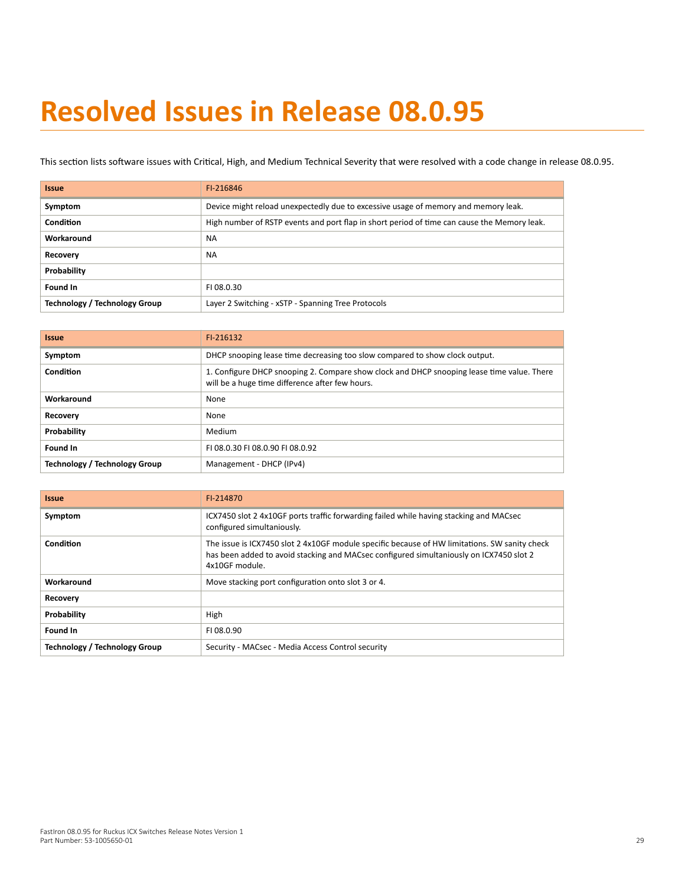# Resolved Issues in Release 08.0.95

This section lists software issues with Critical, High, and Medium Technical Severity that were resolved with a code change in release 08.0.95.

| Issue | FI-216846 |
|---|---|
| Symptom | Device might reload unexpectedly due to excessive usage of memory and memory leak. |
| Condition | High number of RSTP events and port flap in short period of time can cause the Memory leak. |
| Workaround | NA |
| Recovery | NA |
| Probability | |
| Found In | FI 08.0.30 |
| Technology / Technology Group | Layer 2 Switching - xSTP - Spanning Tree Protocols |

| Issue | FI-216132 |
|---|---|
| Symptom | DHCP snooping lease time decreasing too slow compared to show clock output. |
| Condition | 1. Configure DHCP snooping 2. Compare show clock and DHCP snooping lease time value. There will be a huge time difference after few hours. |
| Workaround | None |
| Recovery | None |
| Probability | Medium |
| Found In | FI 08.0.30 FI 08.0.90 FI 08.0.92 |
| Technology / Technology Group | Management - DHCP (IPv4) |

| Issue | FI-214870 |
|---|---|
| Symptom | ICX7450 slot 2 4x10GF ports traffic forwarding failed while having stacking and MACsec configured simultaniously. |
| Condition | The issue is ICX7450 slot 2 4x10GF module specific because of HW limitations. SW sanity check has been added to avoid stacking and MACsec configured simultaniously on ICX7450 slot 2 4x10GF module. |
| Workaround | Move stacking port configuration onto slot 3 or 4. |
| Recovery | |
| Probability | High |
| Found In | FI 08.0.90 |
| Technology / Technology Group | Security - MACsec - Media Access Control security |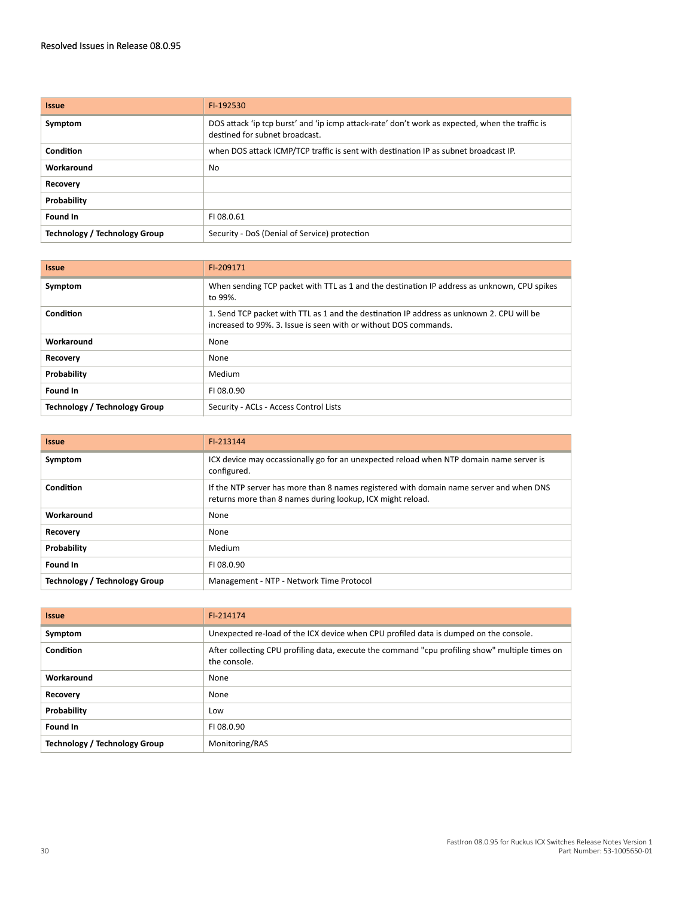| Issue | FI-192530 |
| --- | --- |
| Symptom | DOS attack 'ip tcp burst' and 'ip icmp attack-rate' don't work as expected, when the traffic is destined for subnet broadcast. |
| Condition | when DOS attack ICMP/TCP traffic is sent with destination IP as subnet broadcast IP. |
| Workaround | No |
| Recovery | |
| Probability | |
| Found In | FI 08.0.61 |
| Technology / Technology Group | Security - DoS (Denial of Service) protection |

| Issue | FI-209171 |
| --- | --- |
| Symptom | When sending TCP packet with TTL as 1 and the destination IP address as unknown, CPU spikes to 99%. |
| Condition | 1. Send TCP packet with TTL as 1 and the destination IP address as unknown 2. CPU will be increased to 99%. 3. Issue is seen with or without DOS commands. |
| Workaround | None |
| Recovery | None |
| Probability | Medium |
| Found In | FI 08.0.90 |
| Technology / Technology Group | Security - ACLs - Access Control Lists |

| Issue | FI-213144 |
| --- | --- |
| Symptom | ICX device may occassionally go for an unexpected reload when NTP domain name server is configured. |
| Condition | If the NTP server has more than 8 names registered with domain name server and when DNS returns more than 8 names during lookup, ICX might reload. |
| Workaround | None |
| Recovery | None |
| Probability | Medium |
| Found In | FI 08.0.90 |
| Technology / Technology Group | Management - NTP - Network Time Protocol |

| Issue | FI-214174 |
| --- | --- |
| Symptom | Unexpected re-load of the ICX device when CPU profiled data is dumped on the console. |
| Condition | After collecting CPU profiling data, execute the command "cpu profiling show" multiple times on the console. |
| Workaround | None |
| Recovery | None |
| Probability | Low |
| Found In | FI 08.0.90 |
| Technology / Technology Group | Monitoring/RAS |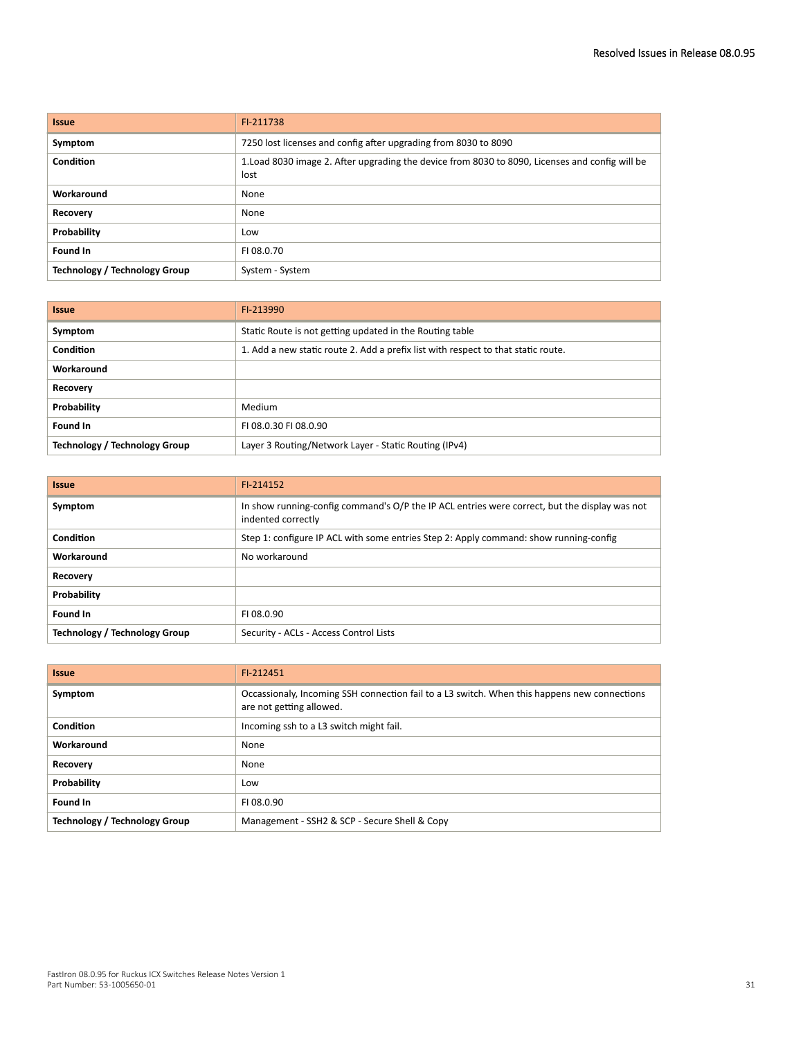| Issue | FI-211738 |
| --- | --- |
| **Symptom** | 7250 lost licenses and config after upgrading from 8030 to 8090 |
| **Condition** | 1.Load 8030 image 2. After upgrading the device from 8030 to 8090, Licenses and config will be lost |
| **Workaround** | None |
| **Recovery** | None |
| **Probability** | Low |
| **Found In** | FI 08.0.70 |
| **Technology / Technology Group** | System - System |

| Issue | FI-213990 |
| --- | --- |
| **Symptom** | Static Route is not getting updated in the Routing table |
| **Condition** | 1. Add a new static route 2. Add a prefix list with respect to that static route. |
| **Workaround** | |
| **Recovery** | |
| **Probability** | Medium |
| **Found In** | FI 08.0.30 FI 08.0.90 |
| **Technology / Technology Group** | Layer 3 Routing/Network Layer - Static Routing (IPv4) |

| Issue | FI-214152 |
| --- | --- |
| **Symptom** | In show running-config command's O/P the IP ACL entries were correct, but the display was not indented correctly |
| **Condition** | Step 1: configure IP ACL with some entries Step 2: Apply command: show running-config |
| **Workaround** | No workaround |
| **Recovery** | |
| **Probability** | |
| **Found In** | FI 08.0.90 |
| **Technology / Technology Group** | Security - ACLs - Access Control Lists |

| Issue | FI-212451 |
| --- | --- |
| **Symptom** | Occassionaly, Incoming SSH connection fail to a L3 switch. When this happens new connections are not getting allowed. |
| **Condition** | Incoming ssh to a L3 switch might fail. |
| **Workaround** | None |
| **Recovery** | None |
| **Probability** | Low |
| **Found In** | FI 08.0.90 |
| **Technology / Technology Group** | Management - SSH2 & SCP - Secure Shell & Copy |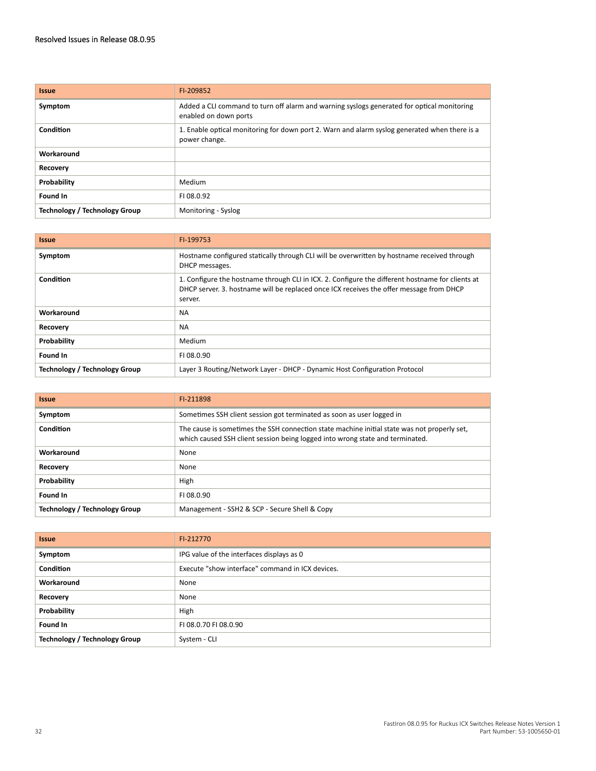| Issue | FI-209852 |
| --- | --- |
| Symptom | Added a CLI command to turn off alarm and warning syslogs generated for optical monitoring enabled on down ports |
| Condition | 1. Enable optical monitoring for down port 2. Warn and alarm syslog generated when there is a power change. |
| Workaround | |
| Recovery | |
| Probability | Medium |
| Found In | FI 08.0.92 |
| Technology / Technology Group | Monitoring - Syslog |

| Issue | FI-199753 |
| --- | --- |
| Symptom | Hostname configured statically through CLI will be overwritten by hostname received through DHCP messages. |
| Condition | 1. Configure the hostname through CLI in ICX. 2. Configure the different hostname for clients at DHCP server. 3. hostname will be replaced once ICX receives the offer message from DHCP server. |
| Workaround | NA |
| Recovery | NA |
| Probability | Medium |
| Found In | FI 08.0.90 |
| Technology / Technology Group | Layer 3 Routing/Network Layer - DHCP - Dynamic Host Configuration Protocol |

| Issue | FI-211898 |
| --- | --- |
| Symptom | Sometimes SSH client session got terminated as soon as user logged in |
| Condition | The cause is sometimes the SSH connection state machine initial state was not properly set, which caused SSH client session being logged into wrong state and terminated. |
| Workaround | None |
| Recovery | None |
| Probability | High |
| Found In | FI 08.0.90 |
| Technology / Technology Group | Management - SSH2 & SCP - Secure Shell & Copy |

| Issue | FI-212770 |
| --- | --- |
| Symptom | IPG value of the interfaces displays as 0 |
| Condition | Execute "show interface" command in ICX devices. |
| Workaround | None |
| Recovery | None |
| Probability | High |
| Found In | FI 08.0.70 FI 08.0.90 |
| Technology / Technology Group | System - CLI |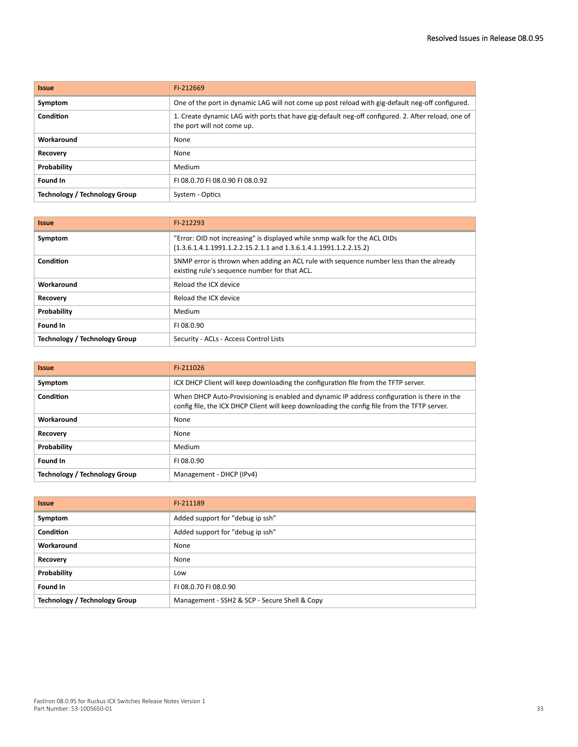| Issue | FI-212669 |
|---|---|
| Symptom | One of the port in dynamic LAG will not come up post reload with gig-default neg-off configured. |
| Condition | 1. Create dynamic LAG with ports that have gig-default neg-off configured. 2. After reload, one of the port will not come up. |
| Workaround | None |
| Recovery | None |
| Probability | Medium |
| Found In | FI 08.0.70 FI 08.0.90 FI 08.0.92 |
| Technology / Technology Group | System - Optics |

| Issue | FI-212293 |
|---|---|
| Symptom | "Error: OID not increasing" is displayed while snmp walk for the ACL OIDs (1.3.6.1.4.1.1991.1.2.2.15.2.1.1 and 1.3.6.1.4.1.1991.1.2.2.15.2) |
| Condition | SNMP error is thrown when adding an ACL rule with sequence number less than the already existing rule's sequence number for that ACL. |
| Workaround | Reload the ICX device |
| Recovery | Reload the ICX device |
| Probability | Medium |
| Found In | FI 08.0.90 |
| Technology / Technology Group | Security - ACLs - Access Control Lists |

| Issue | FI-211026 |
|---|---|
| Symptom | ICX DHCP Client will keep downloading the configuration file from the TFTP server. |
| Condition | When DHCP Auto-Provisioning is enabled and dynamic IP address configuration is there in the config file, the ICX DHCP Client will keep downloading the config file from the TFTP server. |
| Workaround | None |
| Recovery | None |
| Probability | Medium |
| Found In | FI 08.0.90 |
| Technology / Technology Group | Management - DHCP (IPv4) |

| Issue | FI-211189 |
|---|---|
| Symptom | Added support for "debug ip ssh" |
| Condition | Added support for "debug ip ssh" |
| Workaround | None |
| Recovery | None |
| Probability | Low |
| Found In | FI 08.0.70 FI 08.0.90 |
| Technology / Technology Group | Management - SSH2 & SCP - Secure Shell & Copy |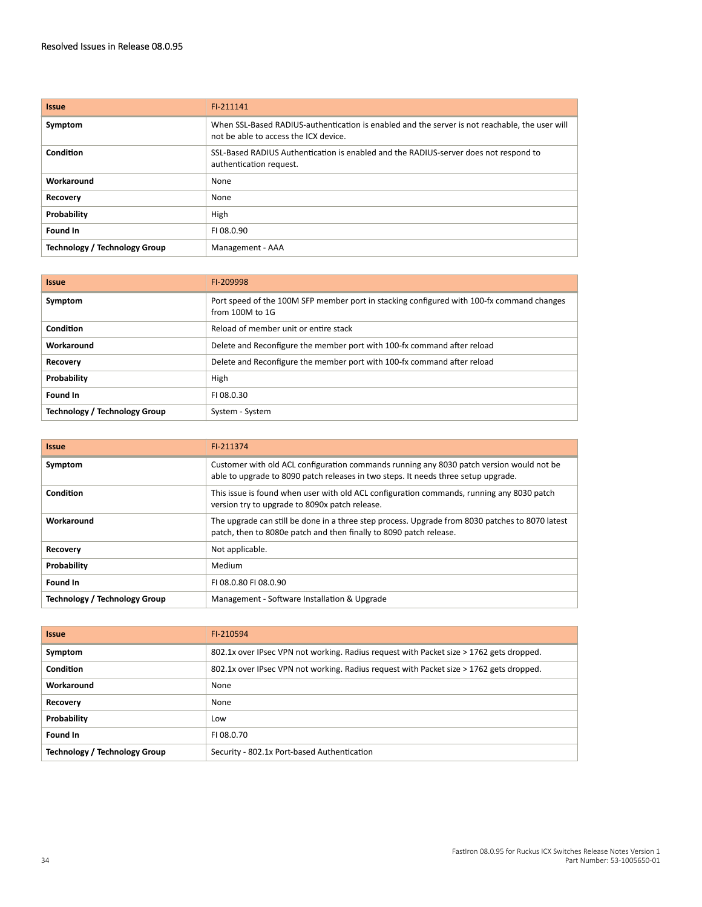| Issue | FI-211141 |
| --- | --- |
| **Symptom** | When SSL-Based RADIUS-authentication is enabled and the server is not reachable, the user will not be able to access the ICX device. |
| **Condition** | SSL-Based RADIUS Authentication is enabled and the RADIUS-server does not respond to authentication request. |
| **Workaround** | None |
| **Recovery** | None |
| **Probability** | High |
| **Found In** | FI 08.0.90 |
| **Technology / Technology Group** | Management - AAA |

| Issue | FI-209998 |
| --- | --- |
| **Symptom** | Port speed of the 100M SFP member port in stacking configured with 100-fx command changes from 100M to 1G |
| **Condition** | Reload of member unit or entire stack |
| **Workaround** | Delete and Reconfigure the member port with 100-fx command after reload |
| **Recovery** | Delete and Reconfigure the member port with 100-fx command after reload |
| **Probability** | High |
| **Found In** | FI 08.0.30 |
| **Technology / Technology Group** | System - System |

| Issue | FI-211374 |
| --- | --- |
| **Symptom** | Customer with old ACL configuration commands running any 8030 patch version would not be able to upgrade to 8090 patch releases in two steps. It needs three setup upgrade. |
| **Condition** | This issue is found when user with old ACL configuration commands, running any 8030 patch version try to upgrade to 8090x patch release. |
| **Workaround** | The upgrade can still be done in a three step process. Upgrade from 8030 patches to 8070 latest patch, then to 8080e patch and then finally to 8090 patch release. |
| **Recovery** | Not applicable. |
| **Probability** | Medium |
| **Found In** | FI 08.0.80 FI 08.0.90 |
| **Technology / Technology Group** | Management - Software Installation & Upgrade |

| Issue | FI-210594 |
| --- | --- |
| **Symptom** | 802.1x over IPsec VPN not working. Radius request with Packet size > 1762 gets dropped. |
| **Condition** | 802.1x over IPsec VPN not working. Radius request with Packet size > 1762 gets dropped. |
| **Workaround** | None |
| **Recovery** | None |
| **Probability** | Low |
| **Found In** | FI 08.0.70 |
| **Technology / Technology Group** | Security - 802.1x Port-based Authentication |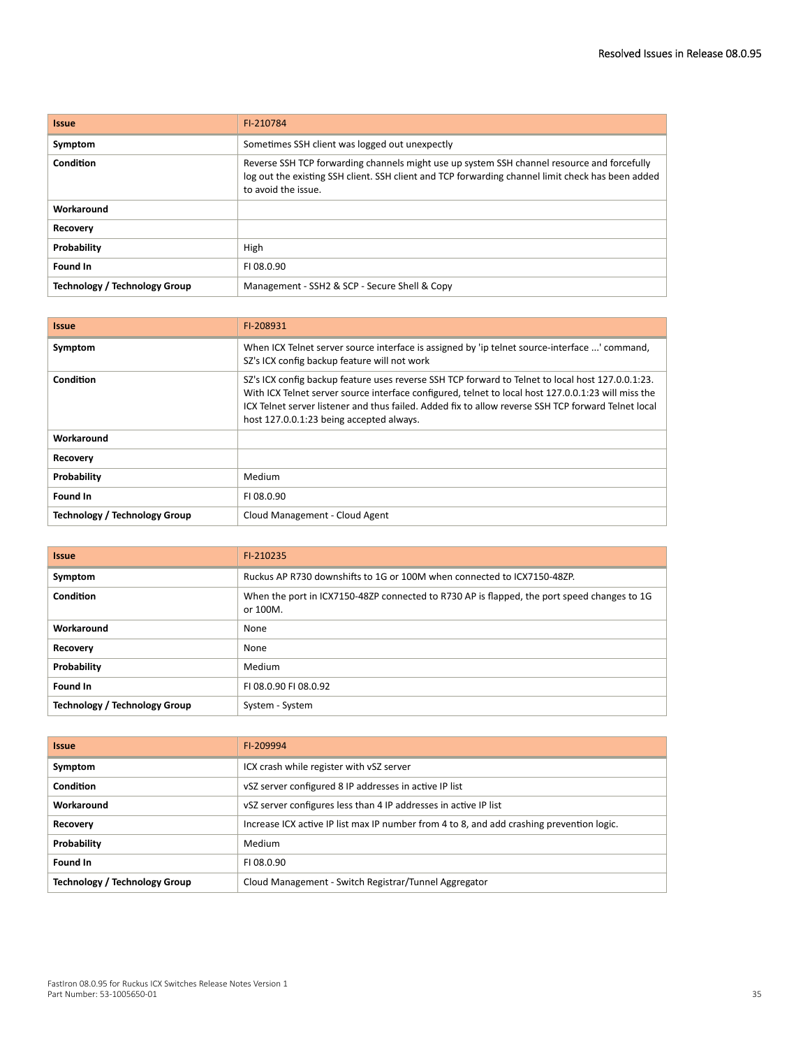| Issue | FI-210784 |
|---|---|
| Symptom | Sometimes SSH client was logged out unexpectly |
| Condition | Reverse SSH TCP forwarding channels might use up system SSH channel resource and forcefully log out the existing SSH client. SSH client and TCP forwarding channel limit check has been added to avoid the issue. |
| Workaround | |
| Recovery | |
| Probability | High |
| Found In | FI 08.0.90 |
| Technology / Technology Group | Management - SSH2 & SCP - Secure Shell & Copy |

| Issue | FI-208931 |
|---|---|
| Symptom | When ICX Telnet server source interface is assigned by 'ip telnet source-interface ...' command, SZ's ICX config backup feature will not work |
| Condition | SZ's ICX config backup feature uses reverse SSH TCP forward to Telnet to local host 127.0.0.1:23. With ICX Telnet server source interface configured, telnet to local host 127.0.0.1:23 will miss the ICX Telnet server listener and thus failed. Added fix to allow reverse SSH TCP forward Telnet local host 127.0.0.1:23 being accepted always. |
| Workaround | |
| Recovery | |
| Probability | Medium |
| Found In | FI 08.0.90 |
| Technology / Technology Group | Cloud Management - Cloud Agent |

| Issue | FI-210235 |
|---|---|
| Symptom | Ruckus AP R730 downshifts to 1G or 100M when connected to ICX7150-48ZP. |
| Condition | When the port in ICX7150-48ZP connected to R730 AP is flapped, the port speed changes to 1G or 100M. |
| Workaround | None |
| Recovery | None |
| Probability | Medium |
| Found In | FI 08.0.90 FI 08.0.92 |
| Technology / Technology Group | System - System |

| Issue | FI-209994 |
|---|---|
| Symptom | ICX crash while register with vSZ server |
| Condition | vSZ server configured 8 IP addresses in active IP list |
| Workaround | vSZ server configures less than 4 IP addresses in active IP list |
| Recovery | Increase ICX active IP list max IP number from 4 to 8, and add crashing prevention logic. |
| Probability | Medium |
| Found In | FI 08.0.90 |
| Technology / Technology Group | Cloud Management - Switch Registrar/Tunnel Aggregator |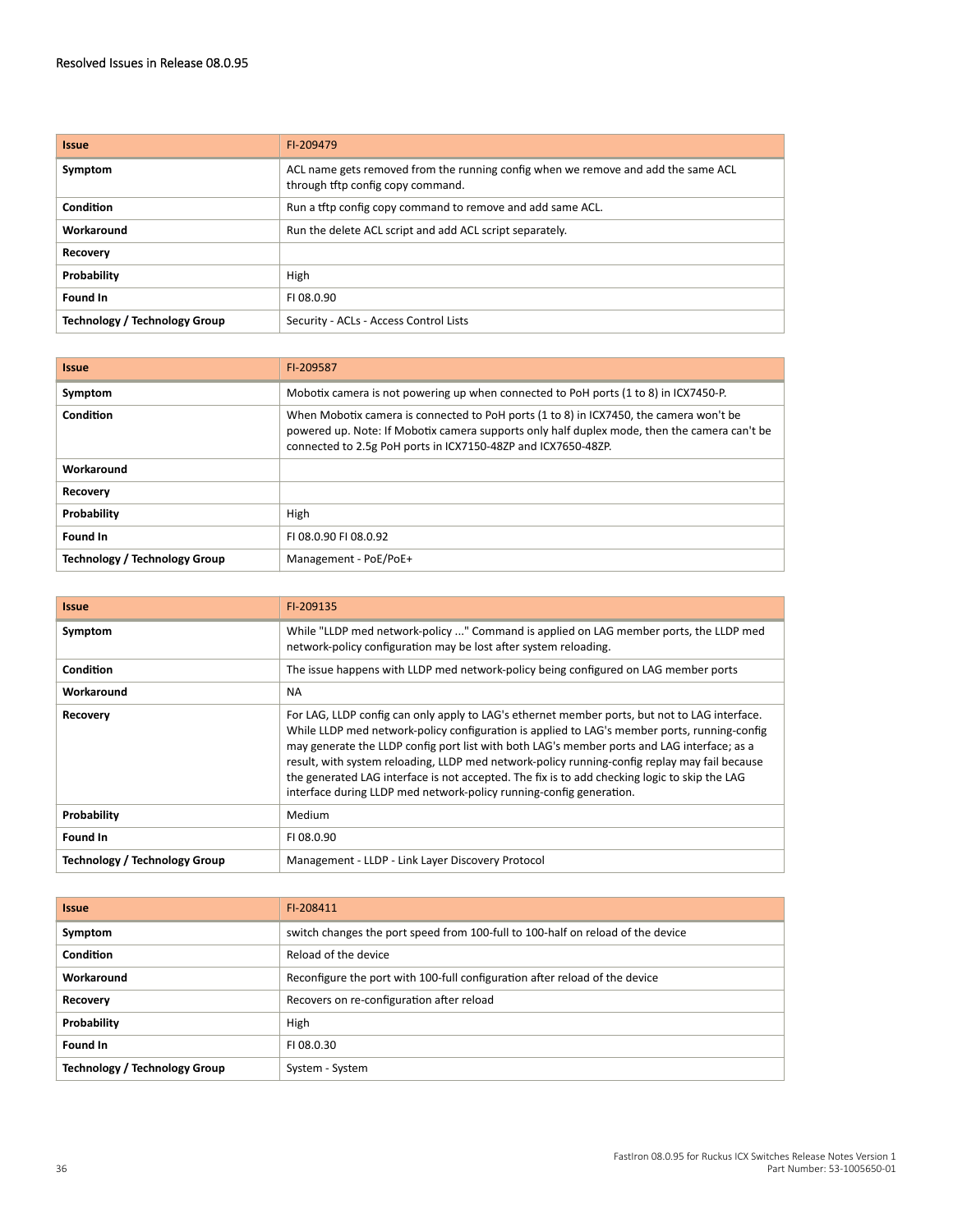| | |
|---|---|
| **Issue** | FI-209479 |
| **Symptom** | ACL name gets removed from the running config when we remove and add the same ACL through tftp config copy command. |
| **Condition** | Run a tftp config copy command to remove and add same ACL. |
| **Workaround** | Run the delete ACL script and add ACL script separately. |
| **Recovery** | |
| **Probability** | High |
| **Found In** | FI 08.0.90 |
| **Technology / Technology Group** | Security - ACLs - Access Control Lists |

| | |
|---|---|
| **Issue** | FI-209587 |
| **Symptom** | Mobotix camera is not powering up when connected to PoH ports (1 to 8) in ICX7450-P. |
| **Condition** | When Mobotix camera is connected to PoH ports (1 to 8) in ICX7450, the camera won't be powered up. Note: If Mobotix camera supports only half duplex mode, then the camera can't be connected to 2.5g PoH ports in ICX7150-48ZP and ICX7650-48ZP. |
| **Workaround** | |
| **Recovery** | |
| **Probability** | High |
| **Found In** | FI 08.0.90 FI 08.0.92 |
| **Technology / Technology Group** | Management - PoE/PoE+ |

| | |
|---|---|
| **Issue** | FI-209135 |
| **Symptom** | While "LLDP med network-policy ..." Command is applied on LAG member ports, the LLDP med network-policy configuration may be lost after system reloading. |
| **Condition** | The issue happens with LLDP med network-policy being configured on LAG member ports |
| **Workaround** | NA |
| **Recovery** | For LAG, LLDP config can only apply to LAG's ethernet member ports, but not to LAG interface. While LLDP med network-policy configuration is applied to LAG's member ports, running-config may generate the LLDP config port list with both LAG's member ports and LAG interface; as a result, with system reloading, LLDP med network-policy running-config replay may fail because the generated LAG interface is not accepted. The fix is to add checking logic to skip the LAG interface during LLDP med network-policy running-config generation. |
| **Probability** | Medium |
| **Found In** | FI 08.0.90 |
| **Technology / Technology Group** | Management - LLDP - Link Layer Discovery Protocol |

| | |
|---|---|
| **Issue** | FI-208411 |
| **Symptom** | switch changes the port speed from 100-full to 100-half on reload of the device |
| **Condition** | Reload of the device |
| **Workaround** | Reconfigure the port with 100-full configuration after reload of the device |
| **Recovery** | Recovers on re-configuration after reload |
| **Probability** | High |
| **Found In** | FI 08.0.30 |
| **Technology / Technology Group** | System - System |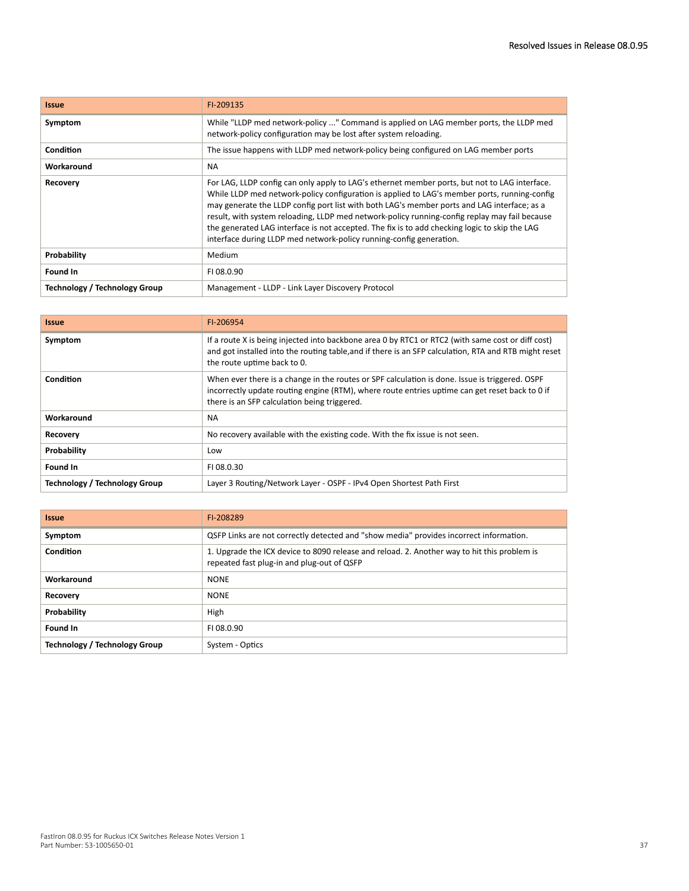| Issue | FI-209135 |
| --- | --- |
| Symptom | While "LLDP med network-policy ..." Command is applied on LAG member ports, the LLDP med network-policy configuration may be lost after system reloading. |
| Condition | The issue happens with LLDP med network-policy being configured on LAG member ports |
| Workaround | NA |
| Recovery | For LAG, LLDP config can only apply to LAG's ethernet member ports, but not to LAG interface. While LLDP med network-policy configuration is applied to LAG's member ports, running-config may generate the LLDP config port list with both LAG's member ports and LAG interface; as a result, with system reloading, LLDP med network-policy running-config replay may fail because the generated LAG interface is not accepted. The fix is to add checking logic to skip the LAG interface during LLDP med network-policy running-config generation. |
| Probability | Medium |
| Found In | FI 08.0.90 |
| Technology / Technology Group | Management - LLDP - Link Layer Discovery Protocol |

| Issue | FI-206954 |
| --- | --- |
| Symptom | If a route X is being injected into backbone area 0 by RTC1 or RTC2 (with same cost or diff cost) and got installed into the routing table,and if there is an SFP calculation, RTA and RTB might reset the route uptime back to 0. |
| Condition | When ever there is a change in the routes or SPF calculation is done. Issue is triggered. OSPF incorrectly update routing engine (RTM), where route entries uptime can get reset back to 0 if there is an SFP calculation being triggered. |
| Workaround | NA |
| Recovery | No recovery available with the existing code. With the fix issue is not seen. |
| Probability | Low |
| Found In | FI 08.0.30 |
| Technology / Technology Group | Layer 3 Routing/Network Layer - OSPF - IPv4 Open Shortest Path First |

| Issue | FI-208289 |
| --- | --- |
| Symptom | QSFP Links are not correctly detected and "show media" provides incorrect information. |
| Condition | 1. Upgrade the ICX device to 8090 release and reload. 2. Another way to hit this problem is repeated fast plug-in and plug-out of QSFP |
| Workaround | NONE |
| Recovery | NONE |
| Probability | High |
| Found In | FI 08.0.90 |
| Technology / Technology Group | System - Optics |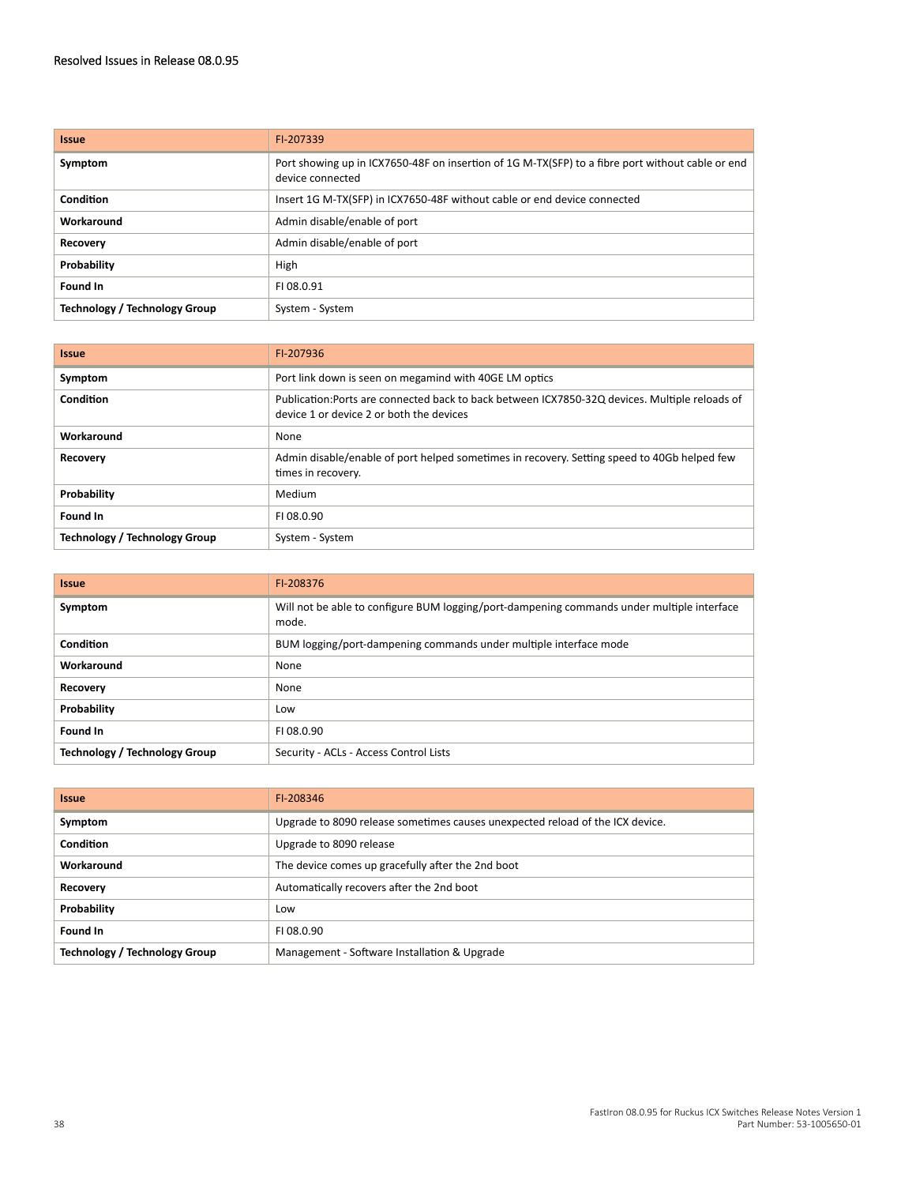| Issue | FI-207339 |
| --- | --- |
| Symptom | Port showing up in ICX7650-48F on insertion of 1G M-TX(SFP) to a fibre port without cable or end device connected |
| Condition | Insert 1G M-TX(SFP) in ICX7650-48F without cable or end device connected |
| Workaround | Admin disable/enable of port |
| Recovery | Admin disable/enable of port |
| Probability | High |
| Found In | FI 08.0.91 |
| Technology / Technology Group | System - System |

| Issue | FI-207936 |
| --- | --- |
| Symptom | Port link down is seen on megamind with 40GE LM optics |
| Condition | Publication:Ports are connected back to back between ICX7850-32Q devices. Multiple reloads of device 1 or device 2 or both the devices |
| Workaround | None |
| Recovery | Admin disable/enable of port helped sometimes in recovery. Setting speed to 40Gb helped few times in recovery. |
| Probability | Medium |
| Found In | FI 08.0.90 |
| Technology / Technology Group | System - System |

| Issue | FI-208376 |
| --- | --- |
| Symptom | Will not be able to configure BUM logging/port-dampening commands under multiple interface mode. |
| Condition | BUM logging/port-dampening commands under multiple interface mode |
| Workaround | None |
| Recovery | None |
| Probability | Low |
| Found In | FI 08.0.90 |
| Technology / Technology Group | Security - ACLs - Access Control Lists |

| Issue | FI-208346 |
| --- | --- |
| Symptom | Upgrade to 8090 release sometimes causes unexpected reload of the ICX device. |
| Condition | Upgrade to 8090 release |
| Workaround | The device comes up gracefully after the 2nd boot |
| Recovery | Automatically recovers after the 2nd boot |
| Probability | Low |
| Found In | FI 08.0.90 |
| Technology / Technology Group | Management - Software Installation & Upgrade |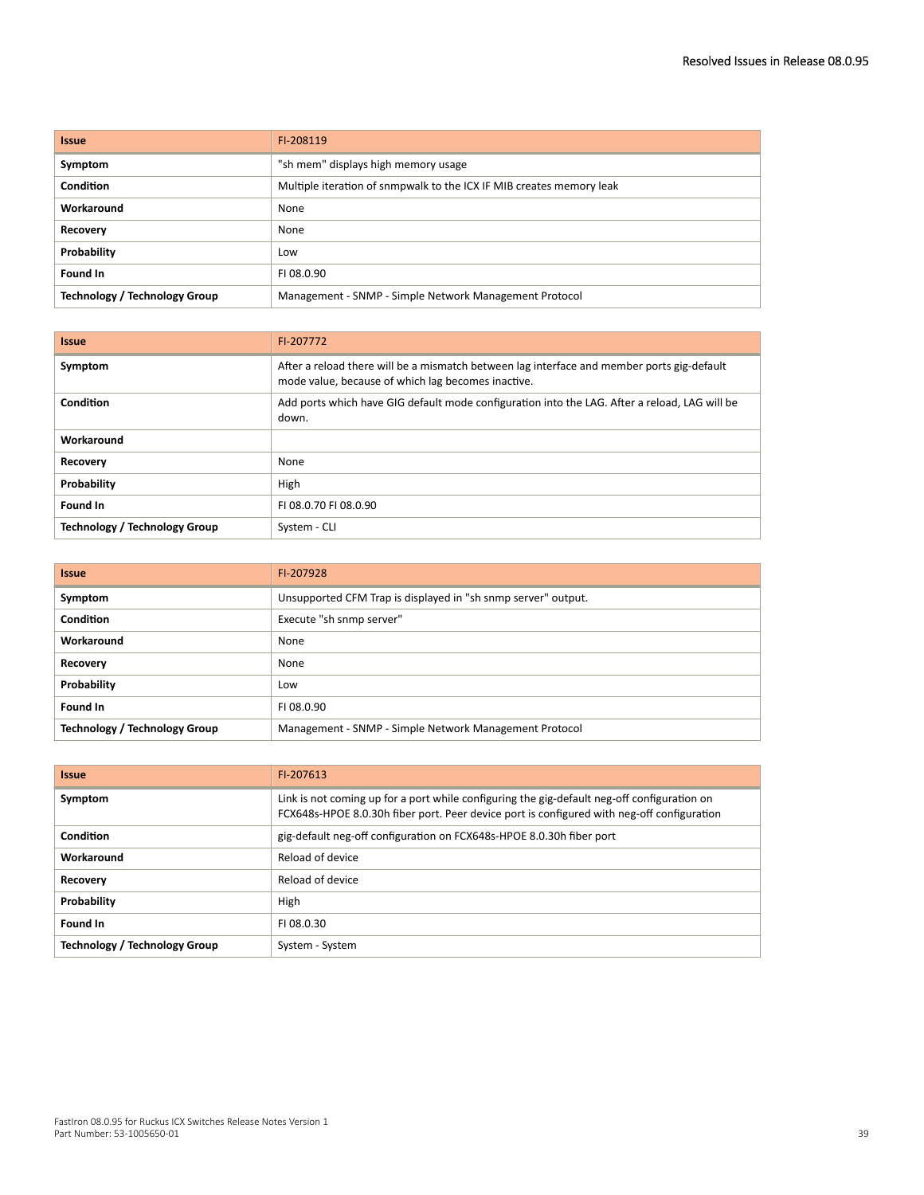| Issue | FI-208119 |
| --- | --- |
| **Symptom** | "sh mem" displays high memory usage |
| **Condition** | Multiple iteration of snmpwalk to the ICX IF MIB creates memory leak |
| **Workaround** | None |
| **Recovery** | None |
| **Probability** | Low |
| **Found In** | FI 08.0.90 |
| **Technology / Technology Group** | Management - SNMP - Simple Network Management Protocol |

| Issue | FI-207772 |
| --- | --- |
| **Symptom** | After a reload there will be a mismatch between lag interface and member ports gig-default mode value, because of which lag becomes inactive. |
| **Condition** | Add ports which have GIG default mode configuration into the LAG. After a reload, LAG will be down. |
| **Workaround** | |
| **Recovery** | None |
| **Probability** | High |
| **Found In** | FI 08.0.70 FI 08.0.90 |
| **Technology / Technology Group** | System - CLI |

| Issue | FI-207928 |
| --- | --- |
| **Symptom** | Unsupported CFM Trap is displayed in "sh snmp server" output. |
| **Condition** | Execute "sh snmp server" |
| **Workaround** | None |
| **Recovery** | None |
| **Probability** | Low |
| **Found In** | FI 08.0.90 |
| **Technology / Technology Group** | Management - SNMP - Simple Network Management Protocol |

| Issue | FI-207613 |
| --- | --- |
| **Symptom** | Link is not coming up for a port while configuring the gig-default neg-off configuration on FCX648s-HPOE 8.0.30h fiber port. Peer device port is configured with neg-off configuration |
| **Condition** | gig-default neg-off configuration on FCX648s-HPOE 8.0.30h fiber port |
| **Workaround** | Reload of device |
| **Recovery** | Reload of device |
| **Probability** | High |
| **Found In** | FI 08.0.30 |
| **Technology / Technology Group** | System - System |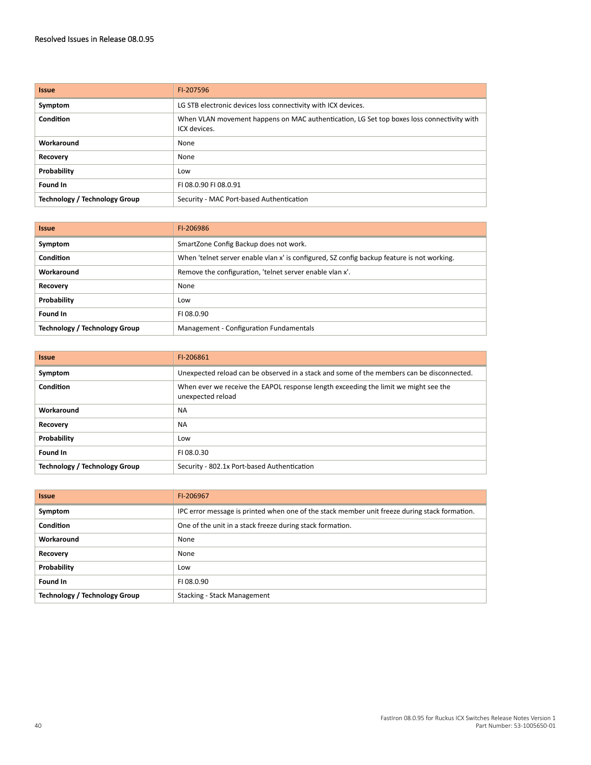| Issue | FI-207596 |
| --- | --- |
| Symptom | LG STB electronic devices loss connectivity with ICX devices. |
| Condition | When VLAN movement happens on MAC authentication, LG Set top boxes loss connectivity with ICX devices. |
| Workaround | None |
| Recovery | None |
| Probability | Low |
| Found In | FI 08.0.90 FI 08.0.91 |
| Technology / Technology Group | Security - MAC Port-based Authentication |

| Issue | FI-206986 |
| --- | --- |
| Symptom | SmartZone Config Backup does not work. |
| Condition | When 'telnet server enable vlan x' is configured, SZ config backup feature is not working. |
| Workaround | Remove the configuration, 'telnet server enable vlan x'. |
| Recovery | None |
| Probability | Low |
| Found In | FI 08.0.90 |
| Technology / Technology Group | Management - Configuration Fundamentals |

| Issue | FI-206861 |
| --- | --- |
| Symptom | Unexpected reload can be observed in a stack and some of the members can be disconnected. |
| Condition | When ever we receive the EAPOL response length exceeding the limit we might see the unexpected reload |
| Workaround | NA |
| Recovery | NA |
| Probability | Low |
| Found In | FI 08.0.30 |
| Technology / Technology Group | Security - 802.1x Port-based Authentication |

| Issue | FI-206967 |
| --- | --- |
| Symptom | IPC error message is printed when one of the stack member unit freeze during stack formation. |
| Condition | One of the unit in a stack freeze during stack formation. |
| Workaround | None |
| Recovery | None |
| Probability | Low |
| Found In | FI 08.0.90 |
| Technology / Technology Group | Stacking - Stack Management |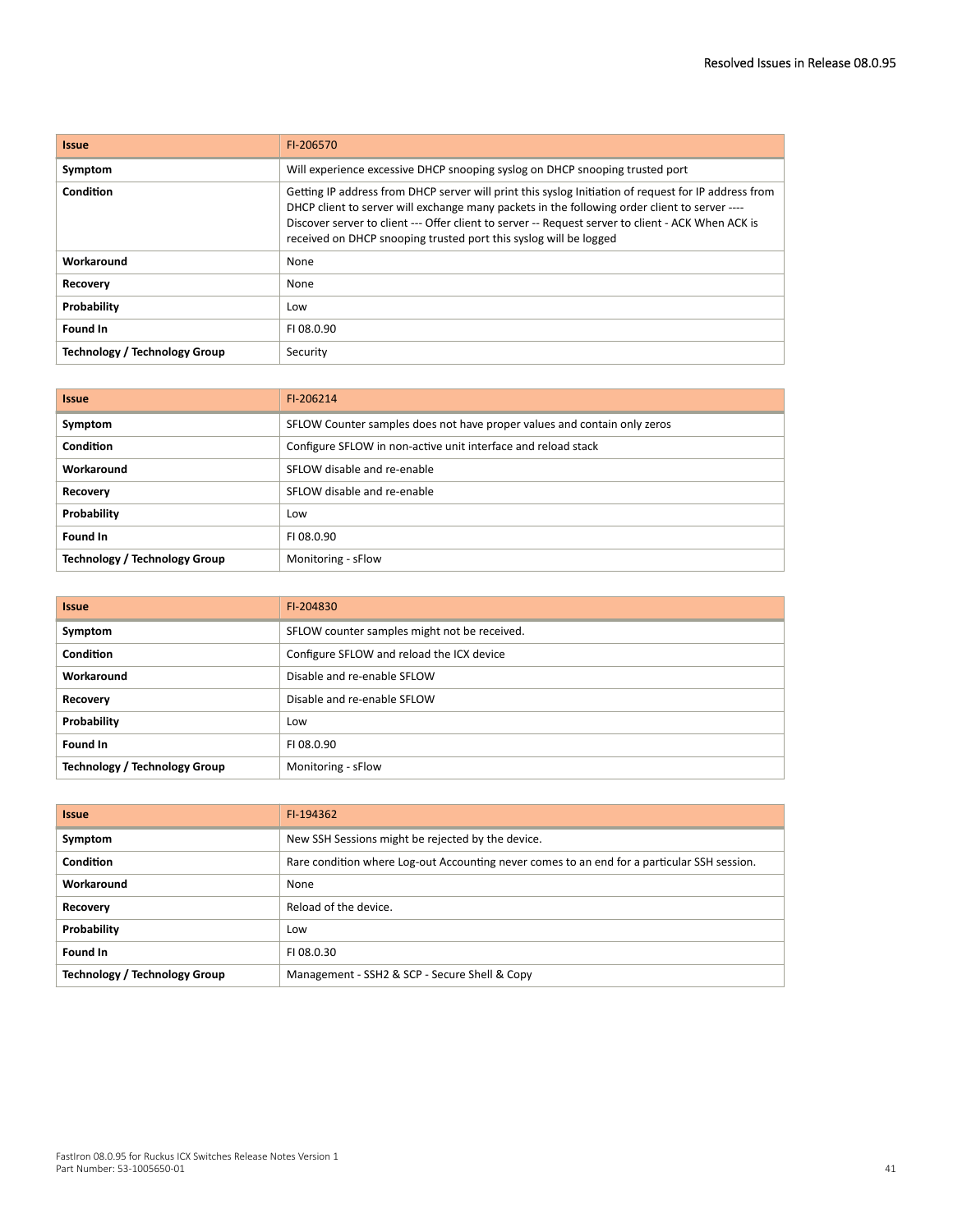| Issue | FI-206570 |
| --- | --- |
| Symptom | Will experience excessive DHCP snooping syslog on DHCP snooping trusted port |
| Condition | Getting IP address from DHCP server will print this syslog Initiation of request for IP address from DHCP client to server will exchange many packets in the following order client to server ---- Discover server to client --- Offer client to server -- Request server to client - ACK When ACK is received on DHCP snooping trusted port this syslog will be logged |
| Workaround | None |
| Recovery | None |
| Probability | Low |
| Found In | FI 08.0.90 |
| Technology / Technology Group | Security |

| Issue | FI-206214 |
| --- | --- |
| Symptom | SFLOW Counter samples does not have proper values and contain only zeros |
| Condition | Configure SFLOW in non-active unit interface and reload stack |
| Workaround | SFLOW disable and re-enable |
| Recovery | SFLOW disable and re-enable |
| Probability | Low |
| Found In | FI 08.0.90 |
| Technology / Technology Group | Monitoring - sFlow |

| Issue | FI-204830 |
| --- | --- |
| Symptom | SFLOW counter samples might not be received. |
| Condition | Configure SFLOW and reload the ICX device |
| Workaround | Disable and re-enable SFLOW |
| Recovery | Disable and re-enable SFLOW |
| Probability | Low |
| Found In | FI 08.0.90 |
| Technology / Technology Group | Monitoring - sFlow |

| Issue | FI-194362 |
| --- | --- |
| Symptom | New SSH Sessions might be rejected by the device. |
| Condition | Rare condition where Log-out Accounting never comes to an end for a particular SSH session. |
| Workaround | None |
| Recovery | Reload of the device. |
| Probability | Low |
| Found In | FI 08.0.30 |
| Technology / Technology Group | Management - SSH2 & SCP - Secure Shell & Copy |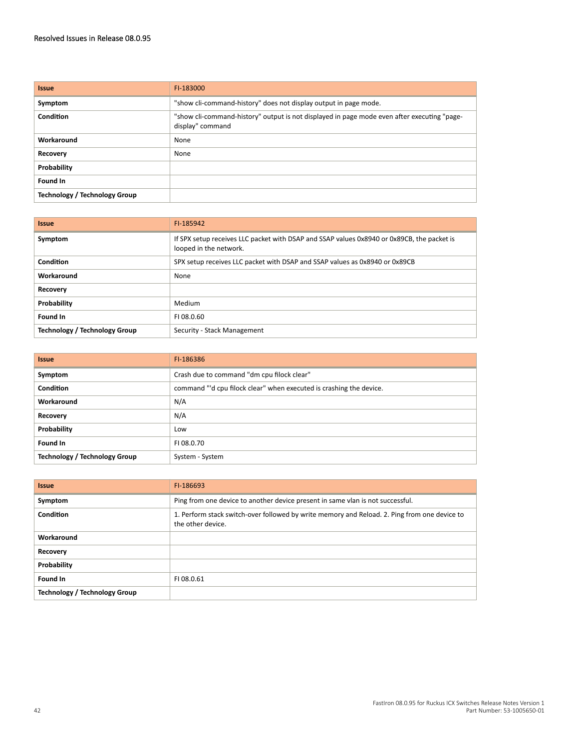| Issue | FI-183000 |
| --- | --- |
| Symptom | "show cli-command-history" does not display output in page mode. |
| Condition | "show cli-command-history" output is not displayed in page mode even after executing "page-display" command |
| Workaround | None |
| Recovery | None |
| Probability | |
| Found In | |
| Technology / Technology Group | |

| Issue | FI-185942 |
| --- | --- |
| Symptom | If SPX setup receives LLC packet with DSAP and SSAP values 0x8940 or 0x89CB, the packet is looped in the network. |
| Condition | SPX setup receives LLC packet with DSAP and SSAP values as 0x8940 or 0x89CB |
| Workaround | None |
| Recovery | |
| Probability | Medium |
| Found In | FI 08.0.60 |
| Technology / Technology Group | Security - Stack Management |

| Issue | FI-186386 |
| --- | --- |
| Symptom | Crash due to command "dm cpu filock clear" |
| Condition | command "'d cpu filock clear" when executed is crashing the device. |
| Workaround | N/A |
| Recovery | N/A |
| Probability | Low |
| Found In | FI 08.0.70 |
| Technology / Technology Group | System - System |

| Issue | FI-186693 |
| --- | --- |
| Symptom | Ping from one device to another device present in same vlan is not successful. |
| Condition | 1. Perform stack switch-over followed by write memory and Reload. 2. Ping from one device to the other device. |
| Workaround | |
| Recovery | |
| Probability | |
| Found In | FI 08.0.61 |
| Technology / Technology Group | |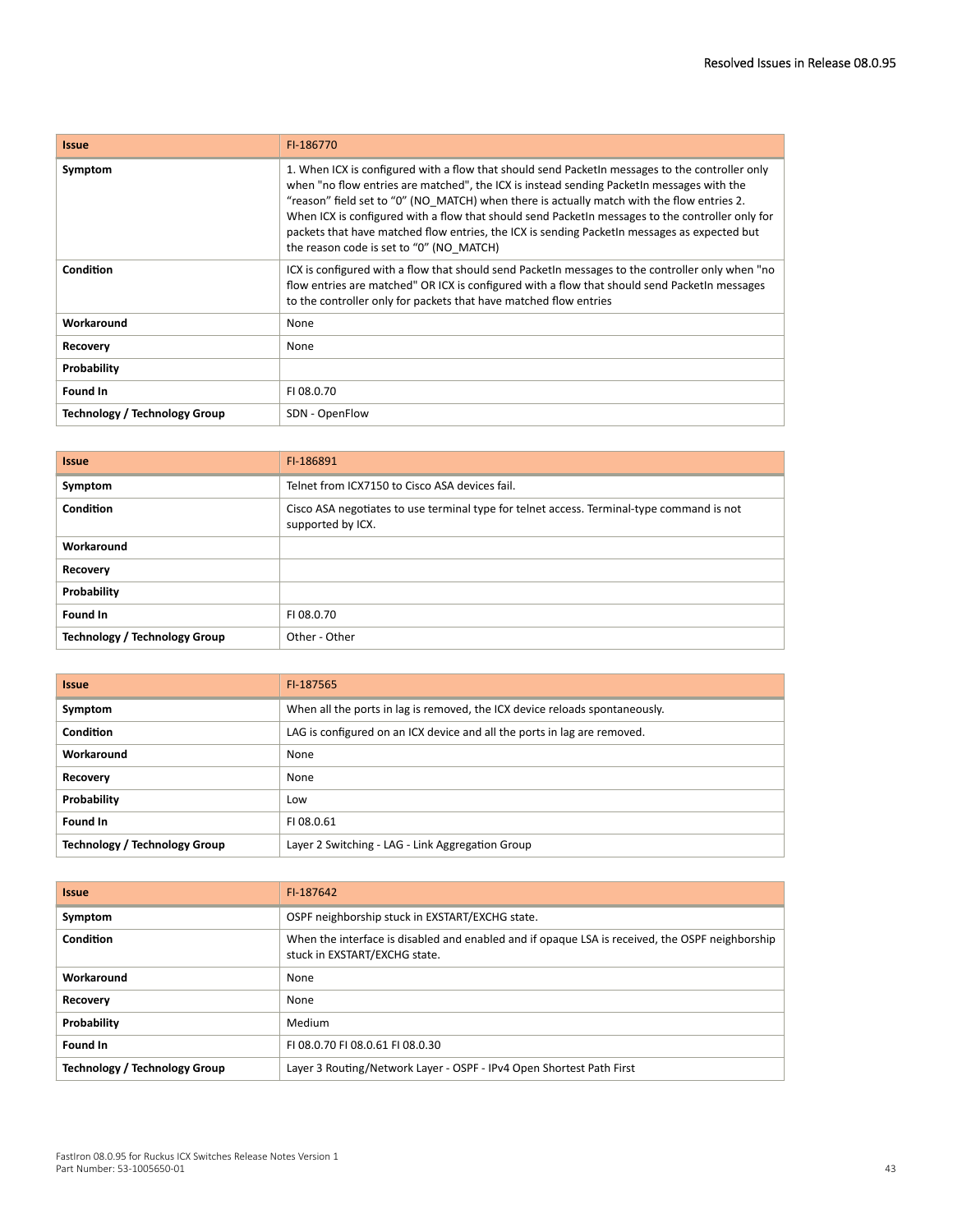| Issue | FI-186770 |
| --- | --- |
| Symptom | 1. When ICX is configured with a flow that should send PacketIn messages to the controller only when "no flow entries are matched", the ICX is instead sending PacketIn messages with the “reason” field set to “0” (NO_MATCH) when there is actually match with the flow entries 2. When ICX is configured with a flow that should send PacketIn messages to the controller only for packets that have matched flow entries, the ICX is sending PacketIn messages as expected but the reason code is set to “0” (NO_MATCH) |
| Condition | ICX is configured with a flow that should send PacketIn messages to the controller only when "no flow entries are matched" OR ICX is configured with a flow that should send PacketIn messages to the controller only for packets that have matched flow entries |
| Workaround | None |
| Recovery | None |
| Probability | |
| Found In | FI 08.0.70 |
| Technology / Technology Group | SDN - OpenFlow |

| Issue | FI-186891 |
| --- | --- |
| Symptom | Telnet from ICX7150 to Cisco ASA devices fail. |
| Condition | Cisco ASA negotiates to use terminal type for telnet access. Terminal-type command is not supported by ICX. |
| Workaround | |
| Recovery | |
| Probability | |
| Found In | FI 08.0.70 |
| Technology / Technology Group | Other - Other |

| Issue | FI-187565 |
| --- | --- |
| Symptom | When all the ports in lag is removed, the ICX device reloads spontaneously. |
| Condition | LAG is configured on an ICX device and all the ports in lag are removed. |
| Workaround | None |
| Recovery | None |
| Probability | Low |
| Found In | FI 08.0.61 |
| Technology / Technology Group | Layer 2 Switching - LAG - Link Aggregation Group |

| Issue | FI-187642 |
| --- | --- |
| Symptom | OSPF neighborship stuck in EXSTART/EXCHG state. |
| Condition | When the interface is disabled and enabled and if opaque LSA is received, the OSPF neighborship stuck in EXSTART/EXCHG state. |
| Workaround | None |
| Recovery | None |
| Probability | Medium |
| Found In | FI 08.0.70 FI 08.0.61 FI 08.0.30 |
| Technology / Technology Group | Layer 3 Routing/Network Layer - OSPF - IPv4 Open Shortest Path First |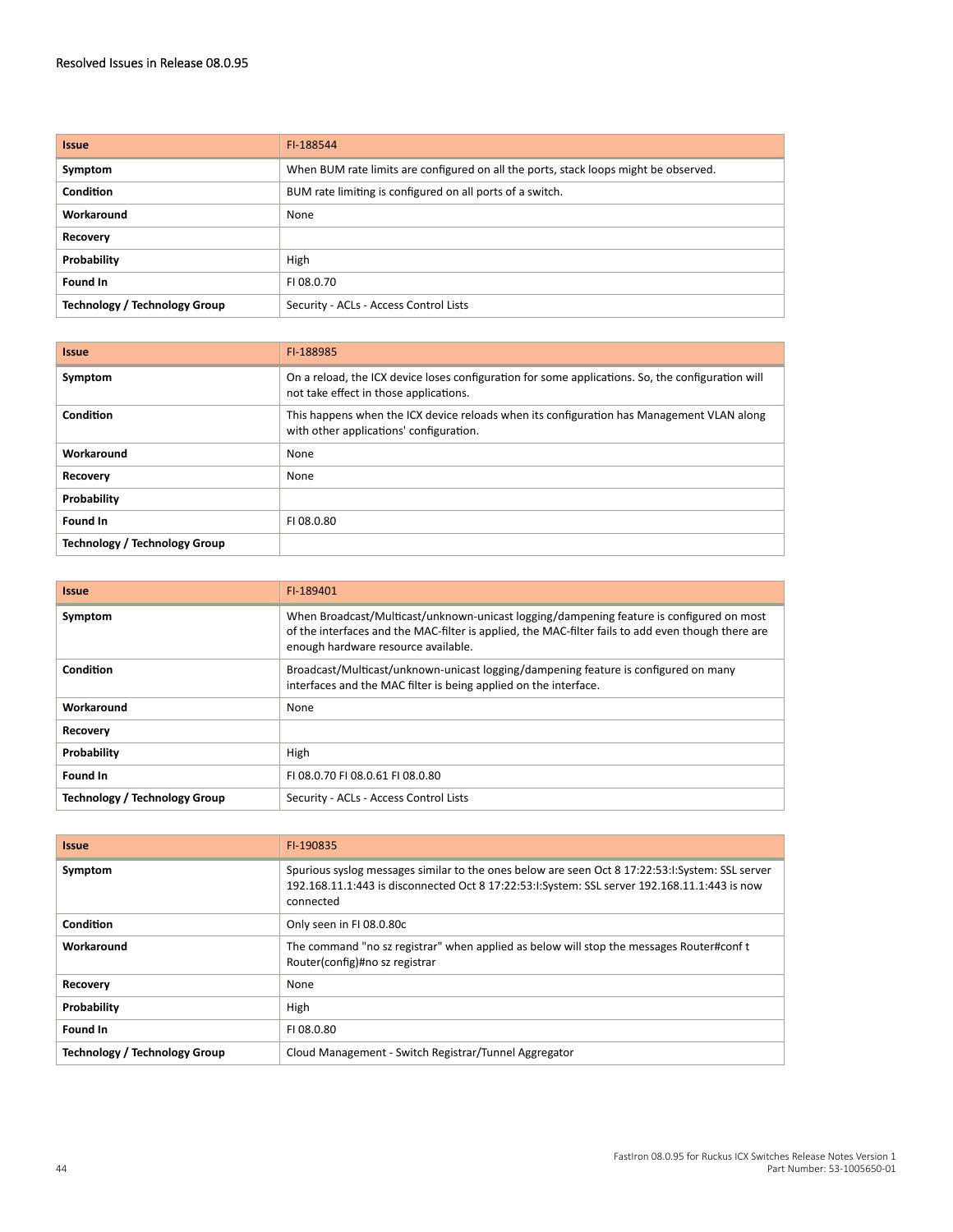| Issue | FI-188544 |
| --- | --- |
| **Symptom** | When BUM rate limits are configured on all the ports, stack loops might be observed. |
| **Condition** | BUM rate limiting is configured on all ports of a switch. |
| **Workaround** | None |
| **Recovery** | |
| **Probability** | High |
| **Found In** | FI 08.0.70 |
| **Technology / Technology Group** | Security - ACLs - Access Control Lists |

| Issue | FI-188985 |
| --- | --- |
| **Symptom** | On a reload, the ICX device loses configuration for some applications. So, the configuration will not take effect in those applications. |
| **Condition** | This happens when the ICX device reloads when its configuration has Management VLAN along with other applications' configuration. |
| **Workaround** | None |
| **Recovery** | None |
| **Probability** | |
| **Found In** | FI 08.0.80 |
| **Technology / Technology Group** | |

| Issue | FI-189401 |
| --- | --- |
| **Symptom** | When Broadcast/Multicast/unknown-unicast logging/dampening feature is configured on most of the interfaces and the MAC-filter is applied, the MAC-filter fails to add even though there are enough hardware resource available. |
| **Condition** | Broadcast/Multicast/unknown-unicast logging/dampening feature is configured on many interfaces and the MAC filter is being applied on the interface. |
| **Workaround** | None |
| **Recovery** | |
| **Probability** | High |
| **Found In** | FI 08.0.70 FI 08.0.61 FI 08.0.80 |
| **Technology / Technology Group** | Security - ACLs - Access Control Lists |

| Issue | FI-190835 |
| --- | --- |
| **Symptom** | Spurious syslog messages similar to the ones below are seen Oct 8 17:22:53:I:System: SSL server 192.168.11.1:443 is disconnected Oct 8 17:22:53:I:System: SSL server 192.168.11.1:443 is now connected |
| **Condition** | Only seen in FI 08.0.80c |
| **Workaround** | The command "no sz registrar" when applied as below will stop the messages Router#conf t Router(config)#no sz registrar |
| **Recovery** | None |
| **Probability** | High |
| **Found In** | FI 08.0.80 |
| **Technology / Technology Group** | Cloud Management - Switch Registrar/Tunnel Aggregator |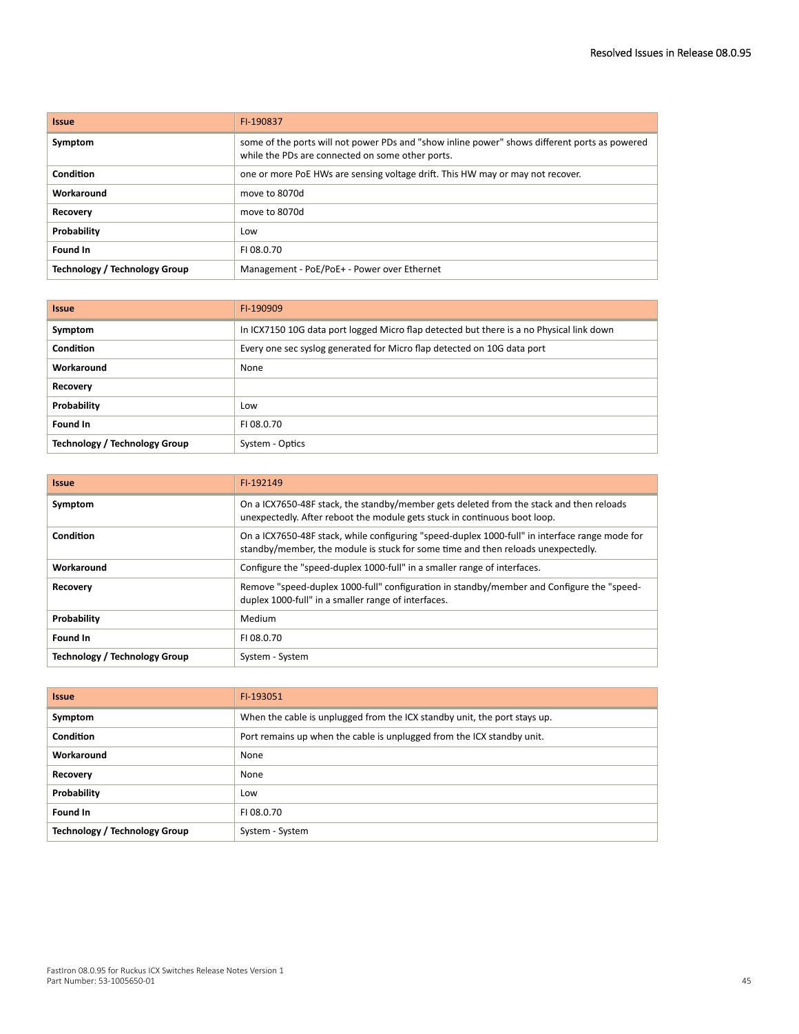| Issue | FI-190837 |
| --- | --- |
| Symptom | some of the ports will not power PDs and "show inline power" shows different ports as powered while the PDs are connected on some other ports. |
| Condition | one or more PoE HWs are sensing voltage drift. This HW may or may not recover. |
| Workaround | move to 8070d |
| Recovery | move to 8070d |
| Probability | Low |
| Found In | FI 08.0.70 |
| Technology / Technology Group | Management - PoE/PoE+ - Power over Ethernet |

| Issue | FI-190909 |
| --- | --- |
| Symptom | In ICX7150 10G data port logged Micro flap detected but there is a no Physical link down |
| Condition | Every one sec syslog generated for Micro flap detected on 10G data port |
| Workaround | None |
| Recovery | |
| Probability | Low |
| Found In | FI 08.0.70 |
| Technology / Technology Group | System - Optics |

| Issue | FI-192149 |
| --- | --- |
| Symptom | On a ICX7650-48F stack, the standby/member gets deleted from the stack and then reloads unexpectedly. After reboot the module gets stuck in continuous boot loop. |
| Condition | On a ICX7650-48F stack, while configuring "speed-duplex 1000-full" in interface range mode for standby/member, the module is stuck for some time and then reloads unexpectedly. |
| Workaround | Configure the "speed-duplex 1000-full" in a smaller range of interfaces. |
| Recovery | Remove "speed-duplex 1000-full" configuration in standby/member and Configure the "speed-duplex 1000-full" in a smaller range of interfaces. |
| Probability | Medium |
| Found In | FI 08.0.70 |
| Technology / Technology Group | System - System |

| Issue | FI-193051 |
| --- | --- |
| Symptom | When the cable is unplugged from the ICX standby unit, the port stays up. |
| Condition | Port remains up when the cable is unplugged from the ICX standby unit. |
| Workaround | None |
| Recovery | None |
| Probability | Low |
| Found In | FI 08.0.70 |
| Technology / Technology Group | System - System |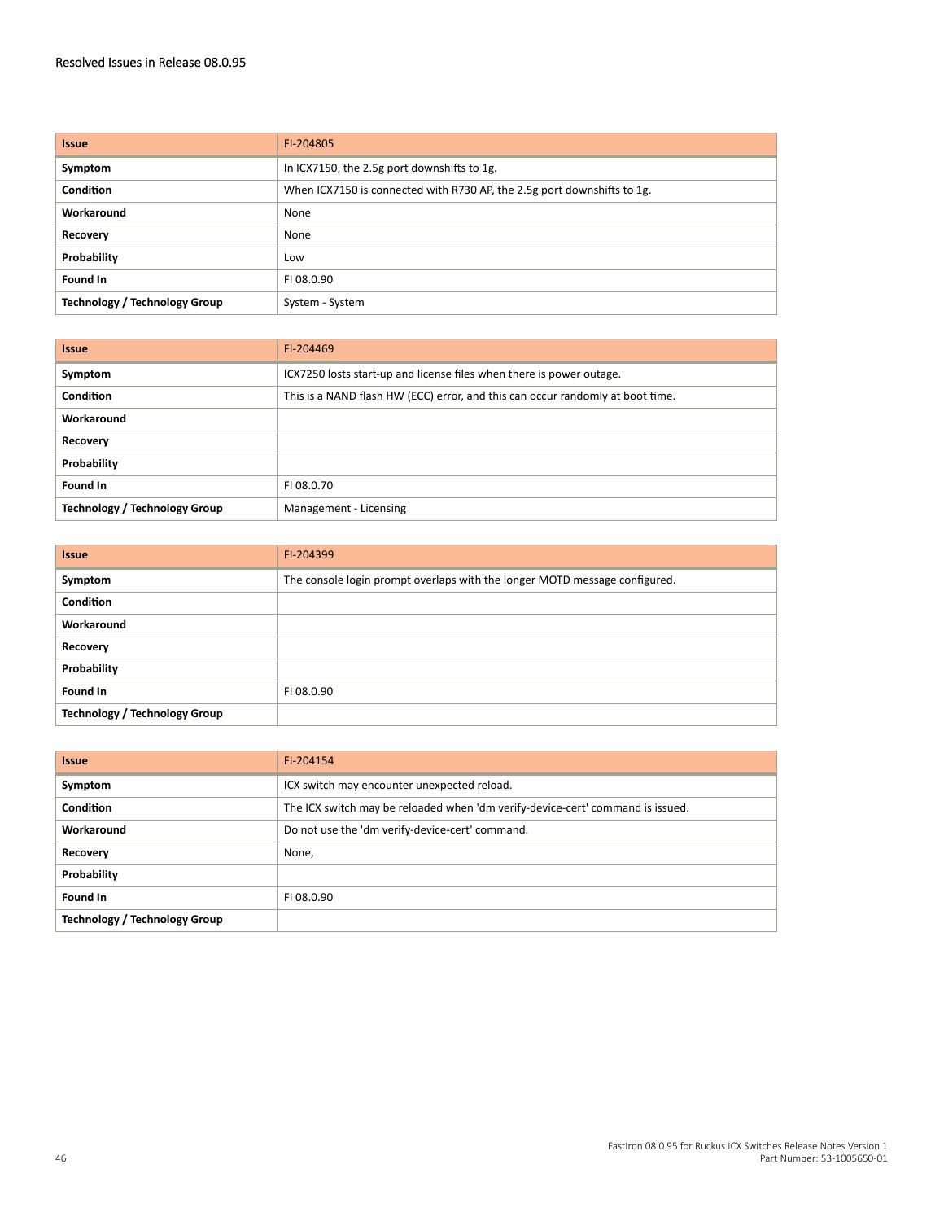| Issue | FI-204805 |
| --- | --- |
| Symptom | In ICX7150, the 2.5g port downshifts to 1g. |
| Condition | When ICX7150 is connected with R730 AP, the 2.5g port downshifts to 1g. |
| Workaround | None |
| Recovery | None |
| Probability | Low |
| Found In | FI 08.0.90 |
| Technology / Technology Group | System - System |

| Issue | FI-204469 |
| --- | --- |
| Symptom | ICX7250 losts start-up and license files when there is power outage. |
| Condition | This is a NAND flash HW (ECC) error, and this can occur randomly at boot time. |
| Workaround | |
| Recovery | |
| Probability | |
| Found In | FI 08.0.70 |
| Technology / Technology Group | Management - Licensing |

| Issue | FI-204399 |
| --- | --- |
| Symptom | The console login prompt overlaps with the longer MOTD message configured. |
| Condition | |
| Workaround | |
| Recovery | |
| Probability | |
| Found In | FI 08.0.90 |
| Technology / Technology Group | |

| Issue | FI-204154 |
| --- | --- |
| Symptom | ICX switch may encounter unexpected reload. |
| Condition | The ICX switch may be reloaded when 'dm verify-device-cert' command is issued. |
| Workaround | Do not use the 'dm verify-device-cert' command. |
| Recovery | None, |
| Probability | |
| Found In | FI 08.0.90 |
| Technology / Technology Group | |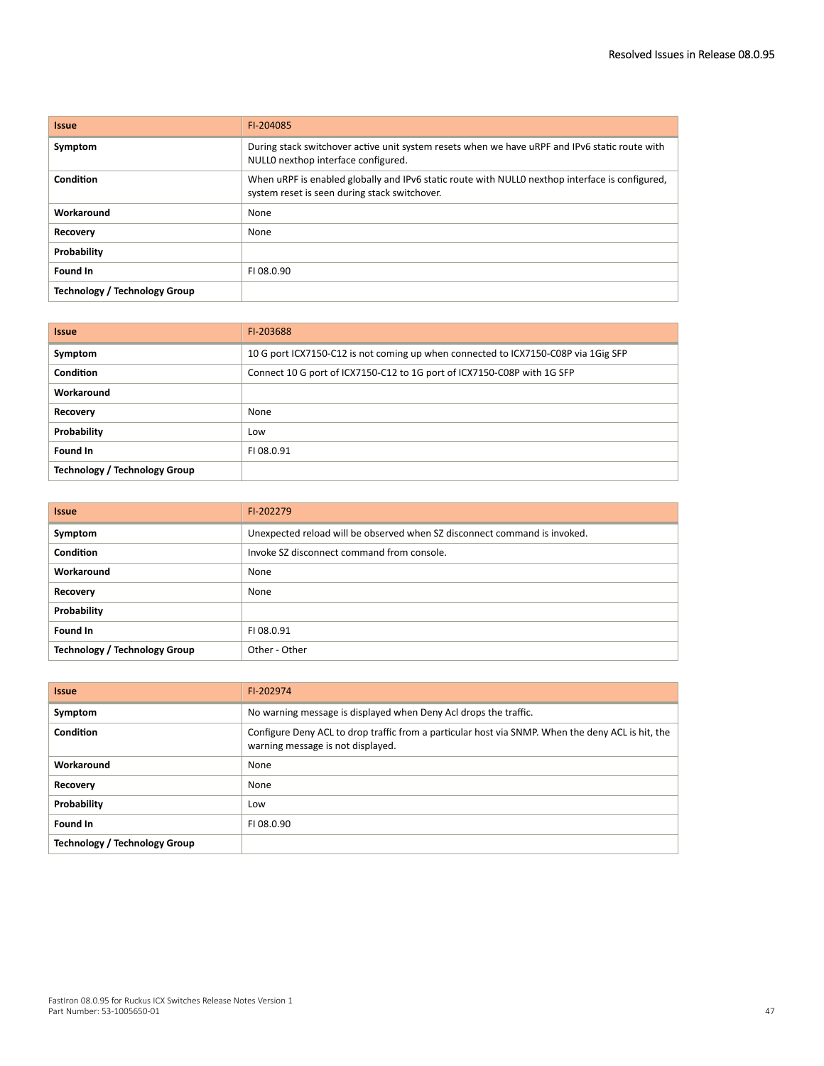| Issue | FI-204085 |
| --- | --- |
| Symptom | During stack switchover active unit system resets when we have uRPF and IPv6 static route with NULL0 nexthop interface configured. |
| Condition | When uRPF is enabled globally and IPv6 static route with NULL0 nexthop interface is configured, system reset is seen during stack switchover. |
| Workaround | None |
| Recovery | None |
| Probability | |
| Found In | FI 08.0.90 |
| Technology / Technology Group | |

| Issue | FI-203688 |
| --- | --- |
| Symptom | 10 G port ICX7150-C12 is not coming up when connected to ICX7150-C08P via 1Gig SFP |
| Condition | Connect 10 G port of ICX7150-C12 to 1G port of ICX7150-C08P with 1G SFP |
| Workaround | |
| Recovery | None |
| Probability | Low |
| Found In | FI 08.0.91 |
| Technology / Technology Group | |

| Issue | FI-202279 |
| --- | --- |
| Symptom | Unexpected reload will be observed when SZ disconnect command is invoked. |
| Condition | Invoke SZ disconnect command from console. |
| Workaround | None |
| Recovery | None |
| Probability | |
| Found In | FI 08.0.91 |
| Technology / Technology Group | Other - Other |

| Issue | FI-202974 |
| --- | --- |
| Symptom | No warning message is displayed when Deny Acl drops the traffic. |
| Condition | Configure Deny ACL to drop traffic from a particular host via SNMP. When the deny ACL is hit, the warning message is not displayed. |
| Workaround | None |
| Recovery | None |
| Probability | Low |
| Found In | FI 08.0.90 |
| Technology / Technology Group | |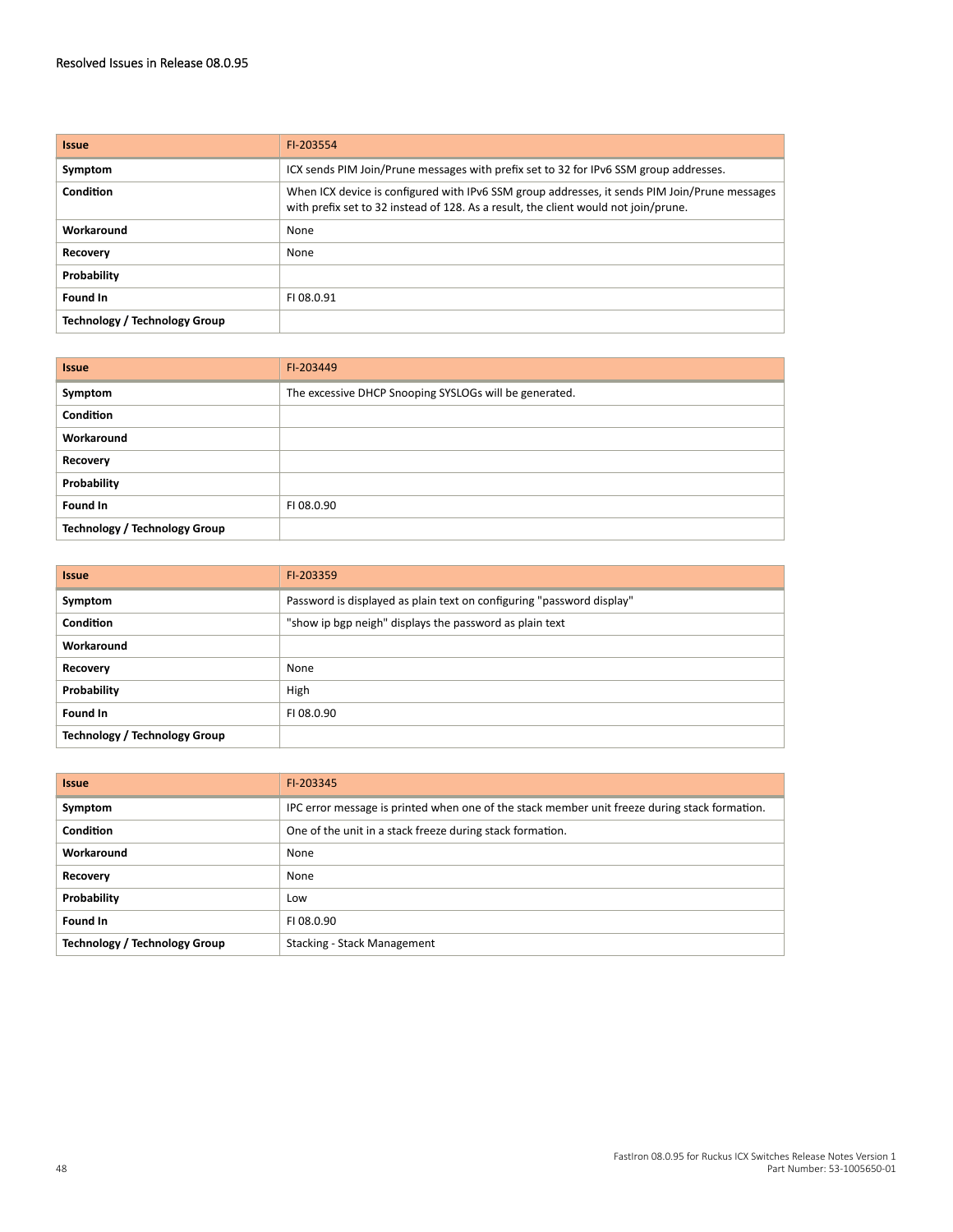| Issue | FI-203554 |
| --- | --- |
| Symptom | ICX sends PIM Join/Prune messages with prefix set to 32 for IPv6 SSM group addresses. |
| Condition | When ICX device is configured with IPv6 SSM group addresses, it sends PIM Join/Prune messages with prefix set to 32 instead of 128. As a result, the client would not join/prune. |
| Workaround | None |
| Recovery | None |
| Probability | |
| Found In | FI 08.0.91 |
| Technology / Technology Group | |

| Issue | FI-203449 |
| --- | --- |
| Symptom | The excessive DHCP Snooping SYSLOGs will be generated. |
| Condition | |
| Workaround | |
| Recovery | |
| Probability | |
| Found In | FI 08.0.90 |
| Technology / Technology Group | |

| Issue | FI-203359 |
| --- | --- |
| Symptom | Password is displayed as plain text on configuring "password display" |
| Condition | "show ip bgp neigh" displays the password as plain text |
| Workaround | |
| Recovery | None |
| Probability | High |
| Found In | FI 08.0.90 |
| Technology / Technology Group | |

| Issue | FI-203345 |
| --- | --- |
| Symptom | IPC error message is printed when one of the stack member unit freeze during stack formation. |
| Condition | One of the unit in a stack freeze during stack formation. |
| Workaround | None |
| Recovery | None |
| Probability | Low |
| Found In | FI 08.0.90 |
| Technology / Technology Group | Stacking - Stack Management |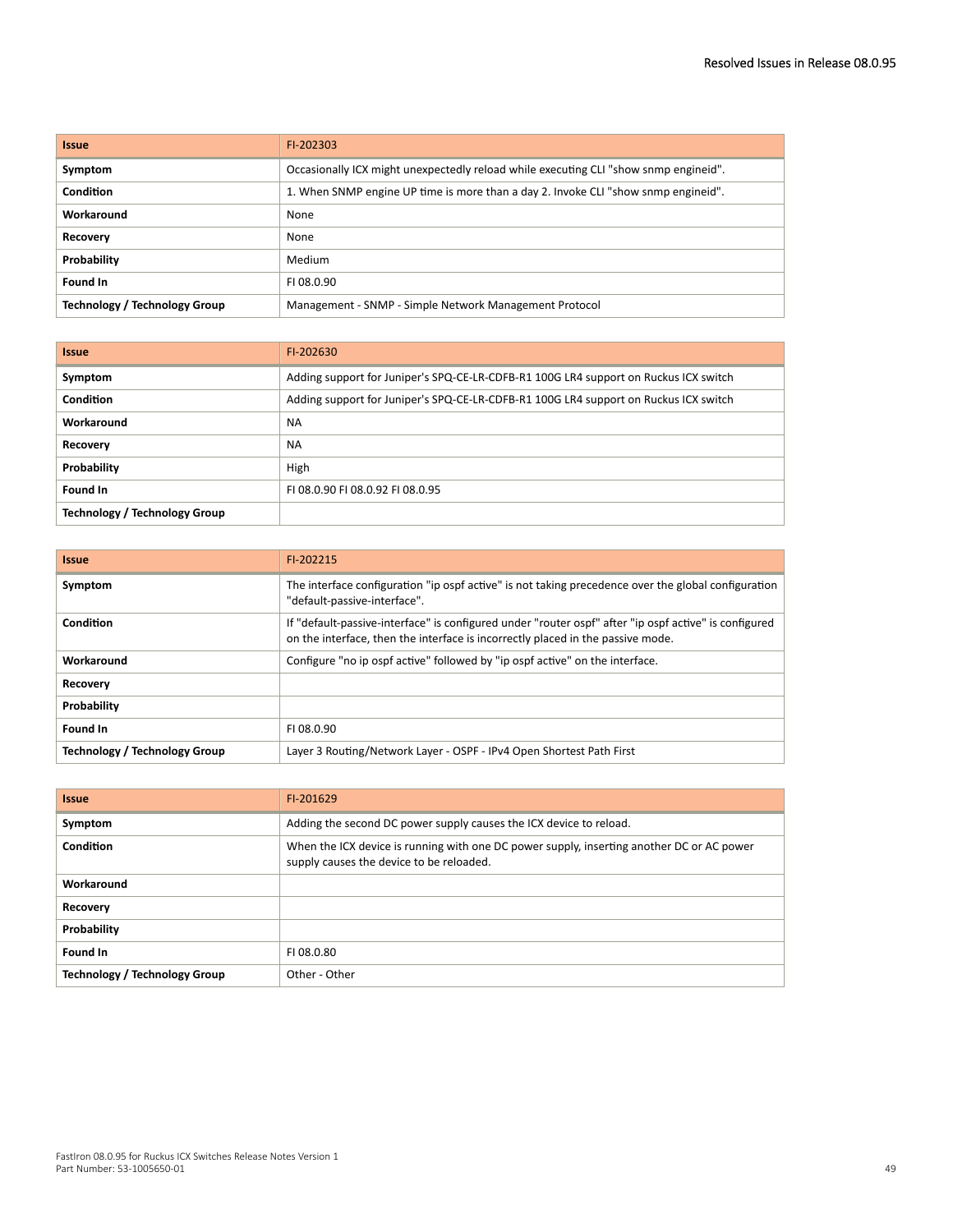| Issue | FI-202303 |
| --- | --- |
| Symptom | Occasionally ICX might unexpectedly reload while executing CLI "show snmp engineid". |
| Condition | 1. When SNMP engine UP time is more than a day 2. Invoke CLI "show snmp engineid". |
| Workaround | None |
| Recovery | None |
| Probability | Medium |
| Found In | FI 08.0.90 |
| Technology / Technology Group | Management - SNMP - Simple Network Management Protocol |

| Issue | FI-202630 |
| --- | --- |
| Symptom | Adding support for Juniper's SPQ-CE-LR-CDFB-R1 100G LR4 support on Ruckus ICX switch |
| Condition | Adding support for Juniper's SPQ-CE-LR-CDFB-R1 100G LR4 support on Ruckus ICX switch |
| Workaround | NA |
| Recovery | NA |
| Probability | High |
| Found In | FI 08.0.90 FI 08.0.92 FI 08.0.95 |
| Technology / Technology Group | |

| Issue | FI-202215 |
| --- | --- |
| Symptom | The interface configuration "ip ospf active" is not taking precedence over the global configuration "default-passive-interface". |
| Condition | If "default-passive-interface" is configured under "router ospf" after "ip ospf active" is configured on the interface, then the interface is incorrectly placed in the passive mode. |
| Workaround | Configure "no ip ospf active" followed by "ip ospf active" on the interface. |
| Recovery | |
| Probability | |
| Found In | FI 08.0.90 |
| Technology / Technology Group | Layer 3 Routing/Network Layer - OSPF - IPv4 Open Shortest Path First |

| Issue | FI-201629 |
| --- | --- |
| Symptom | Adding the second DC power supply causes the ICX device to reload. |
| Condition | When the ICX device is running with one DC power supply, inserting another DC or AC power supply causes the device to be reloaded. |
| Workaround | |
| Recovery | |
| Probability | |
| Found In | FI 08.0.80 |
| Technology / Technology Group | Other - Other |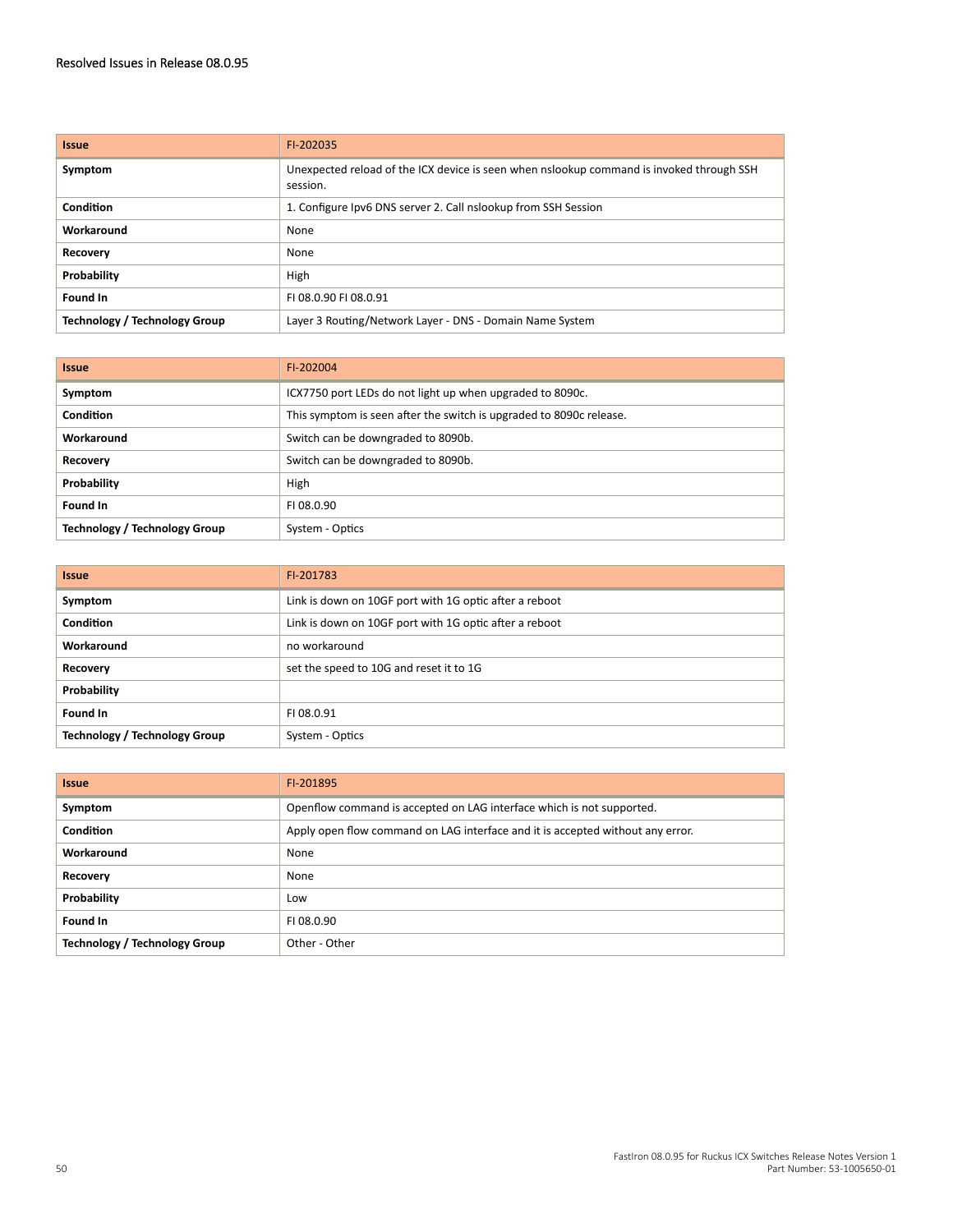| Issue | FI-202035 |
| --- | --- |
| Symptom | Unexpected reload of the ICX device is seen when nslookup command is invoked through SSH session. |
| Condition | 1. Configure Ipv6 DNS server 2. Call nslookup from SSH Session |
| Workaround | None |
| Recovery | None |
| Probability | High |
| Found In | FI 08.0.90 FI 08.0.91 |
| Technology / Technology Group | Layer 3 Routing/Network Layer - DNS - Domain Name System |

| Issue | FI-202004 |
| --- | --- |
| Symptom | ICX7750 port LEDs do not light up when upgraded to 8090c. |
| Condition | This symptom is seen after the switch is upgraded to 8090c release. |
| Workaround | Switch can be downgraded to 8090b. |
| Recovery | Switch can be downgraded to 8090b. |
| Probability | High |
| Found In | FI 08.0.90 |
| Technology / Technology Group | System - Optics |

| Issue | FI-201783 |
| --- | --- |
| Symptom | Link is down on 10GF port with 1G optic after a reboot |
| Condition | Link is down on 10GF port with 1G optic after a reboot |
| Workaround | no workaround |
| Recovery | set the speed to 10G and reset it to 1G |
| Probability | |
| Found In | FI 08.0.91 |
| Technology / Technology Group | System - Optics |

| Issue | FI-201895 |
| --- | --- |
| Symptom | Openflow command is accepted on LAG interface which is not supported. |
| Condition | Apply open flow command on LAG interface and it is accepted without any error. |
| Workaround | None |
| Recovery | None |
| Probability | Low |
| Found In | FI 08.0.90 |
| Technology / Technology Group | Other - Other |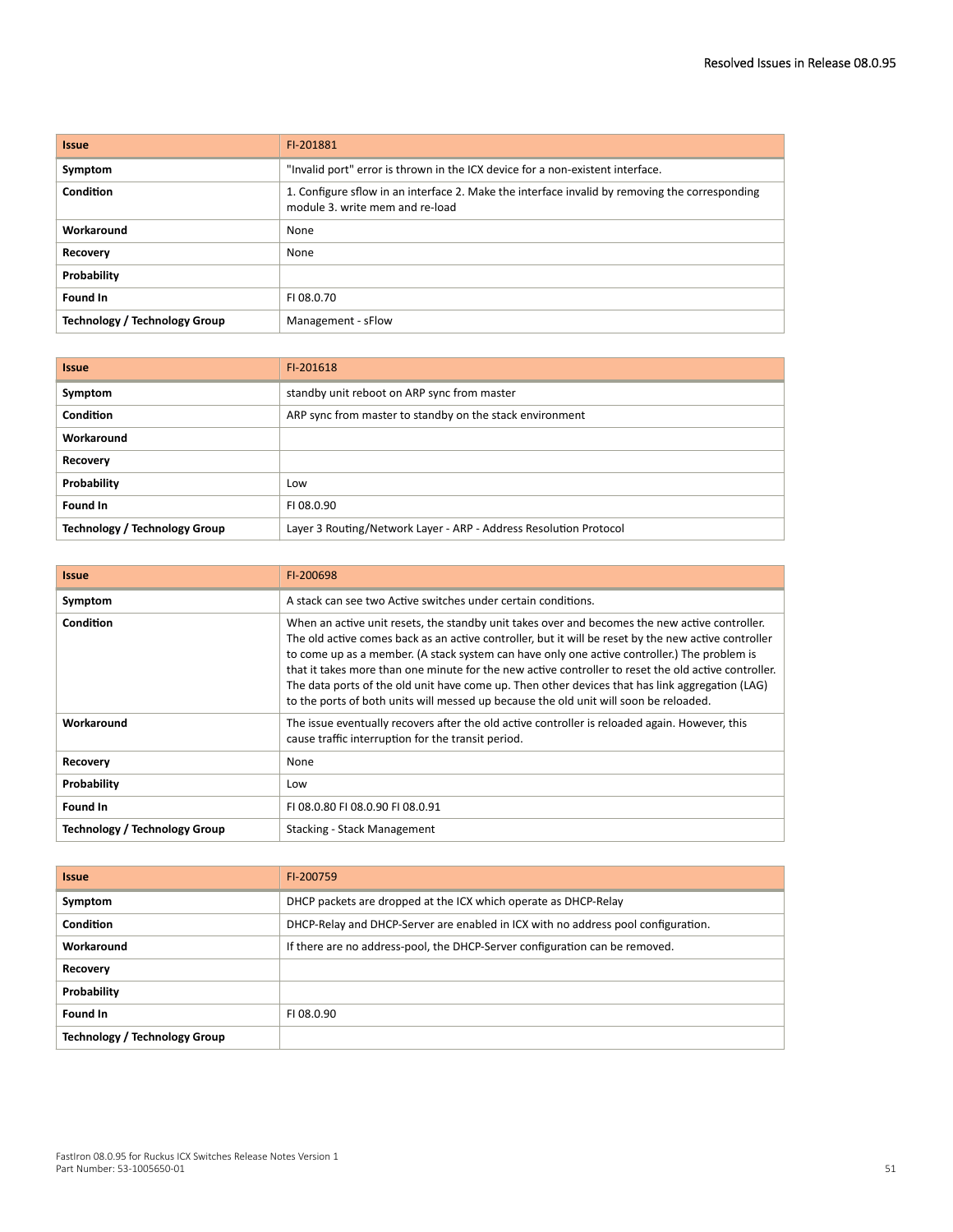| Issue | FI-201881 |
| --- | --- |
| Symptom | "Invalid port" error is thrown in the ICX device for a non-existent interface. |
| Condition | 1. Configure sflow in an interface 2. Make the interface invalid by removing the corresponding module 3. write mem and re-load |
| Workaround | None |
| Recovery | None |
| Probability | |
| Found In | FI 08.0.70 |
| Technology / Technology Group | Management - sFlow |

| Issue | FI-201618 |
| --- | --- |
| Symptom | standby unit reboot on ARP sync from master |
| Condition | ARP sync from master to standby on the stack environment |
| Workaround | |
| Recovery | |
| Probability | Low |
| Found In | FI 08.0.90 |
| Technology / Technology Group | Layer 3 Routing/Network Layer - ARP - Address Resolution Protocol |

| Issue | FI-200698 |
| --- | --- |
| Symptom | A stack can see two Active switches under certain conditions. |
| Condition | When an active unit resets, the standby unit takes over and becomes the new active controller. The old active comes back as an active controller, but it will be reset by the new active controller to come up as a member. (A stack system can have only one active controller.) The problem is that it takes more than one minute for the new active controller to reset the old active controller. The data ports of the old unit have come up. Then other devices that has link aggregation (LAG) to the ports of both units will messed up because the old unit will soon be reloaded. |
| Workaround | The issue eventually recovers after the old active controller is reloaded again. However, this cause traffic interruption for the transit period. |
| Recovery | None |
| Probability | Low |
| Found In | FI 08.0.80 FI 08.0.90 FI 08.0.91 |
| Technology / Technology Group | Stacking - Stack Management |

| Issue | FI-200759 |
| --- | --- |
| Symptom | DHCP packets are dropped at the ICX which operate as DHCP-Relay |
| Condition | DHCP-Relay and DHCP-Server are enabled in ICX with no address pool configuration. |
| Workaround | If there are no address-pool, the DHCP-Server configuration can be removed. |
| Recovery | |
| Probability | |
| Found In | FI 08.0.90 |
| Technology / Technology Group | |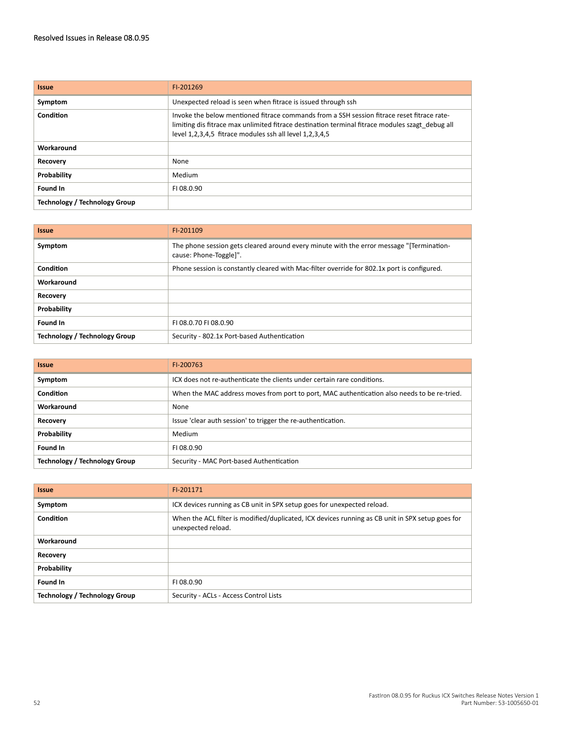| Issue | FI-201269 |
| --- | --- |
| Symptom | Unexpected reload is seen when fitrace is issued through ssh |
| Condition | Invoke the below mentioned fitrace commands from a SSH session fitrace reset fitrace rate-limiting dis fitrace max unlimited fitrace destination terminal fitrace modules szagt_debug all level 1,2,3,4,5  fitrace modules ssh all level 1,2,3,4,5 |
| Workaround | |
| Recovery | None |
| Probability | Medium |
| Found In | FI 08.0.90 |
| Technology / Technology Group | |

| Issue | FI-201109 |
| --- | --- |
| Symptom | The phone session gets cleared around every minute with the error message "[Termination-cause: Phone-Toggle]". |
| Condition | Phone session is constantly cleared with Mac-filter override for 802.1x port is configured. |
| Workaround | |
| Recovery | |
| Probability | |
| Found In | FI 08.0.70 FI 08.0.90 |
| Technology / Technology Group | Security - 802.1x Port-based Authentication |

| Issue | FI-200763 |
| --- | --- |
| Symptom | ICX does not re-authenticate the clients under certain rare conditions. |
| Condition | When the MAC address moves from port to port, MAC authentication also needs to be re-tried. |
| Workaround | None |
| Recovery | Issue 'clear auth session' to trigger the re-authentication. |
| Probability | Medium |
| Found In | FI 08.0.90 |
| Technology / Technology Group | Security - MAC Port-based Authentication |

| Issue | FI-201171 |
| --- | --- |
| Symptom | ICX devices running as CB unit in SPX setup goes for unexpected reload. |
| Condition | When the ACL filter is modified/duplicated, ICX devices running as CB unit in SPX setup goes for unexpected reload. |
| Workaround | |
| Recovery | |
| Probability | |
| Found In | FI 08.0.90 |
| Technology / Technology Group | Security - ACLs - Access Control Lists |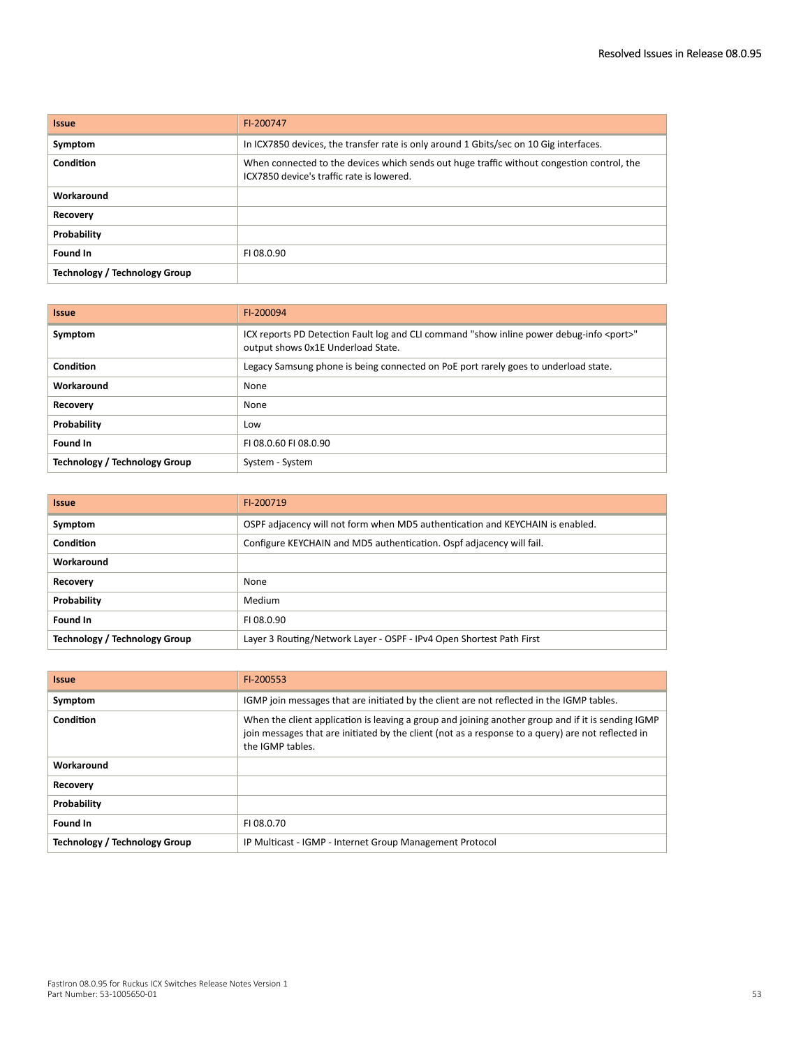| Issue | FI-200747 |
| --- | --- |
| Symptom | In ICX7850 devices, the transfer rate is only around 1 Gbits/sec on 10 Gig interfaces. |
| Condition | When connected to the devices which sends out huge traffic without congestion control, the ICX7850 device's traffic rate is lowered. |
| Workaround | |
| Recovery | |
| Probability | |
| Found In | FI 08.0.90 |
| Technology / Technology Group | |

| Issue | FI-200094 |
| --- | --- |
| Symptom | ICX reports PD Detection Fault log and CLI command "show inline power debug-info <port>" output shows 0x1E Underload State. |
| Condition | Legacy Samsung phone is being connected on PoE port rarely goes to underload state. |
| Workaround | None |
| Recovery | None |
| Probability | Low |
| Found In | FI 08.0.60 FI 08.0.90 |
| Technology / Technology Group | System - System |

| Issue | FI-200719 |
| --- | --- |
| Symptom | OSPF adjacency will not form when MD5 authentication and KEYCHAIN is enabled. |
| Condition | Configure KEYCHAIN and MD5 authentication. Ospf adjacency will fail. |
| Workaround | |
| Recovery | None |
| Probability | Medium |
| Found In | FI 08.0.90 |
| Technology / Technology Group | Layer 3 Routing/Network Layer - OSPF - IPv4 Open Shortest Path First |

| Issue | FI-200553 |
| --- | --- |
| Symptom | IGMP join messages that are initiated by the client are not reflected in the IGMP tables. |
| Condition | When the client application is leaving a group and joining another group and if it is sending IGMP join messages that are initiated by the client (not as a response to a query) are not reflected in the IGMP tables. |
| Workaround | |
| Recovery | |
| Probability | |
| Found In | FI 08.0.70 |
| Technology / Technology Group | IP Multicast - IGMP - Internet Group Management Protocol |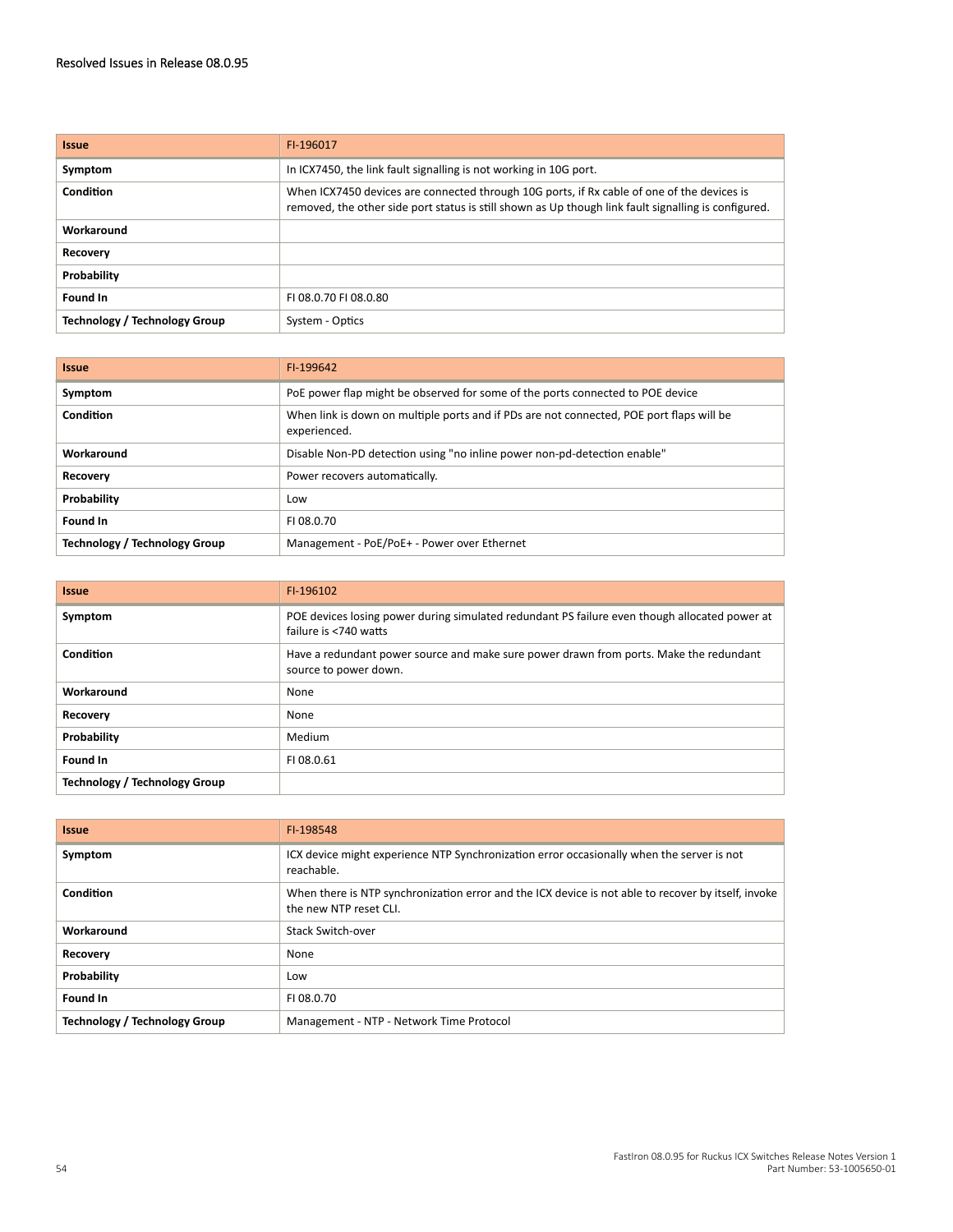| Issue | FI-196017 |
| --- | --- |
| Symptom | In ICX7450, the link fault signalling is not working in 10G port. |
| Condition | When ICX7450 devices are connected through 10G ports, if Rx cable of one of the devices is removed, the other side port status is still shown as Up though link fault signalling is configured. |
| Workaround | |
| Recovery | |
| Probability | |
| Found In | FI 08.0.70 FI 08.0.80 |
| Technology / Technology Group | System - Optics |

| Issue | FI-199642 |
| --- | --- |
| Symptom | PoE power flap might be observed for some of the ports connected to POE device |
| Condition | When link is down on multiple ports and if PDs are not connected, POE port flaps will be experienced. |
| Workaround | Disable Non-PD detection using "no inline power non-pd-detection enable" |
| Recovery | Power recovers automatically. |
| Probability | Low |
| Found In | FI 08.0.70 |
| Technology / Technology Group | Management - PoE/PoE+ - Power over Ethernet |

| Issue | FI-196102 |
| --- | --- |
| Symptom | POE devices losing power during simulated redundant PS failure even though allocated power at failure is <740 watts |
| Condition | Have a redundant power source and make sure power drawn from ports. Make the redundant source to power down. |
| Workaround | None |
| Recovery | None |
| Probability | Medium |
| Found In | FI 08.0.61 |
| Technology / Technology Group | |

| Issue | FI-198548 |
| --- | --- |
| Symptom | ICX device might experience NTP Synchronization error occasionally when the server is not reachable. |
| Condition | When there is NTP synchronization error and the ICX device is not able to recover by itself, invoke the new NTP reset CLI. |
| Workaround | Stack Switch-over |
| Recovery | None |
| Probability | Low |
| Found In | FI 08.0.70 |
| Technology / Technology Group | Management - NTP - Network Time Protocol |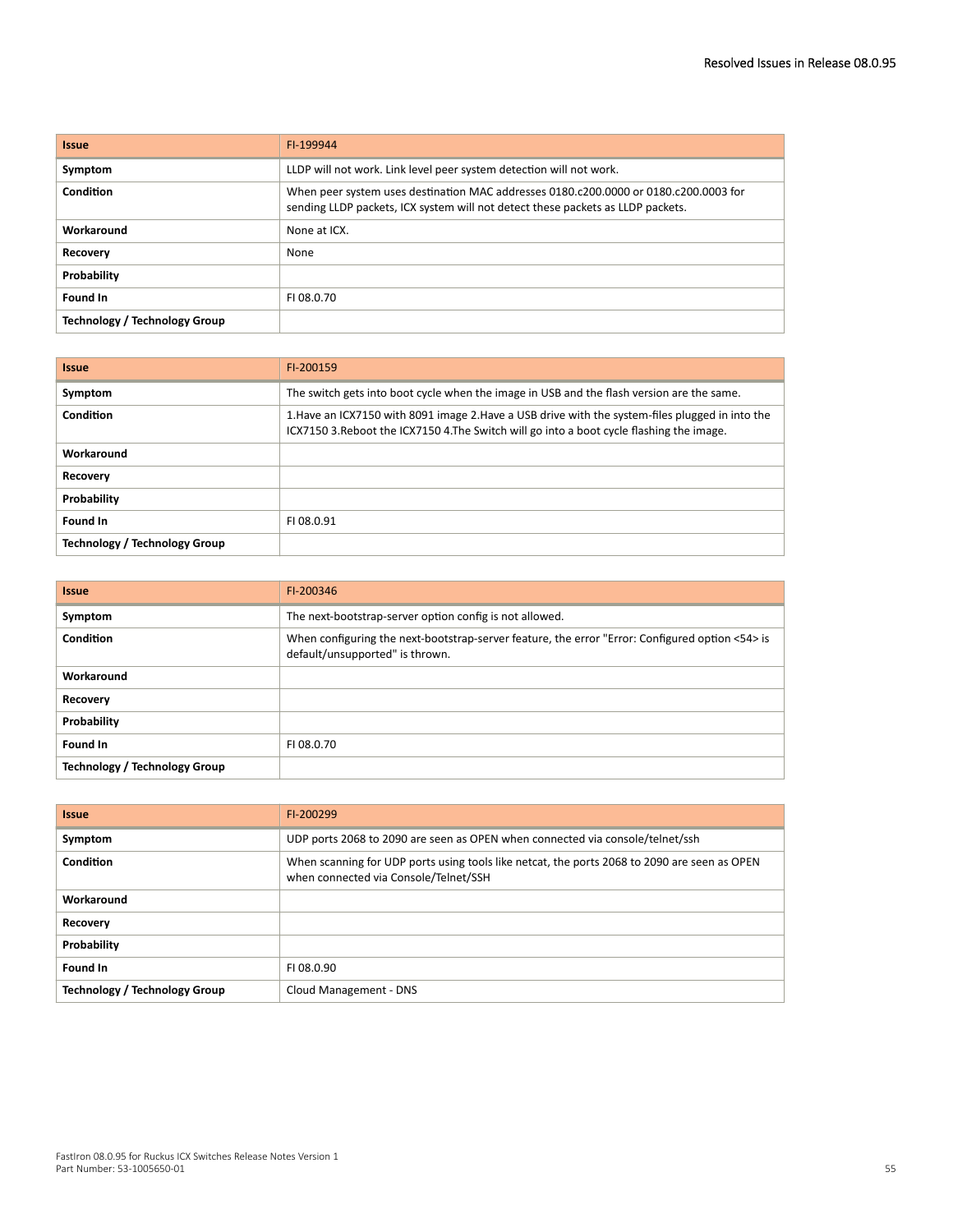| Issue | FI-199944 |
| --- | --- |
| Symptom | LLDP will not work. Link level peer system detection will not work. |
| Condition | When peer system uses destination MAC addresses 0180.c200.0000 or 0180.c200.0003 for sending LLDP packets, ICX system will not detect these packets as LLDP packets. |
| Workaround | None at ICX. |
| Recovery | None |
| Probability | |
| Found In | FI 08.0.70 |
| Technology / Technology Group | |

| Issue | FI-200159 |
| --- | --- |
| Symptom | The switch gets into boot cycle when the image in USB and the flash version are the same. |
| Condition | 1.Have an ICX7150 with 8091 image 2.Have a USB drive with the system-files plugged in into the ICX7150 3.Reboot the ICX7150 4.The Switch will go into a boot cycle flashing the image. |
| Workaround | |
| Recovery | |
| Probability | |
| Found In | FI 08.0.91 |
| Technology / Technology Group | |

| Issue | FI-200346 |
| --- | --- |
| Symptom | The next-bootstrap-server option config is not allowed. |
| Condition | When configuring the next-bootstrap-server feature, the error "Error: Configured option <54> is default/unsupported" is thrown. |
| Workaround | |
| Recovery | |
| Probability | |
| Found In | FI 08.0.70 |
| Technology / Technology Group | |

| Issue | FI-200299 |
| --- | --- |
| Symptom | UDP ports 2068 to 2090 are seen as OPEN when connected via console/telnet/ssh |
| Condition | When scanning for UDP ports using tools like netcat, the ports 2068 to 2090 are seen as OPEN when connected via Console/Telnet/SSH |
| Workaround | |
| Recovery | |
| Probability | |
| Found In | FI 08.0.90 |
| Technology / Technology Group | Cloud Management - DNS |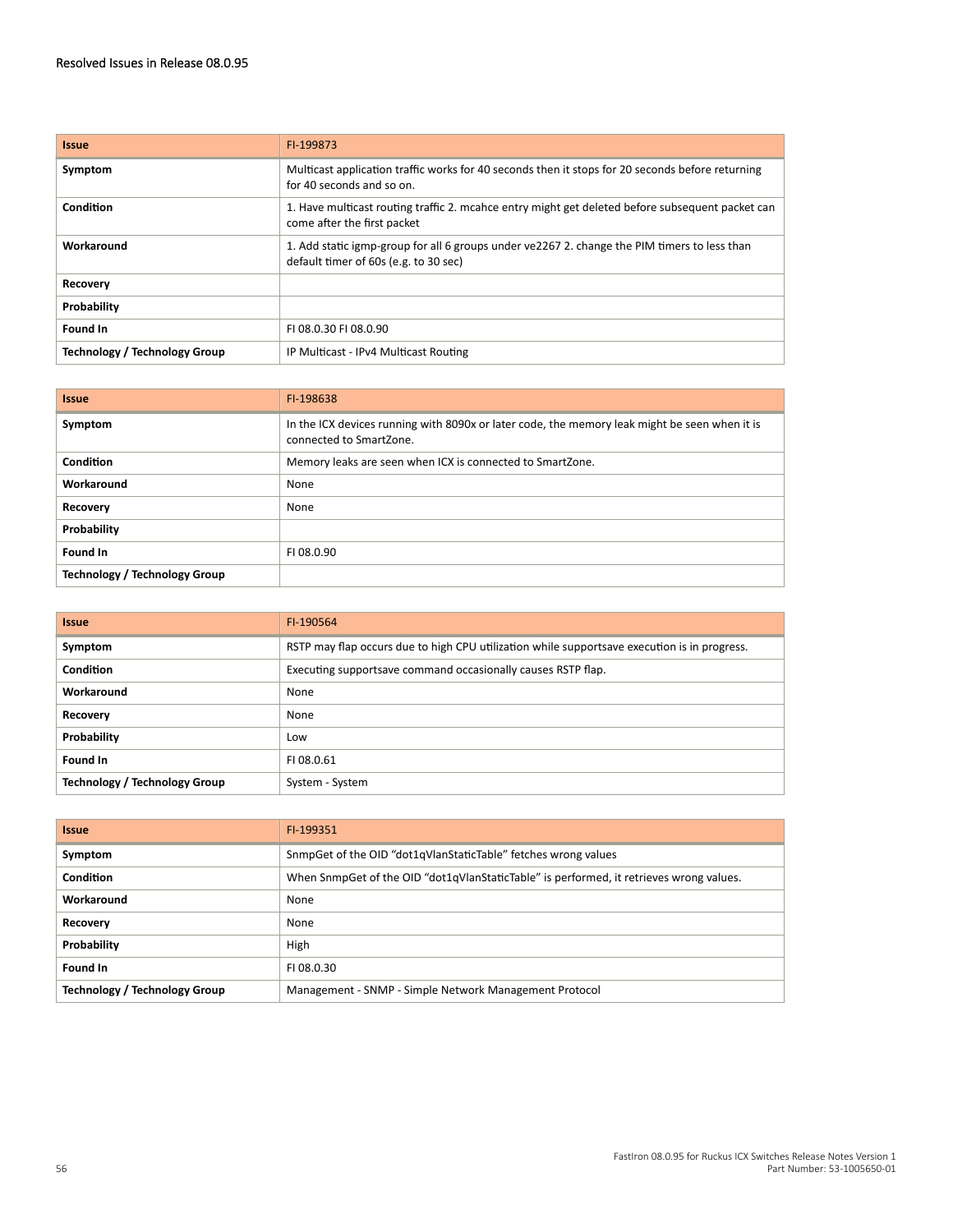| Issue | FI-199873 |
| --- | --- |
| Symptom | Multicast application traffic works for 40 seconds then it stops for 20 seconds before returning for 40 seconds and so on. |
| Condition | 1. Have multicast routing traffic 2. mcahce entry might get deleted before subsequent packet can come after the first packet |
| Workaround | 1. Add static igmp-group for all 6 groups under ve2267 2. change the PIM timers to less than default timer of 60s (e.g. to 30 sec) |
| Recovery | |
| Probability | |
| Found In | FI 08.0.30 FI 08.0.90 |
| Technology / Technology Group | IP Multicast - IPv4 Multicast Routing |

| Issue | FI-198638 |
| --- | --- |
| Symptom | In the ICX devices running with 8090x or later code, the memory leak might be seen when it is connected to SmartZone. |
| Condition | Memory leaks are seen when ICX is connected to SmartZone. |
| Workaround | None |
| Recovery | None |
| Probability | |
| Found In | FI 08.0.90 |
| Technology / Technology Group | |

| Issue | FI-190564 |
| --- | --- |
| Symptom | RSTP may flap occurs due to high CPU utilization while supportsave execution is in progress. |
| Condition | Executing supportsave command occasionally causes RSTP flap. |
| Workaround | None |
| Recovery | None |
| Probability | Low |
| Found In | FI 08.0.61 |
| Technology / Technology Group | System - System |

| Issue | FI-199351 |
| --- | --- |
| Symptom | SnmpGet of the OID “dot1qVlanStaticTable” fetches wrong values |
| Condition | When SnmpGet of the OID “dot1qVlanStaticTable” is performed, it retrieves wrong values. |
| Workaround | None |
| Recovery | None |
| Probability | High |
| Found In | FI 08.0.30 |
| Technology / Technology Group | Management - SNMP - Simple Network Management Protocol |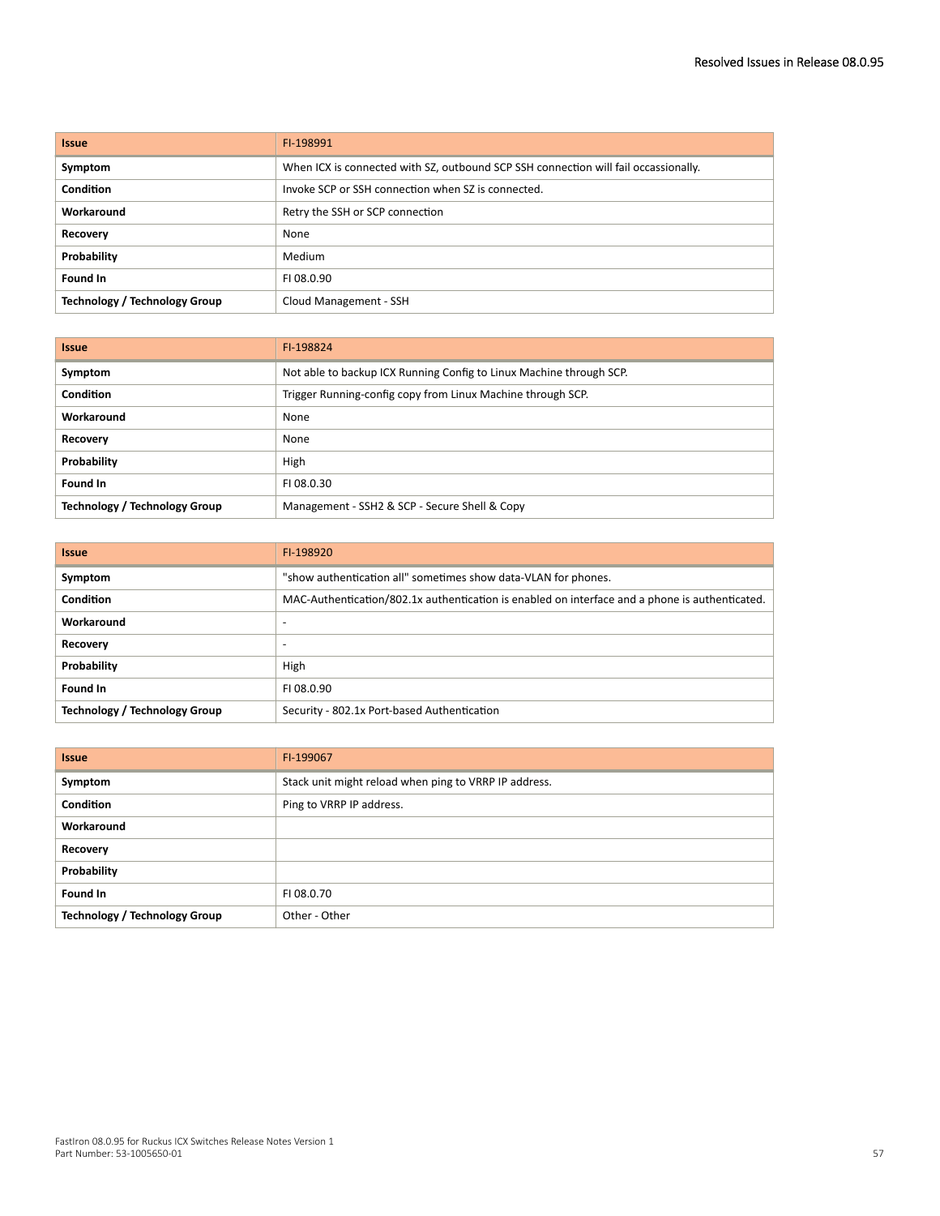| Issue | FI-198991 |
| --- | --- |
| Symptom | When ICX is connected with SZ, outbound SCP SSH connection will fail occassionally. |
| Condition | Invoke SCP or SSH connection when SZ is connected. |
| Workaround | Retry the SSH or SCP connection |
| Recovery | None |
| Probability | Medium |
| Found In | FI 08.0.90 |
| Technology / Technology Group | Cloud Management - SSH |

| Issue | FI-198824 |
| --- | --- |
| Symptom | Not able to backup ICX Running Config to Linux Machine through SCP. |
| Condition | Trigger Running-config copy from Linux Machine through SCP. |
| Workaround | None |
| Recovery | None |
| Probability | High |
| Found In | FI 08.0.30 |
| Technology / Technology Group | Management - SSH2 & SCP - Secure Shell & Copy |

| Issue | FI-198920 |
| --- | --- |
| Symptom | "show authentication all" sometimes show data-VLAN for phones. |
| Condition | MAC-Authentication/802.1x authentication is enabled on interface and a phone is authenticated. |
| Workaround | - |
| Recovery | - |
| Probability | High |
| Found In | FI 08.0.90 |
| Technology / Technology Group | Security - 802.1x Port-based Authentication |

| Issue | FI-199067 |
| --- | --- |
| Symptom | Stack unit might reload when ping to VRRP IP address. |
| Condition | Ping to VRRP IP address. |
| Workaround | |
| Recovery | |
| Probability | |
| Found In | FI 08.0.70 |
| Technology / Technology Group | Other - Other |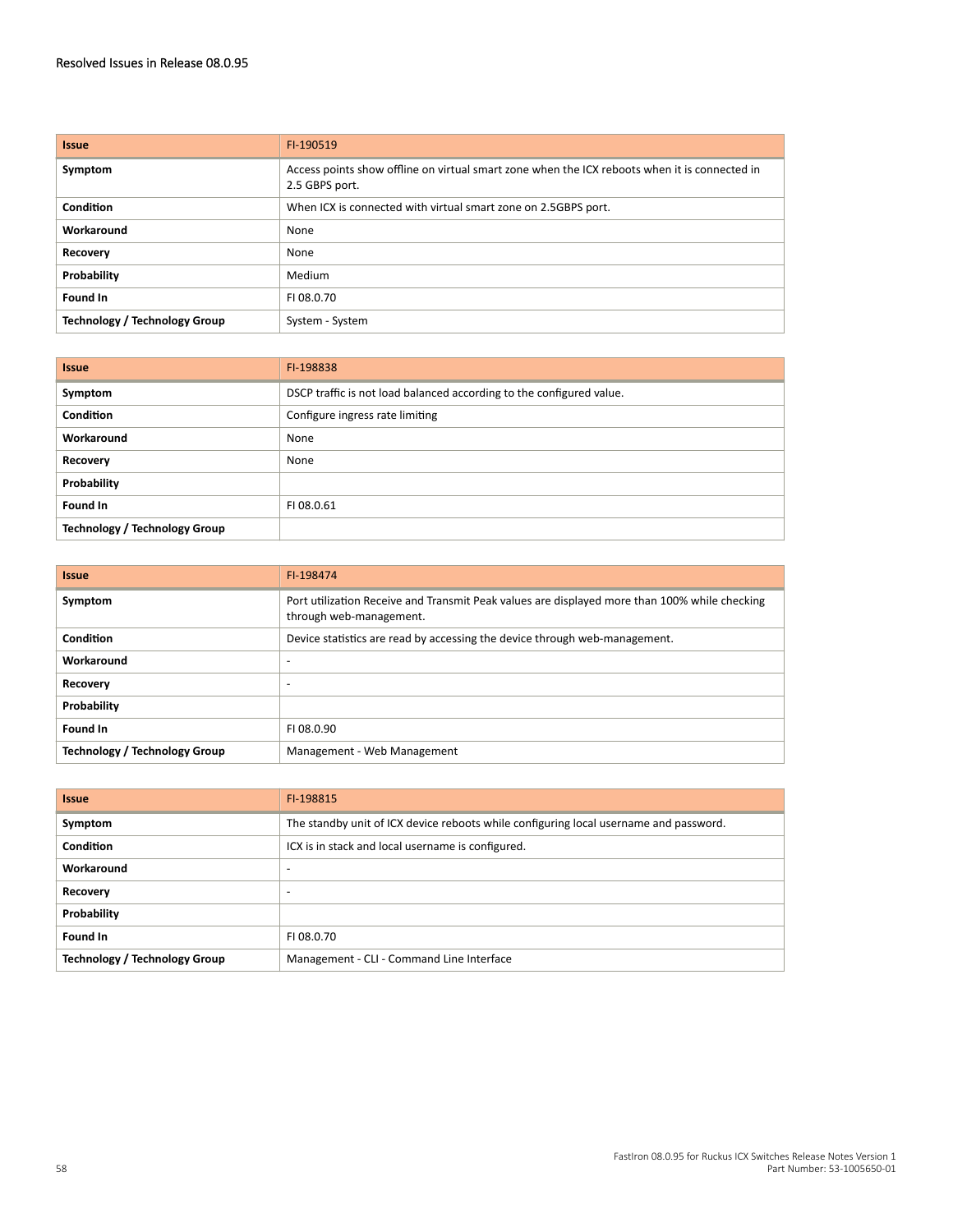| Issue | FI-190519 |
| --- | --- |
| Symptom | Access points show offline on virtual smart zone when the ICX reboots when it is connected in 2.5 GBPS port. |
| Condition | When ICX is connected with virtual smart zone on 2.5GBPS port. |
| Workaround | None |
| Recovery | None |
| Probability | Medium |
| Found In | FI 08.0.70 |
| Technology / Technology Group | System - System |

| Issue | FI-198838 |
| --- | --- |
| Symptom | DSCP traffic is not load balanced according to the configured value. |
| Condition | Configure ingress rate limiting |
| Workaround | None |
| Recovery | None |
| Probability | |
| Found In | FI 08.0.61 |
| Technology / Technology Group | |

| Issue | FI-198474 |
| --- | --- |
| Symptom | Port utilization Receive and Transmit Peak values are displayed more than 100% while checking through web-management. |
| Condition | Device statistics are read by accessing the device through web-management. |
| Workaround | - |
| Recovery | - |
| Probability | |
| Found In | FI 08.0.90 |
| Technology / Technology Group | Management - Web Management |

| Issue | FI-198815 |
| --- | --- |
| Symptom | The standby unit of ICX device reboots while configuring local username and password. |
| Condition | ICX is in stack and local username is configured. |
| Workaround | - |
| Recovery | - |
| Probability | |
| Found In | FI 08.0.70 |
| Technology / Technology Group | Management - CLI - Command Line Interface |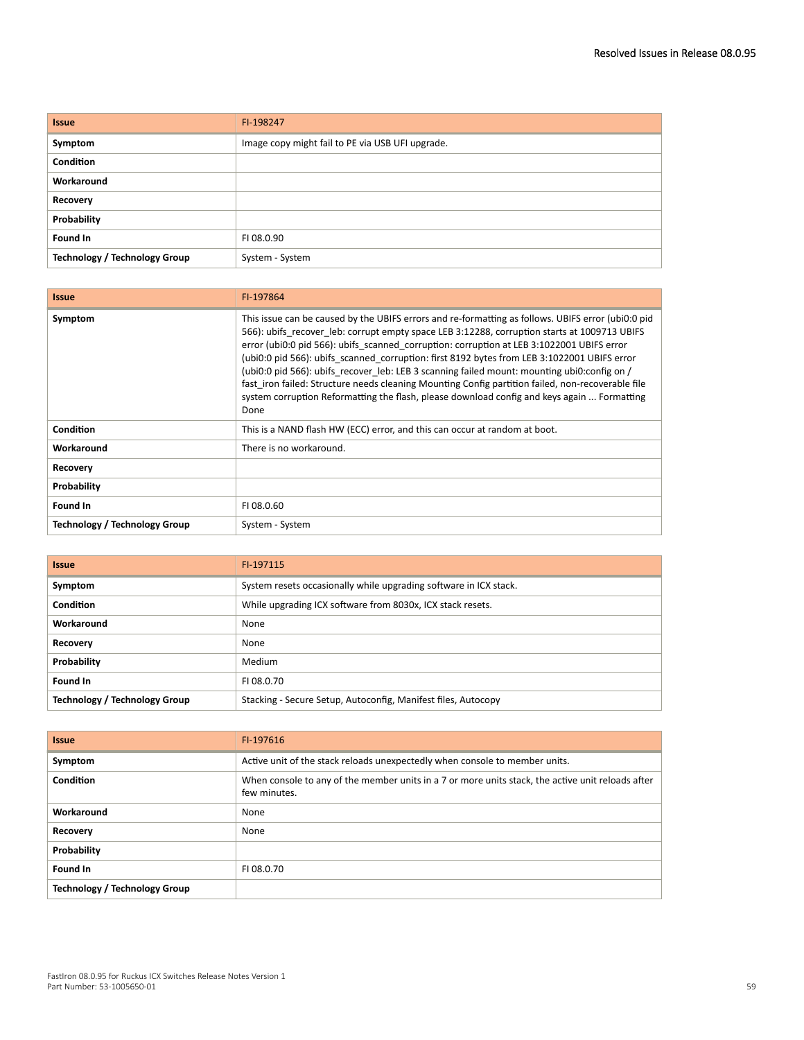| Issue | FI-198247 |
| --- | --- |
| Symptom | Image copy might fail to PE via USB UFI upgrade. |
| Condition | |
| Workaround | |
| Recovery | |
| Probability | |
| Found In | FI 08.0.90 |
| Technology / Technology Group | System - System |

| Issue | FI-197864 |
| --- | --- |
| Symptom | This issue can be caused by the UBIFS errors and re-formatting as follows. UBIFS error (ubi0:0 pid 566): ubifs_recover_leb: corrupt empty space LEB 3:12288, corruption starts at 1009713 UBIFS error (ubi0:0 pid 566): ubifs_scanned_corruption: corruption at LEB 3:1022001 UBIFS error (ubi0:0 pid 566): ubifs_scanned_corruption: first 8192 bytes from LEB 3:1022001 UBIFS error (ubi0:0 pid 566): ubifs_recover_leb: LEB 3 scanning failed mount: mounting ubi0:config on / fast_iron failed: Structure needs cleaning Mounting Config partition failed, non-recoverable file system corruption Reformatting the flash, please download config and keys again ... Formatting Done |
| Condition | This is a NAND flash HW (ECC) error, and this can occur at random at boot. |
| Workaround | There is no workaround. |
| Recovery | |
| Probability | |
| Found In | FI 08.0.60 |
| Technology / Technology Group | System - System |

| Issue | FI-197115 |
| --- | --- |
| Symptom | System resets occasionally while upgrading software in ICX stack. |
| Condition | While upgrading ICX software from 8030x, ICX stack resets. |
| Workaround | None |
| Recovery | None |
| Probability | Medium |
| Found In | FI 08.0.70 |
| Technology / Technology Group | Stacking - Secure Setup, Autoconfig, Manifest files, Autocopy |

| Issue | FI-197616 |
| --- | --- |
| Symptom | Active unit of the stack reloads unexpectedly when console to member units. |
| Condition | When console to any of the member units in a 7 or more units stack, the active unit reloads after few minutes. |
| Workaround | None |
| Recovery | None |
| Probability | |
| Found In | FI 08.0.70 |
| Technology / Technology Group | |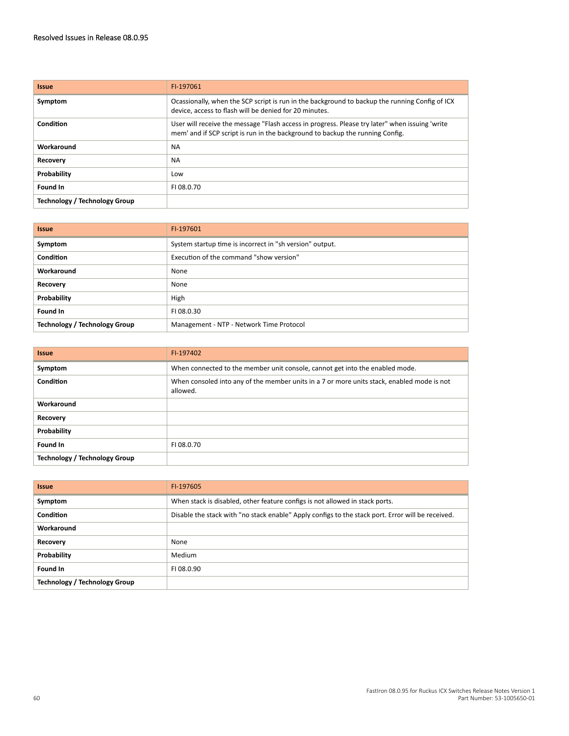| Issue | FI-197061 |
|---|---|
| Symptom | Ocassionally, when the SCP script is run in the background to backup the running Config of ICX device, access to flash will be denied for 20 minutes. |
| Condition | User will receive the message "Flash access in progress. Please try later" when issuing 'write mem' and if SCP script is run in the background to backup the running Config. |
| Workaround | NA |
| Recovery | NA |
| Probability | Low |
| Found In | FI 08.0.70 |
| Technology / Technology Group | |

| Issue | FI-197601 |
|---|---|
| Symptom | System startup time is incorrect in "sh version" output. |
| Condition | Execution of the command "show version" |
| Workaround | None |
| Recovery | None |
| Probability | High |
| Found In | FI 08.0.30 |
| Technology / Technology Group | Management - NTP - Network Time Protocol |

| Issue | FI-197402 |
|---|---|
| Symptom | When connected to the member unit console, cannot get into the enabled mode. |
| Condition | When consoled into any of the member units in a 7 or more units stack, enabled mode is not allowed. |
| Workaround | |
| Recovery | |
| Probability | |
| Found In | FI 08.0.70 |
| Technology / Technology Group | |

| Issue | FI-197605 |
|---|---|
| Symptom | When stack is disabled, other feature configs is not allowed in stack ports. |
| Condition | Disable the stack with "no stack enable" Apply configs to the stack port. Error will be received. |
| Workaround | |
| Recovery | None |
| Probability | Medium |
| Found In | FI 08.0.90 |
| Technology / Technology Group | |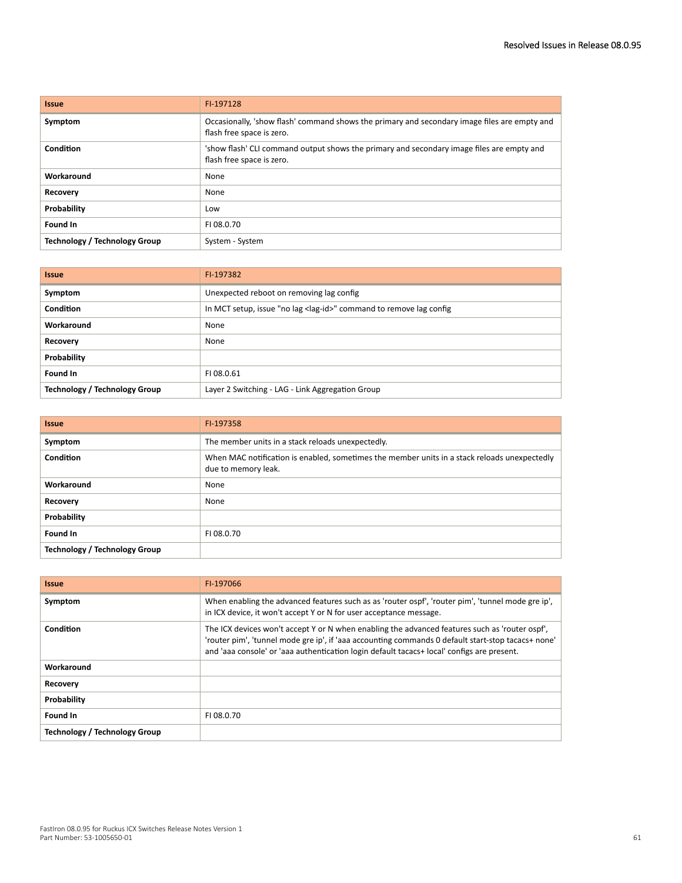| Issue | FI-197128 |
| --- | --- |
| Symptom | Occasionally, 'show flash' command shows the primary and secondary image files are empty and flash free space is zero. |
| Condition | 'show flash' CLI command output shows the primary and secondary image files are empty and flash free space is zero. |
| Workaround | None |
| Recovery | None |
| Probability | Low |
| Found In | FI 08.0.70 |
| Technology / Technology Group | System - System |

| Issue | FI-197382 |
| --- | --- |
| Symptom | Unexpected reboot on removing lag config |
| Condition | In MCT setup, issue "no lag <lag-id>" command to remove lag config |
| Workaround | None |
| Recovery | None |
| Probability | |
| Found In | FI 08.0.61 |
| Technology / Technology Group | Layer 2 Switching - LAG - Link Aggregation Group |

| Issue | FI-197358 |
| --- | --- |
| Symptom | The member units in a stack reloads unexpectedly. |
| Condition | When MAC notification is enabled, sometimes the member units in a stack reloads unexpectedly due to memory leak. |
| Workaround | None |
| Recovery | None |
| Probability | |
| Found In | FI 08.0.70 |
| Technology / Technology Group | |

| Issue | FI-197066 |
| --- | --- |
| Symptom | When enabling the advanced features such as as 'router ospf', 'router pim', 'tunnel mode gre ip', in ICX device, it won't accept Y or N for user acceptance message. |
| Condition | The ICX devices won't accept Y or N when enabling the advanced features such as 'router ospf', 'router pim', 'tunnel mode gre ip', if 'aaa accounting commands 0 default start-stop tacacs+ none' and 'aaa console' or 'aaa authentication login default tacacs+ local' configs are present. |
| Workaround | |
| Recovery | |
| Probability | |
| Found In | FI 08.0.70 |
| Technology / Technology Group | |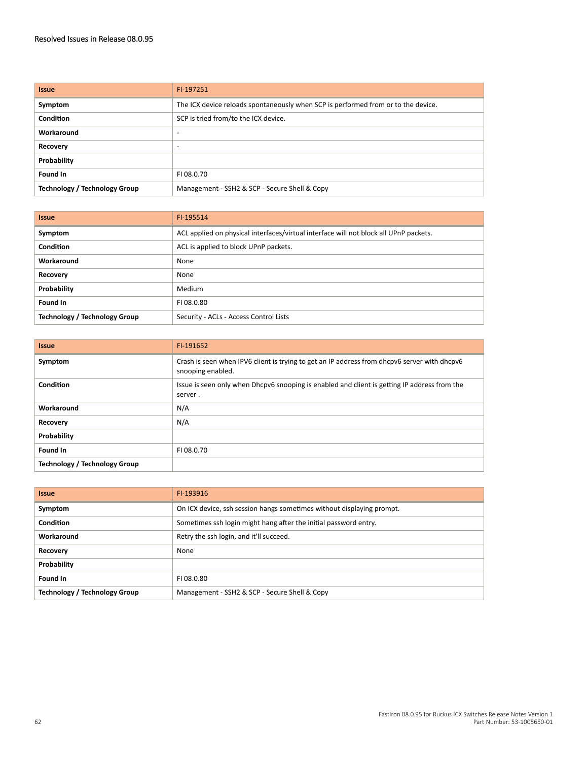| Issue | FI-197251 |
| --- | --- |
| Symptom | The ICX device reloads spontaneously when SCP is performed from or to the device. |
| Condition | SCP is tried from/to the ICX device. |
| Workaround | - |
| Recovery | - |
| Probability | |
| Found In | FI 08.0.70 |
| Technology / Technology Group | Management - SSH2 & SCP - Secure Shell & Copy |

| Issue | FI-195514 |
| --- | --- |
| Symptom | ACL applied on physical interfaces/virtual interface will not block all UPnP packets. |
| Condition | ACL is applied to block UPnP packets. |
| Workaround | None |
| Recovery | None |
| Probability | Medium |
| Found In | FI 08.0.80 |
| Technology / Technology Group | Security - ACLs - Access Control Lists |

| Issue | FI-191652 |
| --- | --- |
| Symptom | Crash is seen when IPV6 client is trying to get an IP address from dhcpv6 server with dhcpv6 snooping enabled. |
| Condition | Issue is seen only when Dhcpv6 snooping is enabled and client is getting IP address from the server . |
| Workaround | N/A |
| Recovery | N/A |
| Probability | |
| Found In | FI 08.0.70 |
| Technology / Technology Group | |

| Issue | FI-193916 |
| --- | --- |
| Symptom | On ICX device, ssh session hangs sometimes without displaying prompt. |
| Condition | Sometimes ssh login might hang after the initial password entry. |
| Workaround | Retry the ssh login, and it'll succeed. |
| Recovery | None |
| Probability | |
| Found In | FI 08.0.80 |
| Technology / Technology Group | Management - SSH2 & SCP - Secure Shell & Copy |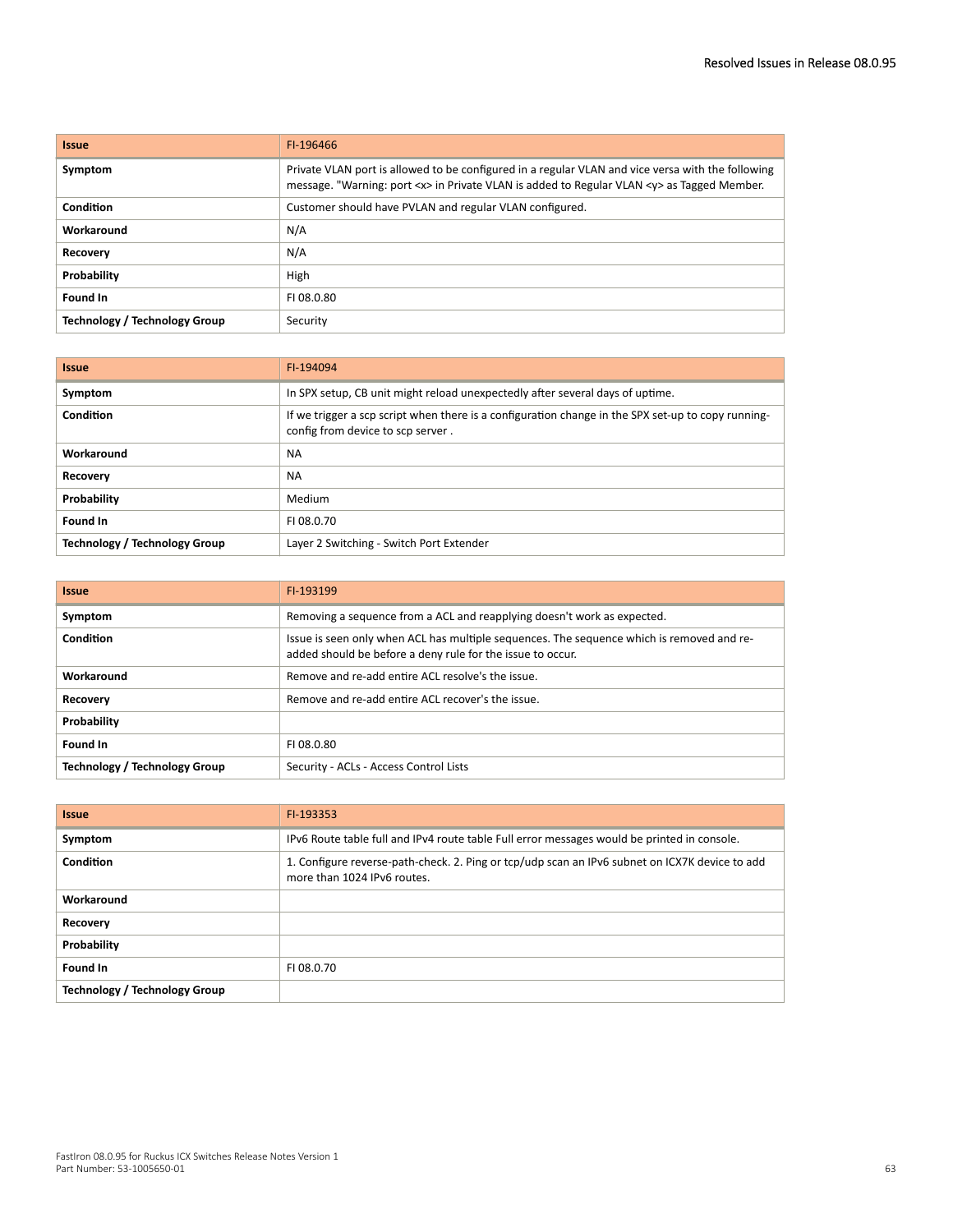| Issue | FI-196466 |
| --- | --- |
| Symptom | Private VLAN port is allowed to be configured in a regular VLAN and vice versa with the following message. "Warning: port <x> in Private VLAN is added to Regular VLAN <y> as Tagged Member. |
| Condition | Customer should have PVLAN and regular VLAN configured. |
| Workaround | N/A |
| Recovery | N/A |
| Probability | High |
| Found In | FI 08.0.80 |
| Technology / Technology Group | Security |

| Issue | FI-194094 |
| --- | --- |
| Symptom | In SPX setup, CB unit might reload unexpectedly after several days of uptime. |
| Condition | If we trigger a scp script when there is a configuration change in the SPX set-up to copy running-config from device to scp server . |
| Workaround | NA |
| Recovery | NA |
| Probability | Medium |
| Found In | FI 08.0.70 |
| Technology / Technology Group | Layer 2 Switching - Switch Port Extender |

| Issue | FI-193199 |
| --- | --- |
| Symptom | Removing a sequence from a ACL and reapplying doesn't work as expected. |
| Condition | Issue is seen only when ACL has multiple sequences. The sequence which is removed and re-added should be before a deny rule for the issue to occur. |
| Workaround | Remove and re-add entire ACL resolve's the issue. |
| Recovery | Remove and re-add entire ACL recover's the issue. |
| Probability | |
| Found In | FI 08.0.80 |
| Technology / Technology Group | Security - ACLs - Access Control Lists |

| Issue | FI-193353 |
| --- | --- |
| Symptom | IPv6 Route table full and IPv4 route table Full error messages would be printed in console. |
| Condition | 1. Configure reverse-path-check. 2. Ping or tcp/udp scan an IPv6 subnet on ICX7K device to add more than 1024 IPv6 routes. |
| Workaround | |
| Recovery | |
| Probability | |
| Found In | FI 08.0.70 |
| Technology / Technology Group | |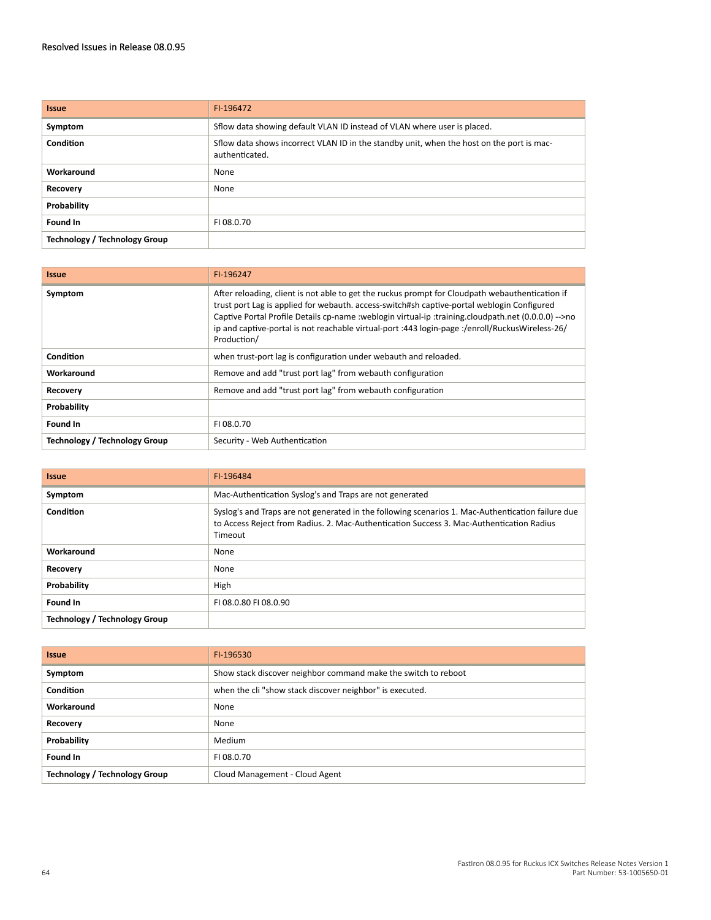| Issue | FI-196472 |
| --- | --- |
| Symptom | Sflow data showing default VLAN ID instead of VLAN where user is placed. |
| Condition | Sflow data shows incorrect VLAN ID in the standby unit, when the host on the port is mac-authenticated. |
| Workaround | None |
| Recovery | None |
| Probability | |
| Found In | FI 08.0.70 |
| Technology / Technology Group | |

| Issue | FI-196247 |
| --- | --- |
| Symptom | After reloading, client is not able to get the ruckus prompt for Cloudpath webauthentication if trust port Lag is applied for webauth. access-switch#sh captive-portal weblogin Configured Captive Portal Profile Details cp-name :weblogin virtual-ip :training.cloudpath.net (0.0.0.0) -->no ip and captive-portal is not reachable virtual-port :443 login-page :/enroll/RuckusWireless-26/Production/ |
| Condition | when trust-port lag is configuration under webauth and reloaded. |
| Workaround | Remove and add "trust port lag" from webauth configuration |
| Recovery | Remove and add "trust port lag" from webauth configuration |
| Probability | |
| Found In | FI 08.0.70 |
| Technology / Technology Group | Security - Web Authentication |

| Issue | FI-196484 |
| --- | --- |
| Symptom | Mac-Authentication Syslog's and Traps are not generated |
| Condition | Syslog's and Traps are not generated in the following scenarios 1. Mac-Authentication failure due to Access Reject from Radius. 2. Mac-Authentication Success 3. Mac-Authentication Radius Timeout |
| Workaround | None |
| Recovery | None |
| Probability | High |
| Found In | FI 08.0.80 FI 08.0.90 |
| Technology / Technology Group | |

| Issue | FI-196530 |
| --- | --- |
| Symptom | Show stack discover neighbor command make the switch to reboot |
| Condition | when the cli "show stack discover neighbor" is executed. |
| Workaround | None |
| Recovery | None |
| Probability | Medium |
| Found In | FI 08.0.70 |
| Technology / Technology Group | Cloud Management - Cloud Agent |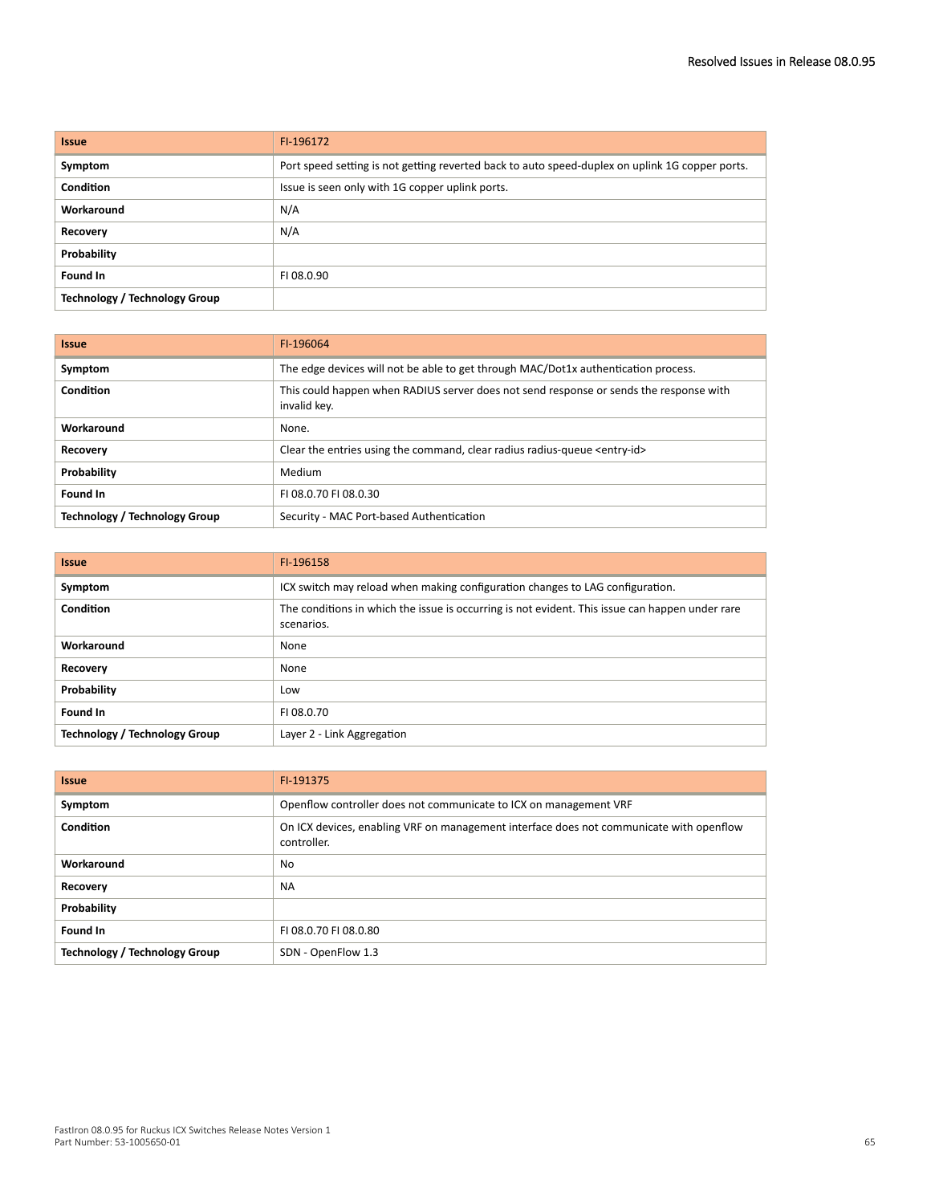| Issue | FI-196172 |
| --- | --- |
| **Symptom** | Port speed setting is not getting reverted back to auto speed-duplex on uplink 1G copper ports. |
| **Condition** | Issue is seen only with 1G copper uplink ports. |
| **Workaround** | N/A |
| **Recovery** | N/A |
| **Probability** | |
| **Found In** | FI 08.0.90 |
| **Technology / Technology Group** | |

| Issue | FI-196064 |
| --- | --- |
| **Symptom** | The edge devices will not be able to get through MAC/Dot1x authentication process. |
| **Condition** | This could happen when RADIUS server does not send response or sends the response with invalid key. |
| **Workaround** | None. |
| **Recovery** | Clear the entries using the command, clear radius radius-queue <entry-id> |
| **Probability** | Medium |
| **Found In** | FI 08.0.70 FI 08.0.30 |
| **Technology / Technology Group** | Security - MAC Port-based Authentication |

| Issue | FI-196158 |
| --- | --- |
| **Symptom** | ICX switch may reload when making configuration changes to LAG configuration. |
| **Condition** | The conditions in which the issue is occurring is not evident. This issue can happen under rare scenarios. |
| **Workaround** | None |
| **Recovery** | None |
| **Probability** | Low |
| **Found In** | FI 08.0.70 |
| **Technology / Technology Group** | Layer 2 - Link Aggregation |

| Issue | FI-191375 |
| --- | --- |
| **Symptom** | Openflow controller does not communicate to ICX on management VRF |
| **Condition** | On ICX devices, enabling VRF on management interface does not communicate with openflow controller. |
| **Workaround** | No |
| **Recovery** | NA |
| **Probability** | |
| **Found In** | FI 08.0.70 FI 08.0.80 |
| **Technology / Technology Group** | SDN - OpenFlow 1.3 |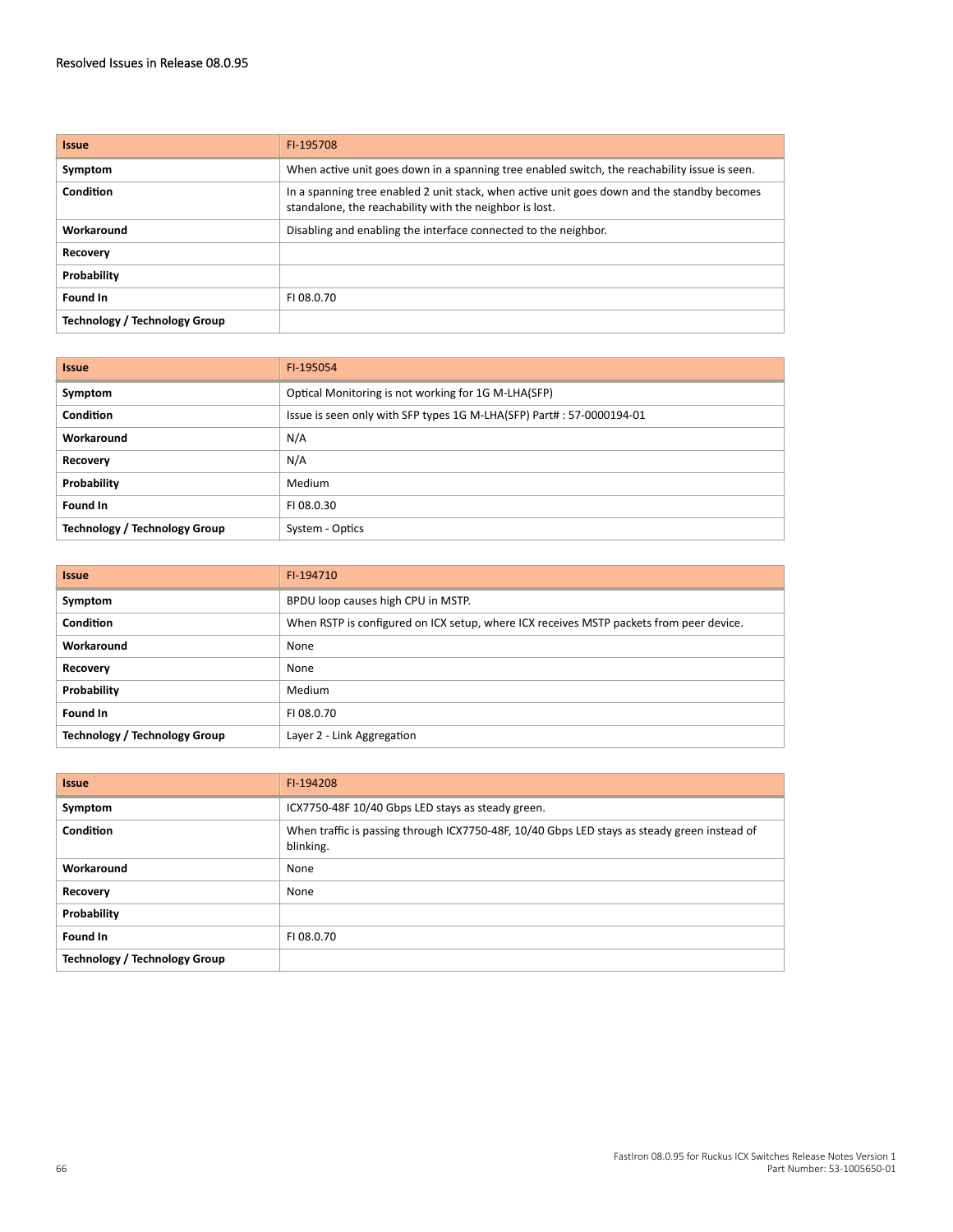| Issue | FI-195708 |
| --- | --- |
| Symptom | When active unit goes down in a spanning tree enabled switch, the reachability issue is seen. |
| Condition | In a spanning tree enabled 2 unit stack, when active unit goes down and the standby becomes standalone, the reachability with the neighbor is lost. |
| Workaround | Disabling and enabling the interface connected to the neighbor. |
| Recovery | |
| Probability | |
| Found In | FI 08.0.70 |
| Technology / Technology Group | |

| Issue | FI-195054 |
| --- | --- |
| Symptom | Optical Monitoring is not working for 1G M-LHA(SFP) |
| Condition | Issue is seen only with SFP types 1G M-LHA(SFP) Part# : 57-0000194-01 |
| Workaround | N/A |
| Recovery | N/A |
| Probability | Medium |
| Found In | FI 08.0.30 |
| Technology / Technology Group | System - Optics |

| Issue | FI-194710 |
| --- | --- |
| Symptom | BPDU loop causes high CPU in MSTP. |
| Condition | When RSTP is configured on ICX setup, where ICX receives MSTP packets from peer device. |
| Workaround | None |
| Recovery | None |
| Probability | Medium |
| Found In | FI 08.0.70 |
| Technology / Technology Group | Layer 2 - Link Aggregation |

| Issue | FI-194208 |
| --- | --- |
| Symptom | ICX7750-48F 10/40 Gbps LED stays as steady green. |
| Condition | When traffic is passing through ICX7750-48F, 10/40 Gbps LED stays as steady green instead of blinking. |
| Workaround | None |
| Recovery | None |
| Probability | |
| Found In | FI 08.0.70 |
| Technology / Technology Group | |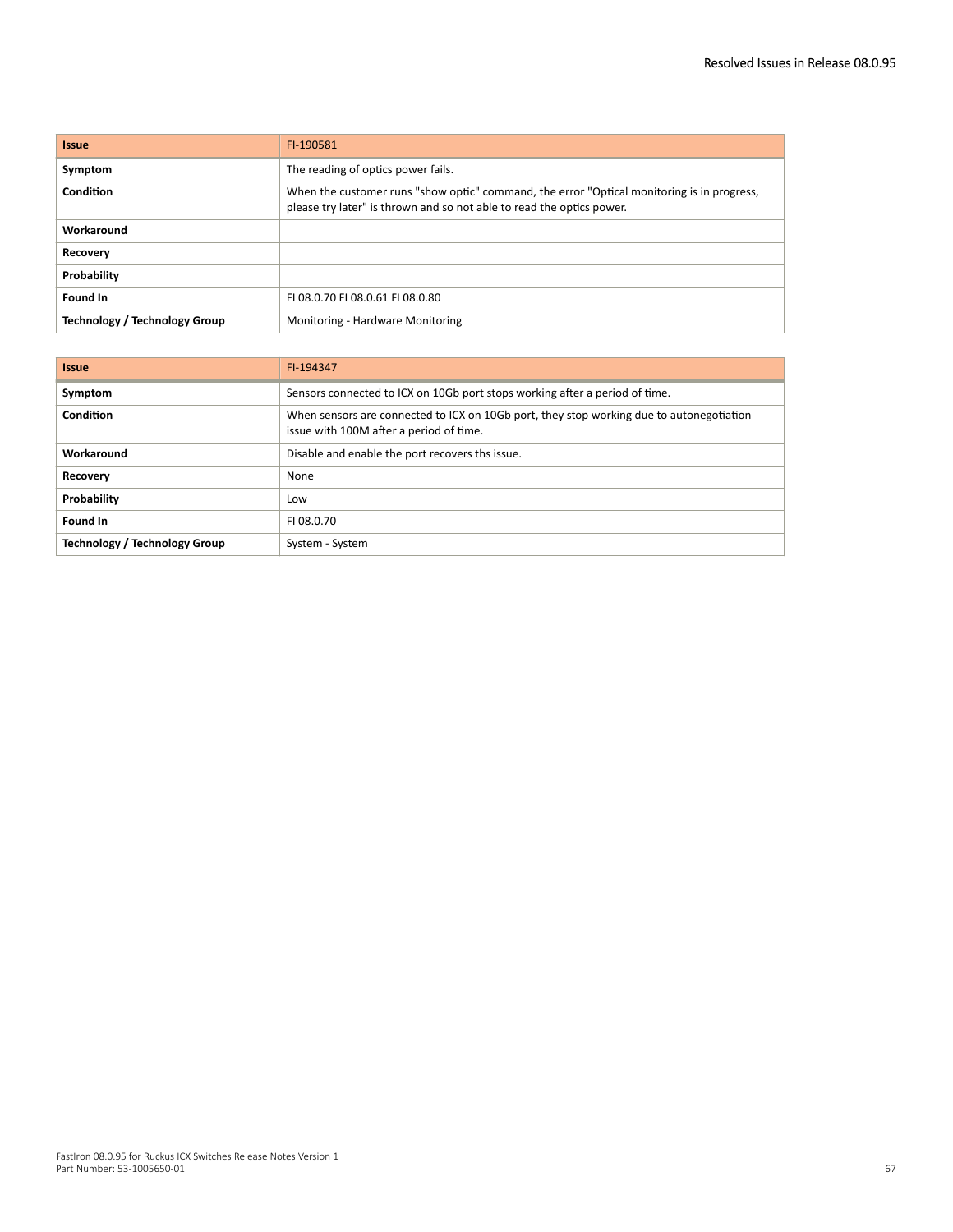| Issue | FI-190581 |
| --- | --- |
| Symptom | The reading of optics power fails. |
| Condition | When the customer runs "show optic" command, the error "Optical monitoring is in progress, please try later" is thrown and so not able to read the optics power. |
| Workaround | |
| Recovery | |
| Probability | |
| Found In | FI 08.0.70 FI 08.0.61 FI 08.0.80 |
| Technology / Technology Group | Monitoring - Hardware Monitoring |

| Issue | FI-194347 |
| --- | --- |
| Symptom | Sensors connected to ICX on 10Gb port stops working after a period of time. |
| Condition | When sensors are connected to ICX on 10Gb port, they stop working due to autonegotiation issue with 100M after a period of time. |
| Workaround | Disable and enable the port recovers ths issue. |
| Recovery | None |
| Probability | Low |
| Found In | FI 08.0.70 |
| Technology / Technology Group | System - System |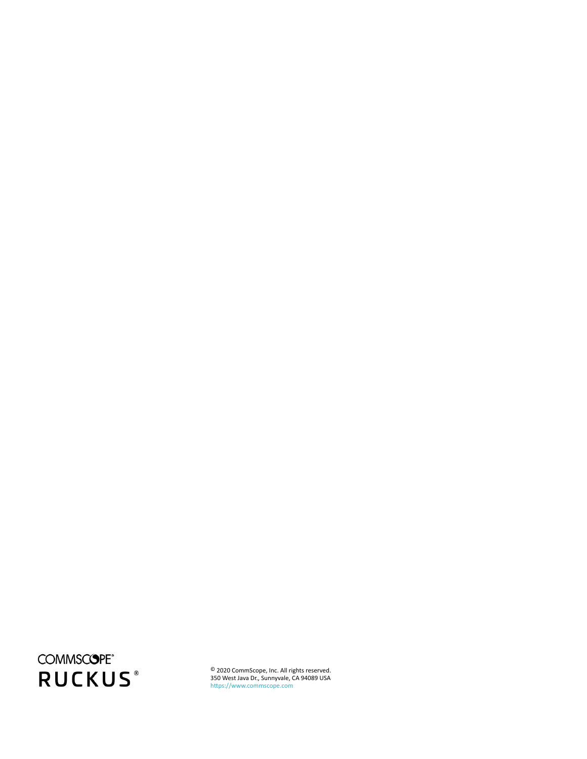COMMSCOPE®
RUCKUS®

© 2020 CommScope, Inc. All rights reserved.
350 West Java Dr., Sunnyvale, CA 94089 USA
https://www.commscope.com